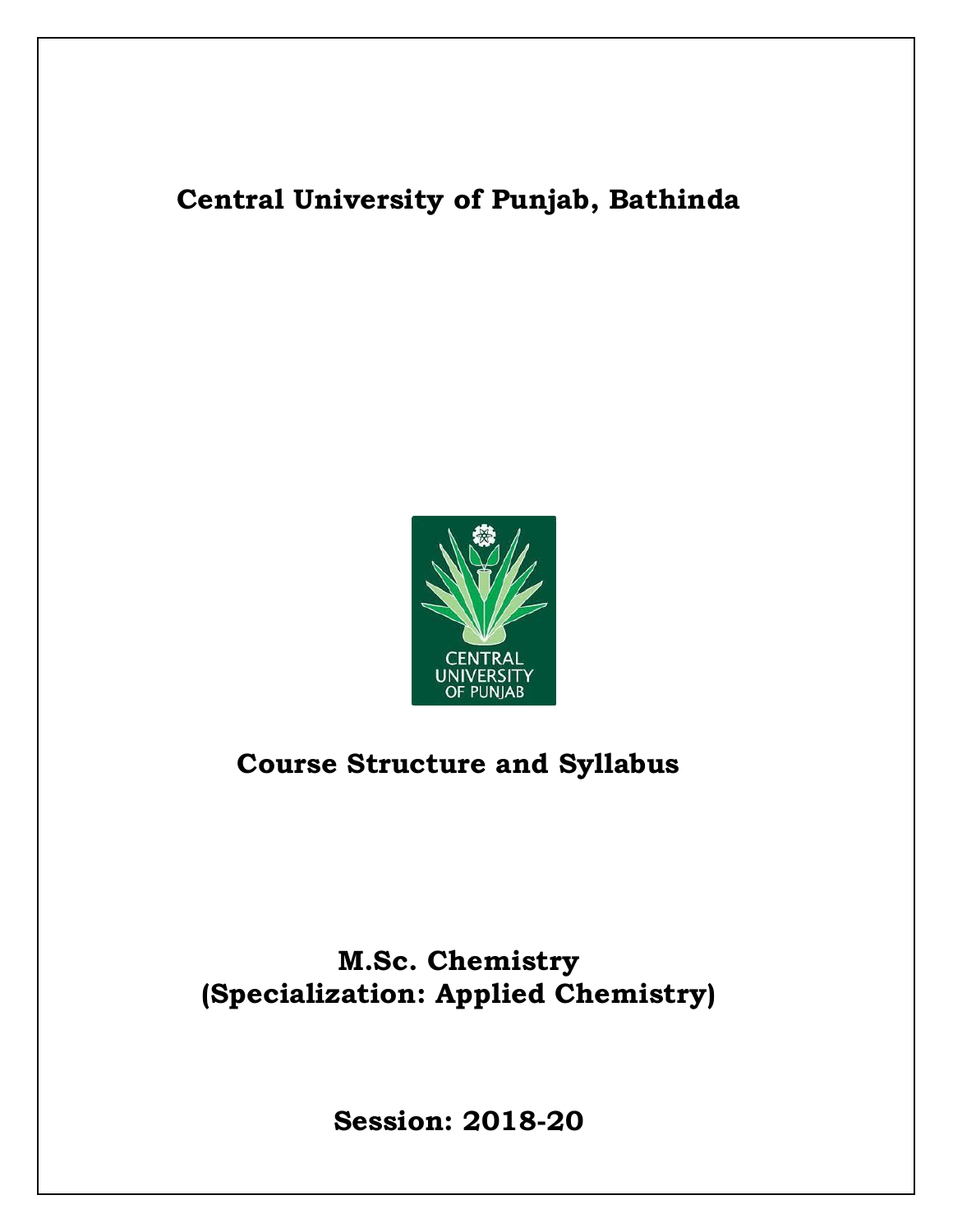# Central University of Punjab, Bathinda

## Course Structure and Syllabus

## M.Sc. Chemistry (Specialization: Applied Chemistry)

## Session: 2018-20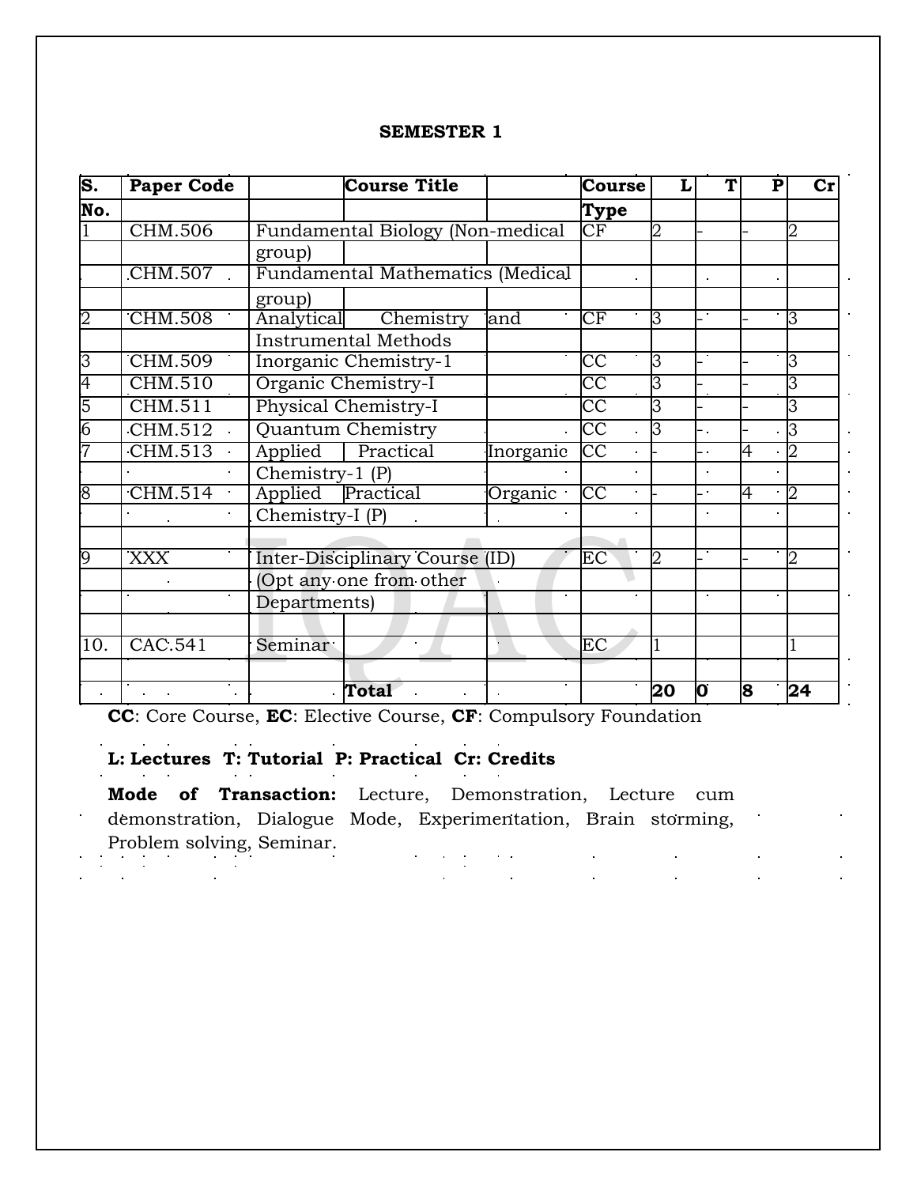**SEMESTER 1**

| S. No. | Paper Code | Course Title | Course Type | L | T | P | Cr |
|---|---|---|---|---|---|---|---|
| 1 | CHM.506 | Fundamental Biology (Non-medical group) | CF | 2 | - | - | 2 |
| | CHM.507 | Fundamental Mathematics (Medical group) | | | | | |
| 2 | CHM.508 | Analytical Chemistry and Instrumental Methods | CF | 3 | - | - | 3 |
| 3 | CHM.509 | Inorganic Chemistry-1 | CC | 3 | - | - | 3 |
| 4 | CHM.510 | Organic Chemistry-I | CC | 3 | - | - | 3 |
| 5 | CHM.511 | Physical Chemistry-I | CC | 3 | - | - | 3 |
| 6 | CHM.512 | Quantum Chemistry | CC | 3 | - | - | 3 |
| 7 | CHM.513 | Applied Practical Inorganic Chemistry-1 (P) | CC | - | - | 4 | 2 |
| 8 | CHM.514 | Applied Practical Organic Chemistry-I (P) | CC | - | - | 4 | 2 |
| 9 | XXX | Inter-Disciplinary Course (ID) (Opt any one from other Departments) | EC | 2 | - | - | 2 |
| 10. | CAC.541 | Seminar | EC | 1 | | | 1 |
| | | Total | | **20** | **0** | **8** | **24** |

**CC**: Core Course, **EC**: Elective Course, **CF**: Compulsory Foundation

**L: Lectures T: Tutorial P: Practical Cr: Credits**

**Mode of Transaction:** Lecture, Demonstration, Lecture cum demonstration, Dialogue Mode, Experimentation, Brain storming, Problem solving, Seminar.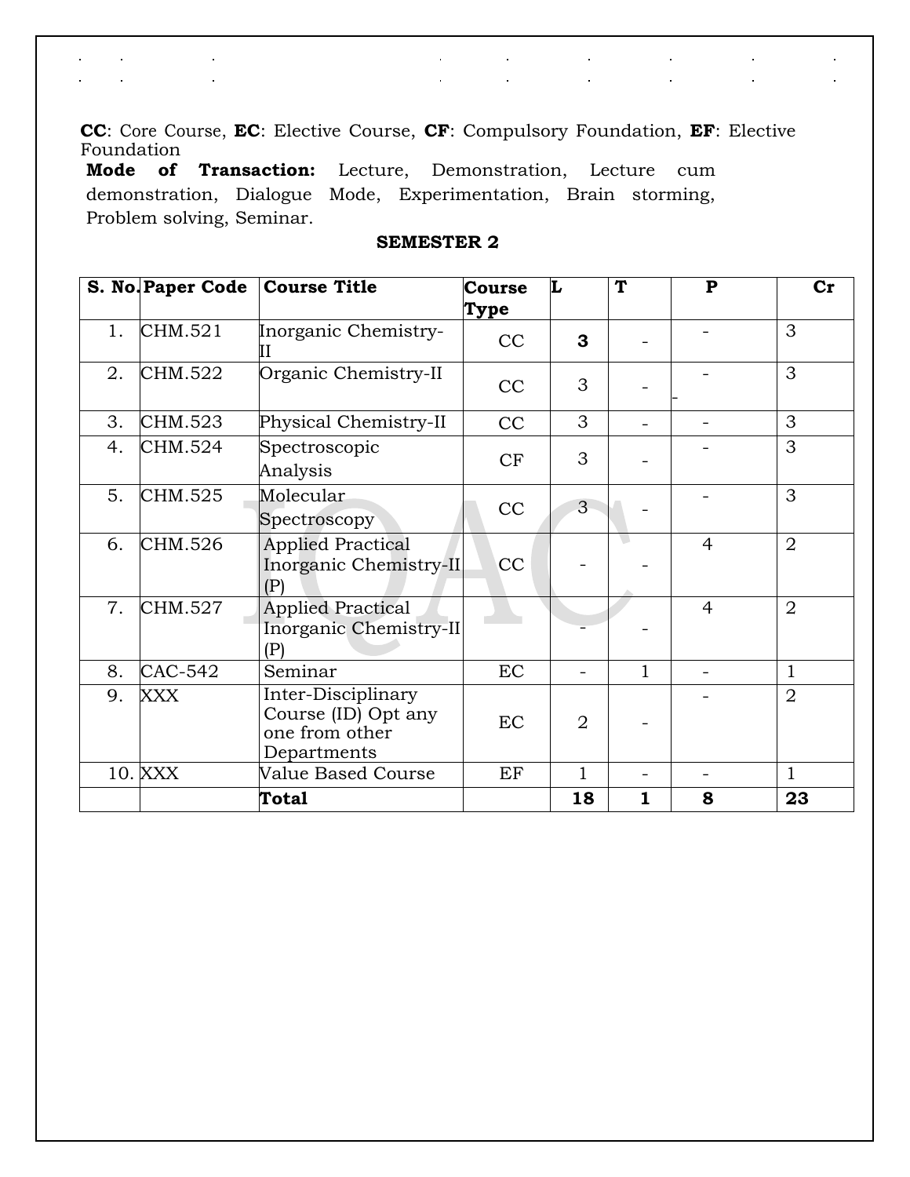**CC**: Core Course, **EC**: Elective Course, **CF**: Compulsory Foundation, **EF**: Elective Foundation

**Mode of Transaction:** Lecture, Demonstration, Lecture cum demonstration, Dialogue Mode, Experimentation, Brain storming, Problem solving, Seminar.

**SEMESTER 2**

| S. No. | Paper Code | Course Title | Course Type | L | T | P | Cr |
|---|---|---|---|---|---|---|---|
| 1. | CHM.521 | Inorganic Chemistry-II | CC | **3** | - | - | 3 |
| 2. | CHM.522 | Organic Chemistry-II | CC | 3 | - | - | 3 |
| 3. | CHM.523 | Physical Chemistry-II | CC | 3 | - | - | 3 |
| 4. | CHM.524 | Spectroscopic Analysis | CF | 3 | - | - | 3 |
| 5. | CHM.525 | Molecular Spectroscopy | CC | 3 | - | - | 3 |
| 6. | CHM.526 | Applied Practical Inorganic Chemistry-II (P) | CC | - | - | 4 | 2 |
| 7. | CHM.527 | Applied Practical Inorganic Chemistry-II (P) | | - | - | 4 | 2 |
| 8. | CAC-542 | Seminar | EC | - | 1 | - | 1 |
| 9. | XXX | Inter-Disciplinary Course (ID) Opt any one from other Departments | EC | 2 | - | - | 2 |
| 10. | XXX | Value Based Course | EF | 1 | - | - | 1 |
| | | **Total** | | **18** | **1** | **8** | **23** |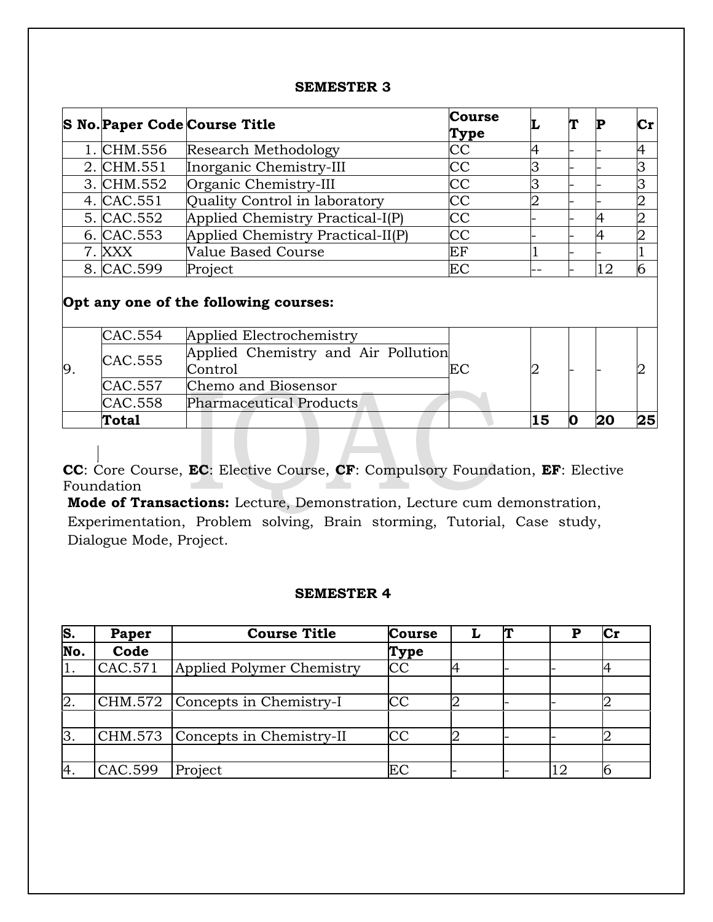## SEMESTER 3

| S No. | Paper Code | Course Title | Course Type | L | T | P | Cr |
|---|---|---|---|---|---|---|---|
| 1. | CHM.556 | Research Methodology | CC | 4 | - | - | 4 |
| 2. | CHM.551 | Inorganic Chemistry-III | CC | 3 | - | - | 3 |
| 3. | CHM.552 | Organic Chemistry-III | CC | 3 | - | - | 3 |
| 4. | CAC.551 | Quality Control in laboratory | CC | 2 | - | - | 2 |
| 5. | CAC.552 | Applied Chemistry Practical-I(P) | CC | - | - | 4 | 2 |
| 6. | CAC.553 | Applied Chemistry Practical-II(P) | CC | - | - | 4 | 2 |
| 7. | XXX | Value Based Course | EF | 1 | - | - | 1 |
| 8. | CAC.599 | Project | EC | -- | - | 12 | 6 |
| **Opt any one of the following courses:** | | | | | | | |
| 9. | CAC.554 | Applied Electrochemistry | EC | 2 | - | - | 2 |
| | CAC.555 | Applied Chemistry and Air Pollution Control | | | | | |
| | CAC.557 | Chemo and Biosensor | | | | | |
| | CAC.558 | Pharmaceutical Products | | | | | |
| | **Total** | | | **15** | **0** | **20** | **25** |

**CC**: Core Course, **EC**: Elective Course, **CF**: Compulsory Foundation, **EF**: Elective Foundation

**Mode of Transactions:** Lecture, Demonstration, Lecture cum demonstration, Experimentation, Problem solving, Brain storming, Tutorial, Case study, Dialogue Mode, Project.

## SEMESTER 4

| S. No. | Paper Code | Course Title | Course Type | L | T | P | Cr |
|---|---|---|---|---|---|---|---|
| 1. | CAC.571 | Applied Polymer Chemistry | CC | 4 | - | - | 4 |
| 2. | CHM.572 | Concepts in Chemistry-I | CC | 2 | - | - | 2 |
| 3. | CHM.573 | Concepts in Chemistry-II | CC | 2 | - | - | 2 |
| 4. | CAC.599 | Project | EC | - | - | 12 | 6 |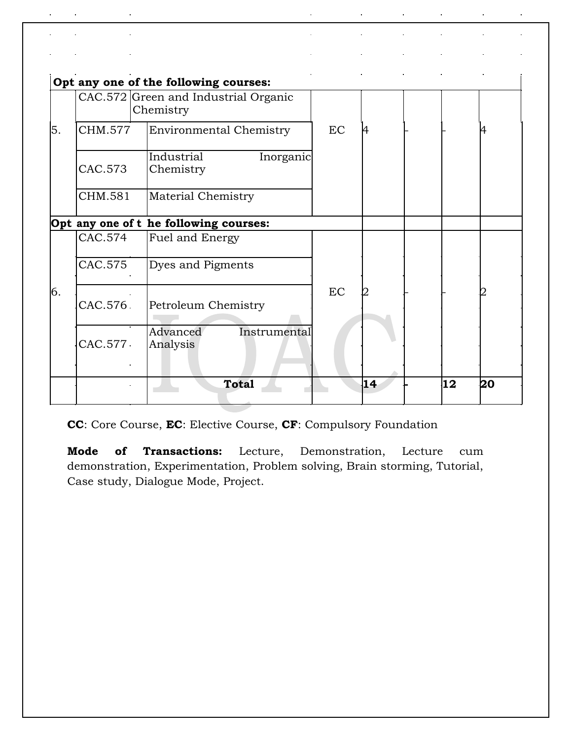| | | | | | | | |
|---|---|---|---|---|---|---|---|
| **Opt any one of the following courses:** | | | | | | | |
| 5. | CAC.572 | Green and Industrial Organic Chemistry | EC | 4 | - | - | 4 |
| | CHM.577 | Environmental Chemistry | | | | | |
| | CAC.573 | Industrial Inorganic Chemistry | | | | | |
| | CHM.581 | Material Chemistry | | | | | |
| **Opt any one of t he following courses:** | | | | | | | |
| 6. | CAC.574 | Fuel and Energy | EC | 2 | - | - | 2 |
| | CAC.575 | Dyes and Pigments | | | | | |
| | CAC.576 | Petroleum Chemistry | | | | | |
| | CAC.577 | Advanced Instrumental Analysis | | | | | |
| | | **Total** | | **14** | **-** | **12** | **20** |

**CC**: Core Course, **EC**: Elective Course, **CF**: Compulsory Foundation

**Mode of Transactions:** Lecture, Demonstration, Lecture cum demonstration, Experimentation, Problem solving, Brain storming, Tutorial, Case study, Dialogue Mode, Project.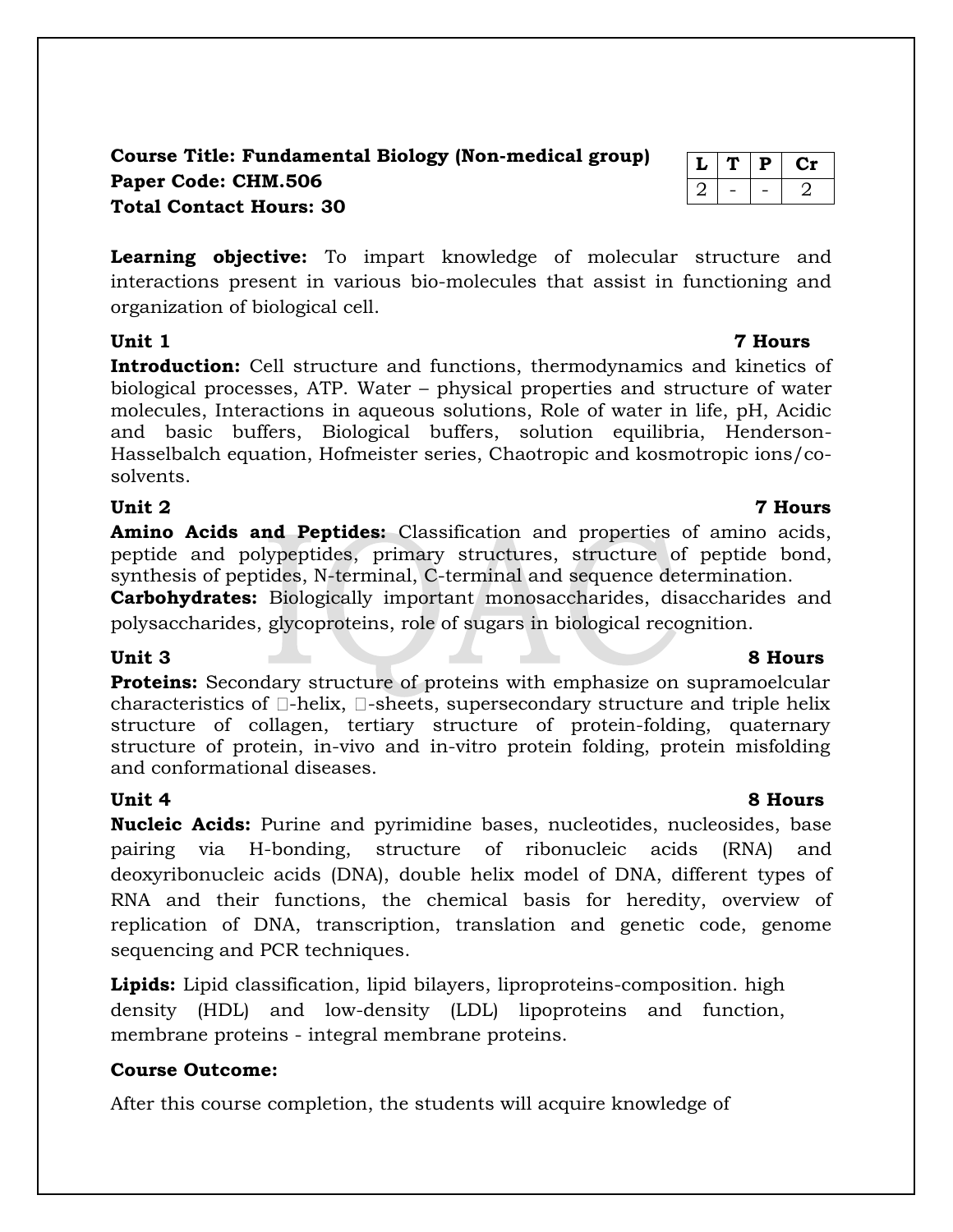**Course Title: Fundamental Biology (Non-medical group)**
**Paper Code: CHM.506**
**Total Contact Hours: 30**

| L | T | P | Cr |
|---|---|---|---|
| 2 | - | - | 2 |

**Learning objective:** To impart knowledge of molecular structure and interactions present in various bio-molecules that assist in functioning and organization of biological cell.

**Unit 1** **7 Hours**

**Introduction:** Cell structure and functions, thermodynamics and kinetics of biological processes, ATP. Water – physical properties and structure of water molecules, Interactions in aqueous solutions, Role of water in life, pH, Acidic and basic buffers, Biological buffers, solution equilibria, Henderson-Hasselbalch equation, Hofmeister series, Chaotropic and kosmotropic ions/co-solvents.

**Unit 2** **7 Hours**

**Amino Acids and Peptides:** Classification and properties of amino acids, peptide and polypeptides, primary structures, structure of peptide bond, synthesis of peptides, N-terminal, C-terminal and sequence determination.

**Carbohydrates:** Biologically important monosaccharides, disaccharides and polysaccharides, glycoproteins, role of sugars in biological recognition.

**Unit 3** **8 Hours**

**Proteins:** Secondary structure of proteins with emphasize on supramoelcular characteristics of α-helix, β-sheets, supersecondary structure and triple helix structure of collagen, tertiary structure of protein-folding, quaternary structure of protein, in-vivo and in-vitro protein folding, protein misfolding and conformational diseases.

**Unit 4** **8 Hours**

**Nucleic Acids:** Purine and pyrimidine bases, nucleotides, nucleosides, base pairing via H-bonding, structure of ribonucleic acids (RNA) and deoxyribonucleic acids (DNA), double helix model of DNA, different types of RNA and their functions, the chemical basis for heredity, overview of replication of DNA, transcription, translation and genetic code, genome sequencing and PCR techniques.

**Lipids:** Lipid classification, lipid bilayers, liproproteins-composition. high density (HDL) and low-density (LDL) lipoproteins and function, membrane proteins - integral membrane proteins.

**Course Outcome:**

After this course completion, the students will acquire knowledge of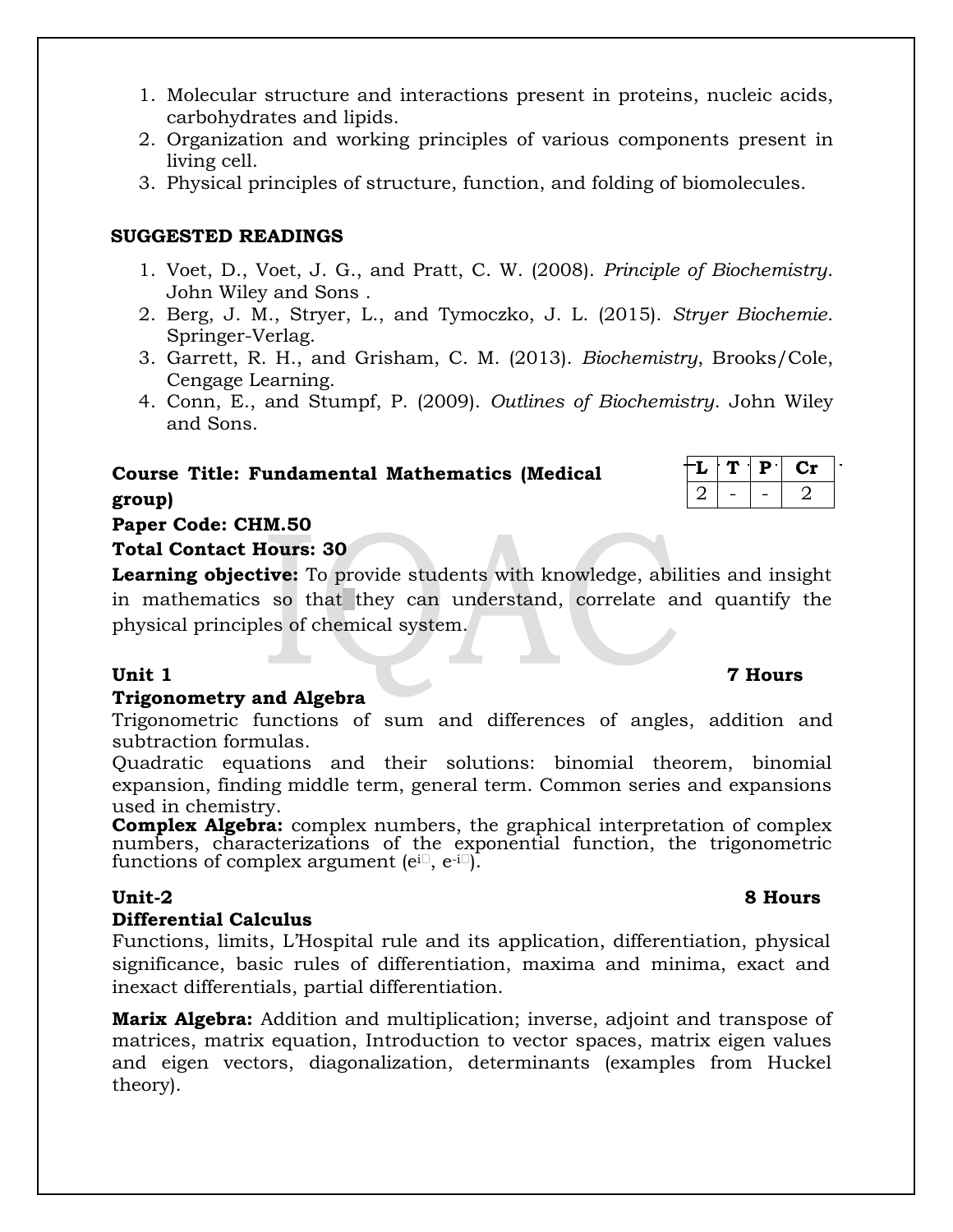1. Molecular structure and interactions present in proteins, nucleic acids, carbohydrates and lipids.
2. Organization and working principles of various components present in living cell.
3. Physical principles of structure, function, and folding of biomolecules.

**SUGGESTED READINGS**

1. Voet, D., Voet, J. G., and Pratt, C. W. (2008). *Principle of Biochemistry*. John Wiley and Sons .
2. Berg, J. M., Stryer, L., and Tymoczko, J. L. (2015). *Stryer Biochemie*. Springer-Verlag.
3. Garrett, R. H., and Grisham, C. M. (2013). *Biochemistry*, Brooks/Cole, Cengage Learning.
4. Conn, E., and Stumpf, P. (2009). *Outlines of Biochemistry*. John Wiley and Sons.

**Course Title: Fundamental Mathematics (Medical group)**

| L | T | P | Cr |
|---|---|---|---|
| 2 | - | - | 2 |

**Paper Code: CHM.50**

**Total Contact Hours: 30**

**Learning objective:** To provide students with knowledge, abilities and insight in mathematics so that they can understand, correlate and quantify the physical principles of chemical system.

**Unit 1** **7 Hours**

**Trigonometry and Algebra**

Trigonometric functions of sum and differences of angles, addition and subtraction formulas.

Quadratic equations and their solutions: binomial theorem, binomial expansion, finding middle term, general term. Common series and expansions used in chemistry.

**Complex Algebra:** complex numbers, the graphical interpretation of complex numbers, characterizations of the exponential function, the trigonometric functions of complex argument ($e^{i\theta}$, $e^{-i\theta}$).

**Unit-2** **8 Hours**

**Differential Calculus**

Functions, limits, L'Hospital rule and its application, differentiation, physical significance, basic rules of differentiation, maxima and minima, exact and inexact differentials, partial differentiation.

**Marix Algebra:** Addition and multiplication; inverse, adjoint and transpose of matrices, matrix equation, Introduction to vector spaces, matrix eigen values and eigen vectors, diagonalization, determinants (examples from Huckel theory).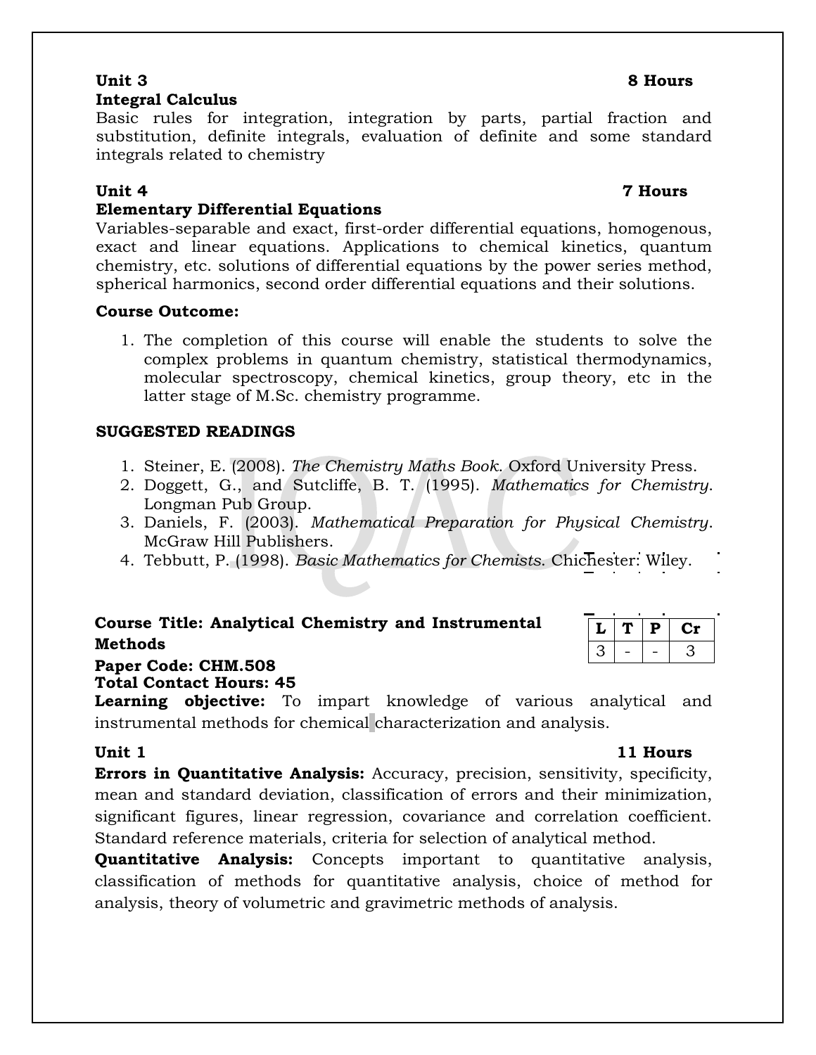**Unit 3** **8 Hours**

**Integral Calculus**

Basic rules for integration, integration by parts, partial fraction and substitution, definite integrals, evaluation of definite and some standard integrals related to chemistry

**Unit 4** **7 Hours**

**Elementary Differential Equations**

Variables-separable and exact, first-order differential equations, homogenous, exact and linear equations. Applications to chemical kinetics, quantum chemistry, etc. solutions of differential equations by the power series method, spherical harmonics, second order differential equations and their solutions.

**Course Outcome:**

1. The completion of this course will enable the students to solve the complex problems in quantum chemistry, statistical thermodynamics, molecular spectroscopy, chemical kinetics, group theory, etc in the latter stage of M.Sc. chemistry programme.

**SUGGESTED READINGS**

1. Steiner, E. (2008). *The Chemistry Maths Book*. Oxford University Press.
2. Doggett, G., and Sutcliffe, B. T. (1995). *Mathematics for Chemistry*. Longman Pub Group.
3. Daniels, F. (2003). *Mathematical Preparation for Physical Chemistry*. McGraw Hill Publishers.
4. Tebbutt, P. (1998). *Basic Mathematics for Chemists.* Chichester: Wiley.

**Course Title: Analytical Chemistry and Instrumental Methods**

| L | T | P | Cr |
|---|---|---|---|
| 3 | - | - | 3 |

**Paper Code: CHM.508**

**Total Contact Hours: 45**

**Learning objective:** To impart knowledge of various analytical and instrumental methods for chemical characterization and analysis.

**Unit 1** **11 Hours**

**Errors in Quantitative Analysis:** Accuracy, precision, sensitivity, specificity, mean and standard deviation, classification of errors and their minimization, significant figures, linear regression, covariance and correlation coefficient. Standard reference materials, criteria for selection of analytical method.

**Quantitative Analysis:** Concepts important to quantitative analysis, classification of methods for quantitative analysis, choice of method for analysis, theory of volumetric and gravimetric methods of analysis.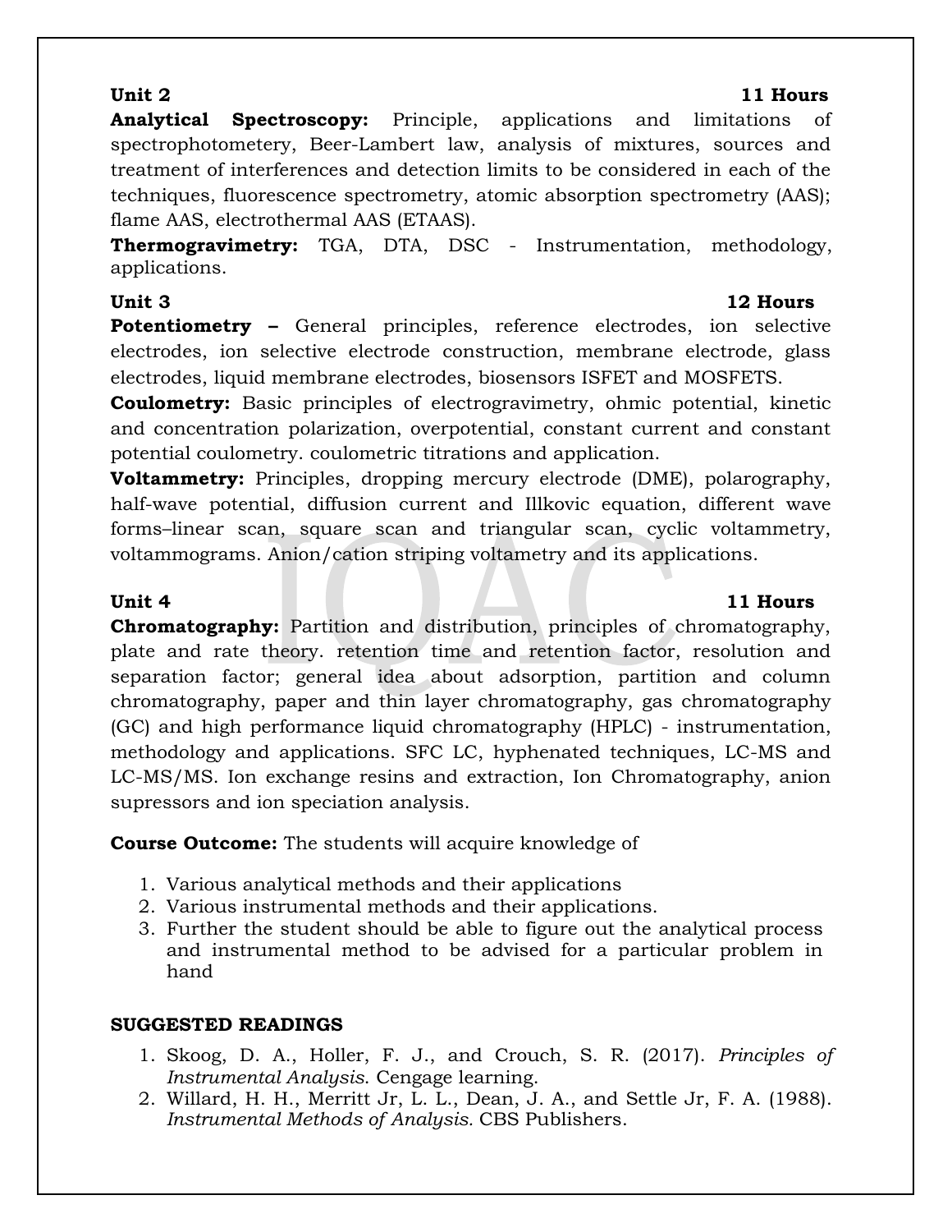**Unit 2** **11 Hours**

**Analytical Spectroscopy:** Principle, applications and limitations of spectrophotometery, Beer-Lambert law, analysis of mixtures, sources and treatment of interferences and detection limits to be considered in each of the techniques, fluorescence spectrometry, atomic absorption spectrometry (AAS); flame AAS, electrothermal AAS (ETAAS).

**Thermogravimetry:** TGA, DTA, DSC - Instrumentation, methodology, applications.

**Unit 3** **12 Hours**

**Potentiometry –** General principles, reference electrodes, ion selective electrodes, ion selective electrode construction, membrane electrode, glass electrodes, liquid membrane electrodes, biosensors ISFET and MOSFETS.

**Coulometry:** Basic principles of electrogravimetry, ohmic potential, kinetic and concentration polarization, overpotential, constant current and constant potential coulometry. coulometric titrations and application.

**Voltammetry:** Principles, dropping mercury electrode (DME), polarography, half-wave potential, diffusion current and Illkovic equation, different wave forms–linear scan, square scan and triangular scan, cyclic voltammetry, voltammograms. Anion/cation striping voltametry and its applications.

**Unit 4** **11 Hours**

**Chromatography:** Partition and distribution, principles of chromatography, plate and rate theory. retention time and retention factor, resolution and separation factor; general idea about adsorption, partition and column chromatography, paper and thin layer chromatography, gas chromatography (GC) and high performance liquid chromatography (HPLC) - instrumentation, methodology and applications. SFC LC, hyphenated techniques, LC-MS and LC-MS/MS. Ion exchange resins and extraction, Ion Chromatography, anion supressors and ion speciation analysis.

**Course Outcome:** The students will acquire knowledge of

1. Various analytical methods and their applications
2. Various instrumental methods and their applications.
3. Further the student should be able to figure out the analytical process and instrumental method to be advised for a particular problem in hand

**SUGGESTED READINGS**

1. Skoog, D. A., Holler, F. J., and Crouch, S. R. (2017). *Principles of Instrumental Analysis*. Cengage learning.
2. Willard, H. H., Merritt Jr, L. L., Dean, J. A., and Settle Jr, F. A. (1988). *Instrumental Methods of Analysis*. CBS Publishers.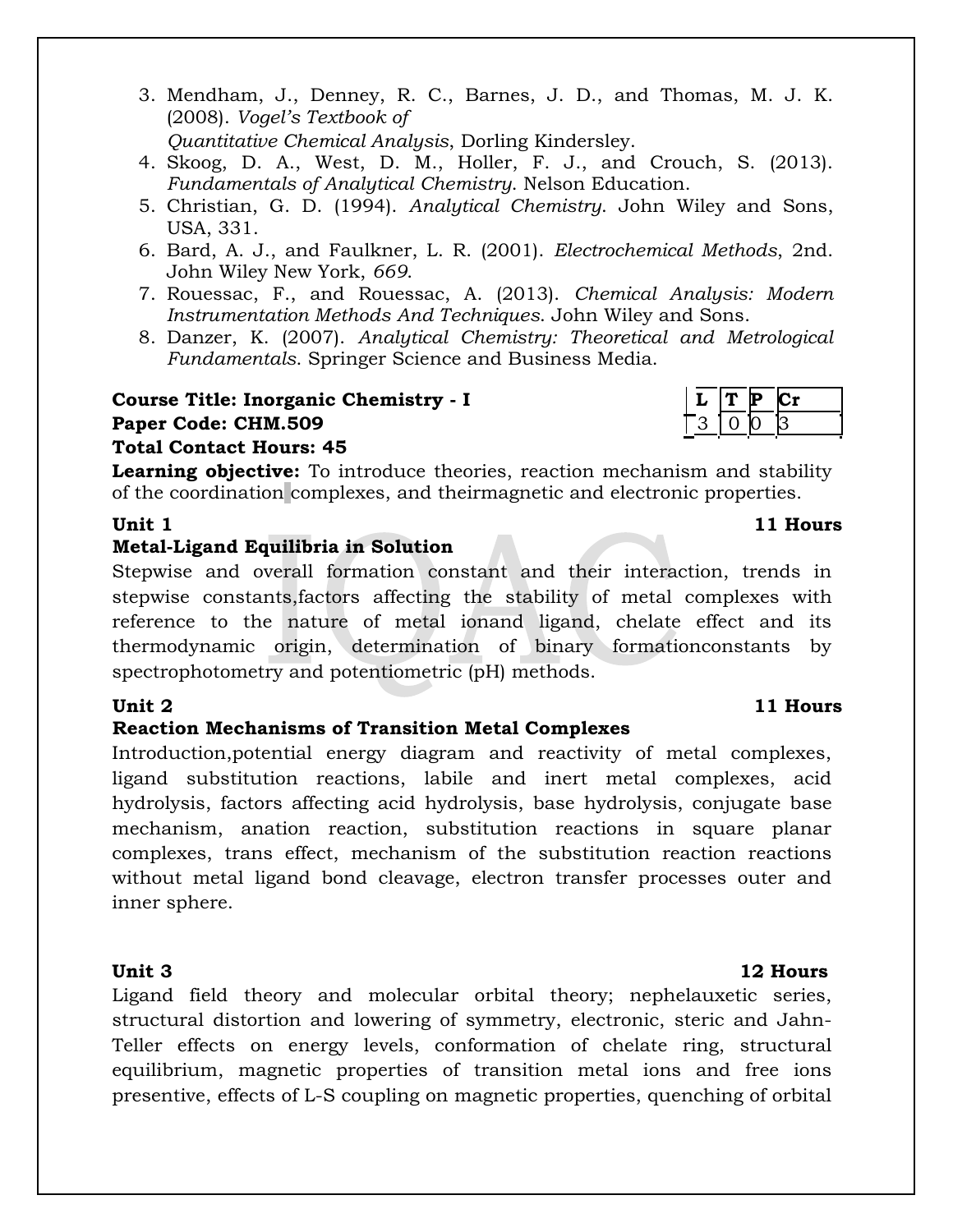3. Mendham, J., Denney, R. C., Barnes, J. D., and Thomas, M. J. K. (2008). *Vogel's Textbook of Quantitative Chemical Analysis*, Dorling Kindersley.
4. Skoog, D. A., West, D. M., Holler, F. J., and Crouch, S. (2013). *Fundamentals of Analytical Chemistry*. Nelson Education.
5. Christian, G. D. (1994). *Analytical Chemistry*. John Wiley and Sons, USA, 331.
6. Bard, A. J., and Faulkner, L. R. (2001). *Electrochemical Methods*, 2nd. John Wiley New York, *669*.
7. Rouessac, F., and Rouessac, A. (2013). *Chemical Analysis: Modern Instrumentation Methods And Techniques*. John Wiley and Sons.
8. Danzer, K. (2007). *Analytical Chemistry: Theoretical and Metrological Fundamentals*. Springer Science and Business Media.

**Course Title: Inorganic Chemistry - I**
**Paper Code: CHM.509**
**Total Contact Hours: 45**

| L | T | P | Cr |
|---|---|---|---|
| 3 | 0 | 0 | 3 |

**Learning objective:** To introduce theories, reaction mechanism and stability of the coordination complexes, and theirmagnetic and electronic properties.

**Unit 1** **11 Hours**

**Metal-Ligand Equilibria in Solution**

Stepwise and overall formation constant and their interaction, trends in stepwise constants,factors affecting the stability of metal complexes with reference to the nature of metal ionand ligand, chelate effect and its thermodynamic origin, determination of binary formationconstants by spectrophotometry and potentiometric (pH) methods.

**Unit 2** **11 Hours**

**Reaction Mechanisms of Transition Metal Complexes**

Introduction,potential energy diagram and reactivity of metal complexes, ligand substitution reactions, labile and inert metal complexes, acid hydrolysis, factors affecting acid hydrolysis, base hydrolysis, conjugate base mechanism, anation reaction, substitution reactions in square planar complexes, trans effect, mechanism of the substitution reaction reactions without metal ligand bond cleavage, electron transfer processes outer and inner sphere.

**Unit 3** **12 Hours**

Ligand field theory and molecular orbital theory; nephelauxetic series, structural distortion and lowering of symmetry, electronic, steric and Jahn-Teller effects on energy levels, conformation of chelate ring, structural equilibrium, magnetic properties of transition metal ions and free ions presentive, effects of L-S coupling on magnetic properties, quenching of orbital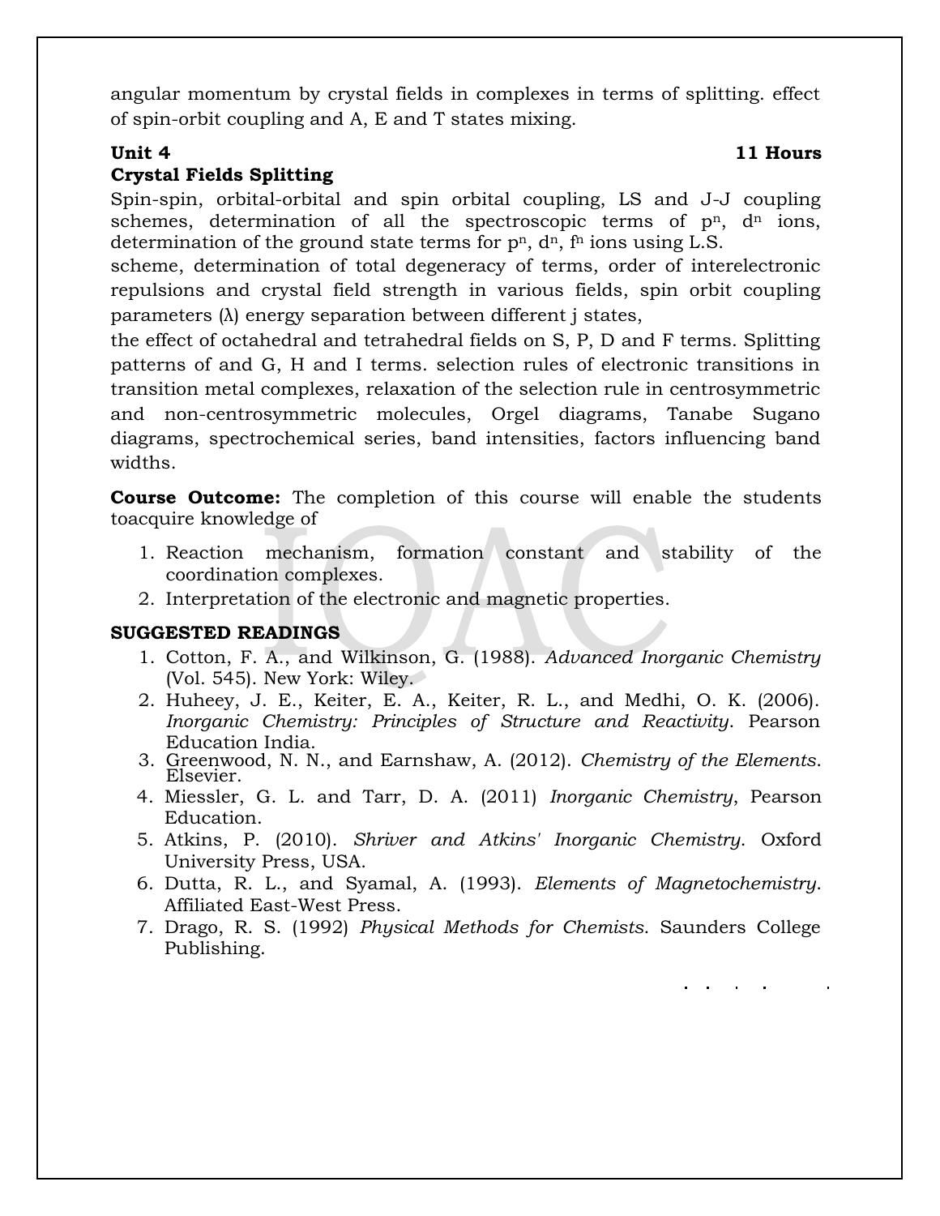angular momentum by crystal fields in complexes in terms of splitting. effect of spin-orbit coupling and A, E and T states mixing.

**Unit 4** **11 Hours**

**Crystal Fields Splitting**

Spin-spin, orbital-orbital and spin orbital coupling, LS and J-J coupling schemes, determination of all the spectroscopic terms of $p^n$, $d^n$ ions, determination of the ground state terms for $p^n$, $d^n$, $f^n$ ions using L.S. scheme, determination of total degeneracy of terms, order of interelectronic repulsions and crystal field strength in various fields, spin orbit coupling parameters (λ) energy separation between different j states, the effect of octahedral and tetrahedral fields on S, P, D and F terms. Splitting patterns of and G, H and I terms. selection rules of electronic transitions in transition metal complexes, relaxation of the selection rule in centrosymmetric and non-centrosymmetric molecules, Orgel diagrams, Tanabe Sugano diagrams, spectrochemical series, band intensities, factors influencing band widths.

**Course Outcome:** The completion of this course will enable the students toacquire knowledge of

1. Reaction mechanism, formation constant and stability of the coordination complexes.
2. Interpretation of the electronic and magnetic properties.

**SUGGESTED READINGS**

1. Cotton, F. A., and Wilkinson, G. (1988). *Advanced Inorganic Chemistry* (Vol. 545). New York: Wiley.
2. Huheey, J. E., Keiter, E. A., Keiter, R. L., and Medhi, O. K. (2006). *Inorganic Chemistry: Principles of Structure and Reactivity*. Pearson Education India.
3. Greenwood, N. N., and Earnshaw, A. (2012). *Chemistry of the Elements*. Elsevier.
4. Miessler, G. L. and Tarr, D. A. (2011) *Inorganic Chemistry*, Pearson Education.
5. Atkins, P. (2010). *Shriver and Atkins' Inorganic Chemistry*. Oxford University Press, USA.
6. Dutta, R. L., and Syamal, A. (1993). *Elements of Magnetochemistry*. Affiliated East-West Press.
7. Drago, R. S. (1992) *Physical Methods for Chemists*. Saunders College Publishing.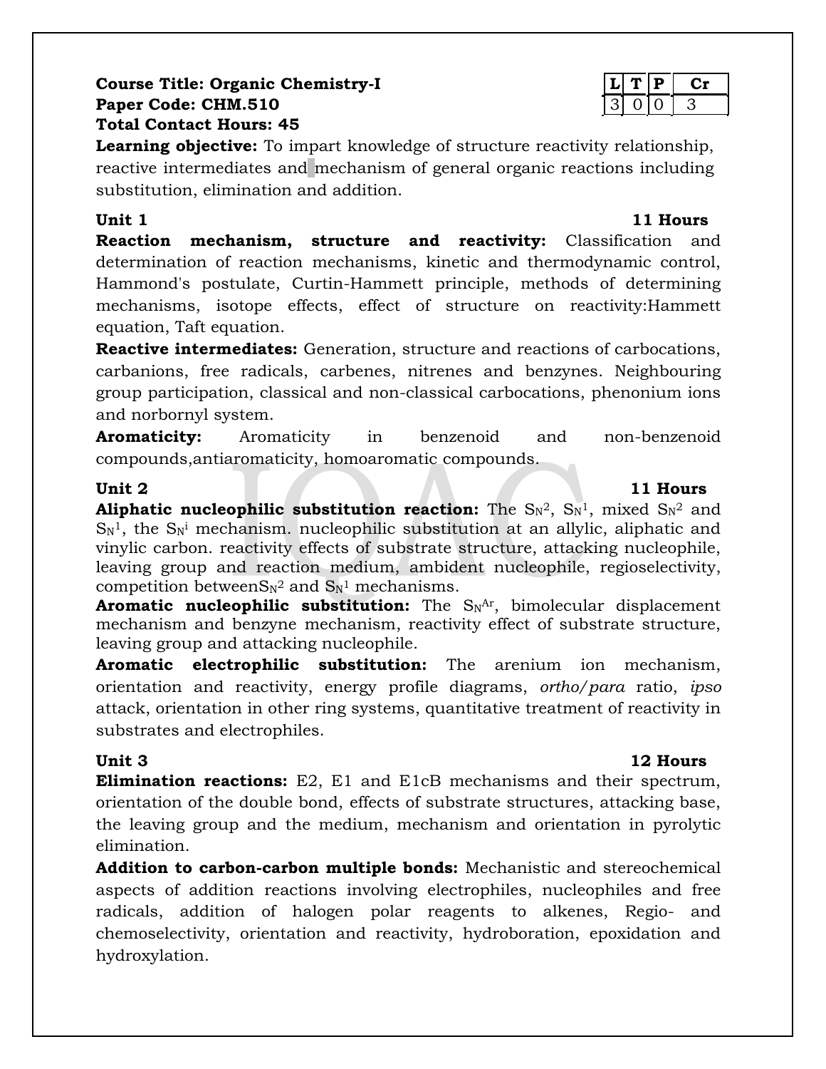**Course Title: Organic Chemistry-I**
**Paper Code: CHM.510**
**Total Contact Hours: 45**

| L | T | P | Cr |
|---|---|---|---|
| 3 | 0 | 0 | 3 |

**Learning objective:** To impart knowledge of structure reactivity relationship, reactive intermediates and mechanism of general organic reactions including substitution, elimination and addition.

**Unit 1** **11 Hours**

**Reaction mechanism, structure and reactivity:** Classification and determination of reaction mechanisms, kinetic and thermodynamic control, Hammond's postulate, Curtin-Hammett principle, methods of determining mechanisms, isotope effects, effect of structure on reactivity:Hammett equation, Taft equation.

**Reactive intermediates:** Generation, structure and reactions of carbocations, carbanions, free radicals, carbenes, nitrenes and benzynes. Neighbouring group participation, classical and non-classical carbocations, phenonium ions and norbornyl system.

**Aromaticity:** Aromaticity in benzenoid and non-benzenoid compounds,antiaromaticity, homoaromatic compounds.

**Unit 2** **11 Hours**

**Aliphatic nucleophilic substitution reaction:** The $S_N2$, $S_N1$, mixed $S_N2$ and $S_N1$, the $S_Ni$ mechanism. nucleophilic substitution at an allylic, aliphatic and vinylic carbon. reactivity effects of substrate structure, attacking nucleophile, leaving group and reaction medium, ambident nucleophile, regioselectivity, competition between$S_N2$ and $S_N1$ mechanisms.

**Aromatic nucleophilic substitution:** The $S_N^{Ar}$, bimolecular displacement mechanism and benzyne mechanism, reactivity effect of substrate structure, leaving group and attacking nucleophile.

**Aromatic electrophilic substitution:** The arenium ion mechanism, orientation and reactivity, energy profile diagrams, *ortho/para* ratio, *ipso* attack, orientation in other ring systems, quantitative treatment of reactivity in substrates and electrophiles.

**Unit 3** **12 Hours**

**Elimination reactions:** E2, E1 and E1cB mechanisms and their spectrum, orientation of the double bond, effects of substrate structures, attacking base, the leaving group and the medium, mechanism and orientation in pyrolytic elimination.

**Addition to carbon-carbon multiple bonds:** Mechanistic and stereochemical aspects of addition reactions involving electrophiles, nucleophiles and free radicals, addition of halogen polar reagents to alkenes, Regio- and chemoselectivity, orientation and reactivity, hydroboration, epoxidation and hydroxylation.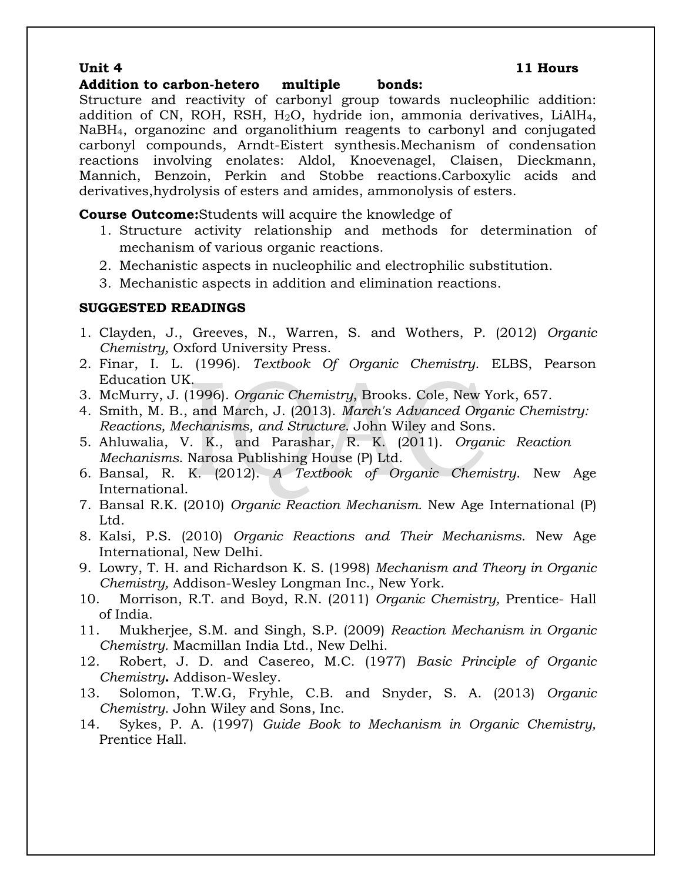**Unit 4** **11 Hours**

**Addition to carbon-hetero multiple bonds:**

Structure and reactivity of carbonyl group towards nucleophilic addition: addition of CN, ROH, RSH, $H_2O$, hydride ion, ammonia derivatives, $LiAlH_4$, $NaBH_4$, organozinc and organolithium reagents to carbonyl and conjugated carbonyl compounds, Arndt-Eistert synthesis.Mechanism of condensation reactions involving enolates: Aldol, Knoevenagel, Claisen, Dieckmann, Mannich, Benzoin, Perkin and Stobbe reactions.Carboxylic acids and derivatives,hydrolysis of esters and amides, ammonolysis of esters.

**Course Outcome:**Students will acquire the knowledge of

1. Structure activity relationship and methods for determination of mechanism of various organic reactions.
2. Mechanistic aspects in nucleophilic and electrophilic substitution.
3. Mechanistic aspects in addition and elimination reactions.

**SUGGESTED READINGS**

1. Clayden, J., Greeves, N., Warren, S. and Wothers, P. (2012) *Organic Chemistry,* Oxford University Press.
2. Finar, I. L. (1996). *Textbook Of Organic Chemistry*. ELBS, Pearson Education UK.
3. McMurry, J. (1996). *Organic Chemistry,* Brooks. Cole, New York, 657.
4. Smith, M. B., and March, J. (2013). *March's Advanced Organic Chemistry: Reactions, Mechanisms, and Structure*. John Wiley and Sons.
5. Ahluwalia, V. K., and Parashar, R. K. (2011). *Organic Reaction Mechanisms*. Narosa Publishing House (P) Ltd.
6. Bansal, R. K. (2012). *A Textbook of Organic Chemistry*. New Age International.
7. Bansal R.K. (2010) *Organic Reaction Mechanism.* New Age International (P) Ltd.
8. Kalsi, P.S. (2010) *Organic Reactions and Their Mechanisms.* New Age International, New Delhi.
9. Lowry, T. H. and Richardson K. S. (1998) *Mechanism and Theory in Organic Chemistry,* Addison-Wesley Longman Inc., New York.
10. Morrison, R.T. and Boyd, R.N. (2011) *Organic Chemistry,* Prentice- Hall of India.
11. Mukherjee, S.M. and Singh, S.P. (2009) *Reaction Mechanism in Organic Chemistry.* Macmillan India Ltd., New Delhi.
12. Robert, J. D. and Casereo, M.C. (1977) *Basic Principle of Organic Chemistry***.** Addison-Wesley.
13. Solomon, T.W.G, Fryhle, C.B. and Snyder, S. A. (2013) *Organic Chemistry*. John Wiley and Sons, Inc.
14. Sykes, P. A. (1997) *Guide Book to Mechanism in Organic Chemistry,* Prentice Hall.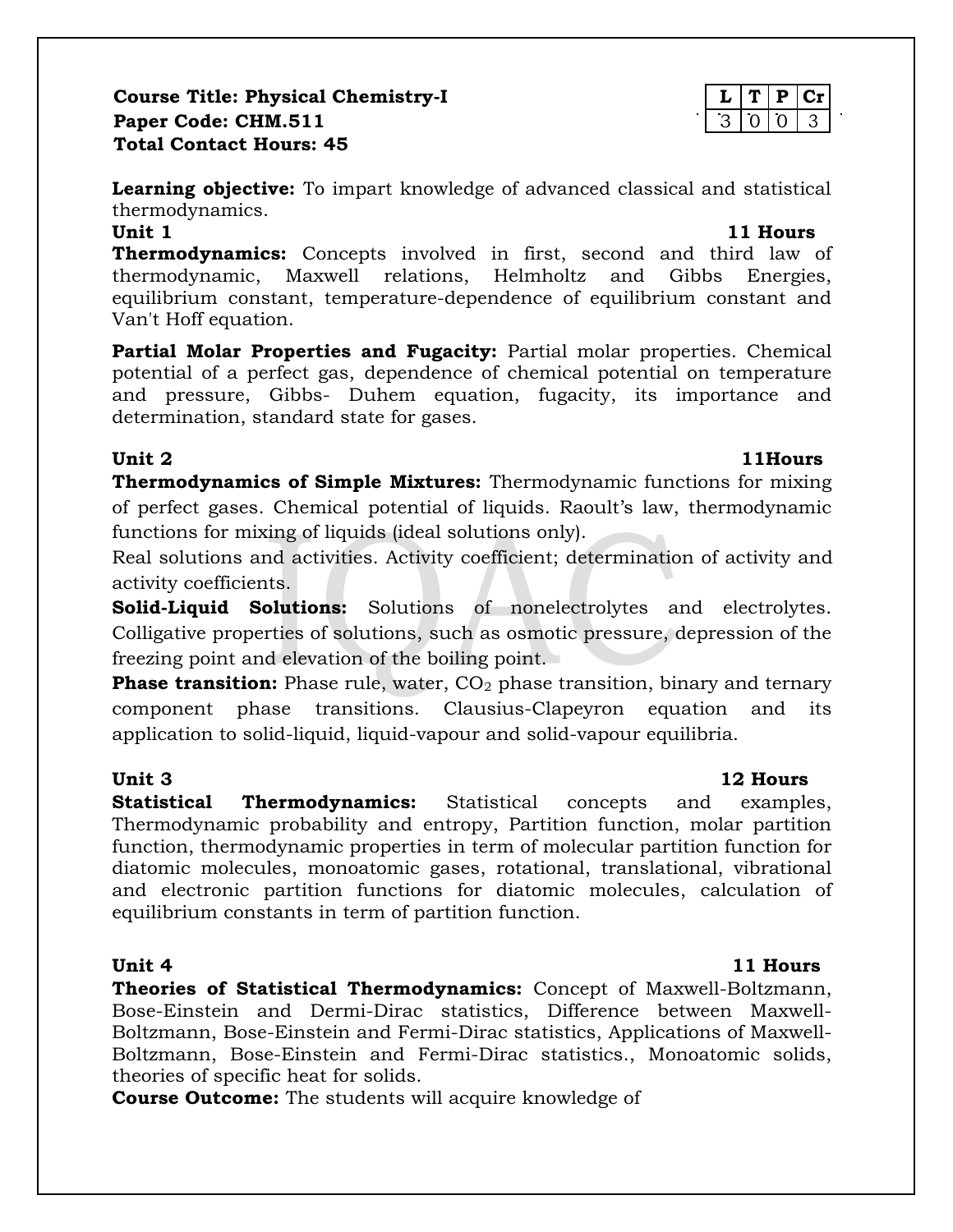**Course Title: Physical Chemistry-I**
**Paper Code: CHM.511**
**Total Contact Hours: 45**

| L | T | P | Cr |
|---|---|---|---|
| 3 | 0 | 0 | 3 |

**Learning objective:** To impart knowledge of advanced classical and statistical thermodynamics.

**Unit 1** **11 Hours**

**Thermodynamics:** Concepts involved in first, second and third law of thermodynamic, Maxwell relations, Helmholtz and Gibbs Energies, equilibrium constant, temperature-dependence of equilibrium constant and Van't Hoff equation.

**Partial Molar Properties and Fugacity:** Partial molar properties. Chemical potential of a perfect gas, dependence of chemical potential on temperature and pressure, Gibbs- Duhem equation, fugacity, its importance and determination, standard state for gases.

**Unit 2** **11Hours**

**Thermodynamics of Simple Mixtures:** Thermodynamic functions for mixing of perfect gases. Chemical potential of liquids. Raoult's law, thermodynamic functions for mixing of liquids (ideal solutions only).

Real solutions and activities. Activity coefficient; determination of activity and activity coefficients.

**Solid-Liquid Solutions:** Solutions of nonelectrolytes and electrolytes. Colligative properties of solutions, such as osmotic pressure, depression of the freezing point and elevation of the boiling point.

**Phase transition:** Phase rule, water, $CO_2$ phase transition, binary and ternary component phase transitions. Clausius-Clapeyron equation and its application to solid-liquid, liquid-vapour and solid-vapour equilibria.

**Unit 3** **12 Hours**

**Statistical Thermodynamics:** Statistical concepts and examples, Thermodynamic probability and entropy, Partition function, molar partition function, thermodynamic properties in term of molecular partition function for diatomic molecules, monoatomic gases, rotational, translational, vibrational and electronic partition functions for diatomic molecules, calculation of equilibrium constants in term of partition function.

**Unit 4** **11 Hours**

**Theories of Statistical Thermodynamics:** Concept of Maxwell-Boltzmann, Bose-Einstein and Dermi-Dirac statistics, Difference between Maxwell-Boltzmann, Bose-Einstein and Fermi-Dirac statistics, Applications of Maxwell-Boltzmann, Bose-Einstein and Fermi-Dirac statistics., Monoatomic solids, theories of specific heat for solids.

**Course Outcome:** The students will acquire knowledge of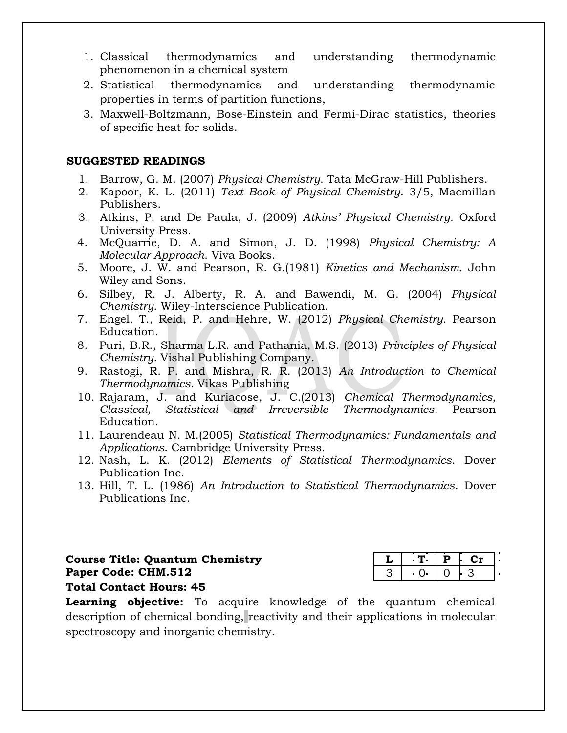1. Classical thermodynamics and understanding thermodynamic phenomenon in a chemical system
2. Statistical thermodynamics and understanding thermodynamic properties in terms of partition functions,
3. Maxwell-Boltzmann, Bose-Einstein and Fermi-Dirac statistics, theories of specific heat for solids.

**SUGGESTED READINGS**

1. Barrow, G. M. (2007) *Physical Chemistry*. Tata McGraw-Hill Publishers.
2. Kapoor, K. L. (2011) *Text Book of Physical Chemistry*. 3/5, Macmillan Publishers.
3. Atkins, P. and De Paula, J. (2009) *Atkins' Physical Chemistry*. Oxford University Press.
4. McQuarrie, D. A. and Simon, J. D. (1998) *Physical Chemistry: A Molecular Approach*. Viva Books.
5. Moore, J. W. and Pearson, R. G.(1981) *Kinetics and Mechanism.* John Wiley and Sons.
6. Silbey, R. J. Alberty, R. A. and Bawendi, M. G. (2004) *Physical Chemistry*. Wiley-Interscience Publication.
7. Engel, T., Reid, P. and Hehre, W. (2012) *Physical Chemistry*. Pearson Education.
8. Puri, B.R., Sharma L.R. and Pathania, M.S. (2013) *Principles of Physical Chemistry*. Vishal Publishing Company.
9. Rastogi, R. P. and Mishra, R. R. (2013) *An Introduction to Chemical Thermodynamics*. Vikas Publishing
10. Rajaram, J. and Kuriacose, J. C.(2013) *Chemical Thermodynamics, Classical, Statistical and Irreversible Thermodynamics*. Pearson Education.
11. Laurendeau N. M.(2005) *Statistical Thermodynamics: Fundamentals and Applications*. Cambridge University Press.
12. Nash, L. K. (2012) *Elements of Statistical Thermodynamics*. Dover Publication Inc.
13. Hill, T. L. (1986) *An Introduction to Statistical Thermodynamics*. Dover Publications Inc.

**Course Title: Quantum Chemistry**
**Paper Code: CHM.512**
**Total Contact Hours: 45**

| L | T | P | Cr |
|---|---|---|---|
| 3 | 0 | 0 | 3 |

**Learning objective:** To acquire knowledge of the quantum chemical description of chemical bonding, reactivity and their applications in molecular spectroscopy and inorganic chemistry.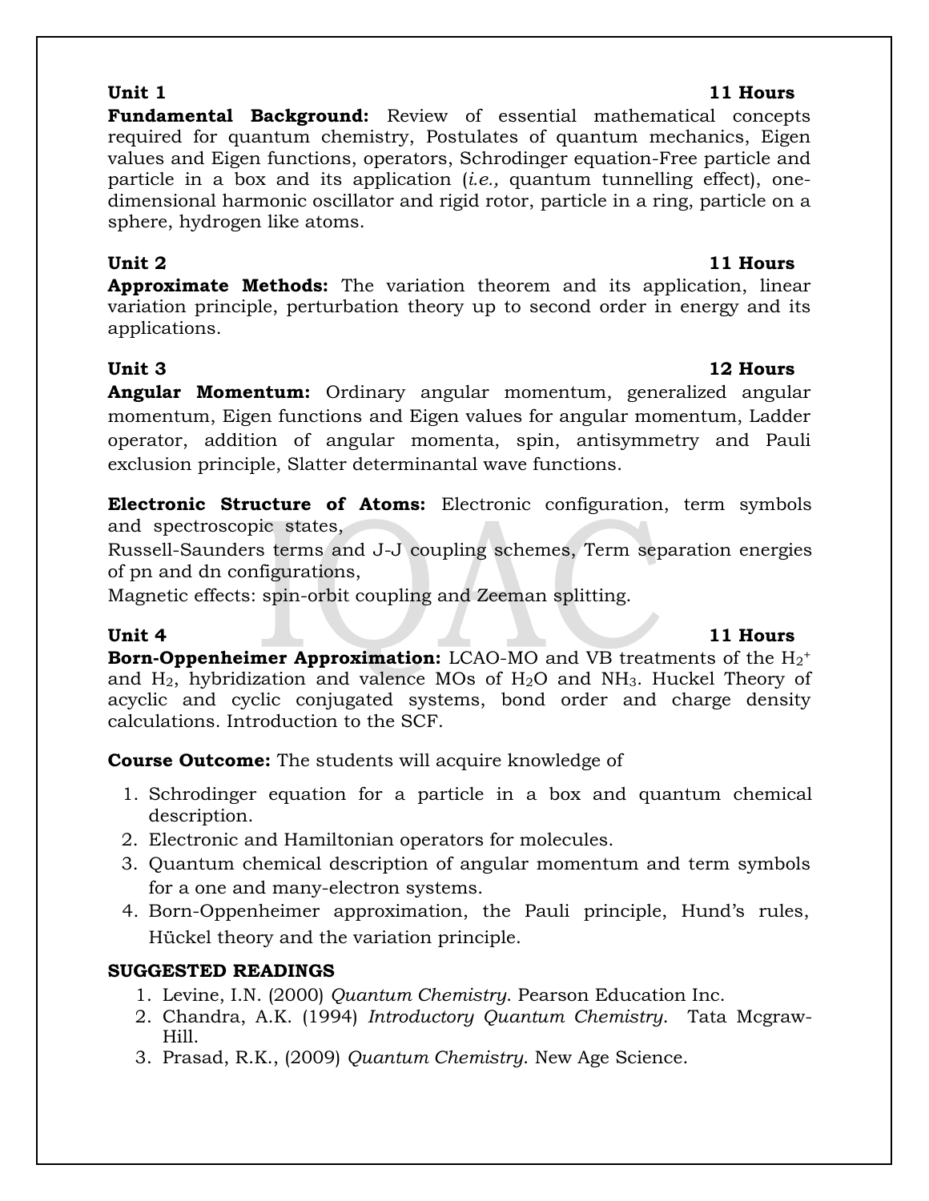**Unit 1** **11 Hours**

**Fundamental Background:** Review of essential mathematical concepts required for quantum chemistry, Postulates of quantum mechanics, Eigen values and Eigen functions, operators, Schrodinger equation-Free particle and particle in a box and its application (*i.e.,* quantum tunnelling effect), one-dimensional harmonic oscillator and rigid rotor, particle in a ring, particle on a sphere, hydrogen like atoms.

**Unit 2** **11 Hours**

**Approximate Methods:** The variation theorem and its application, linear variation principle, perturbation theory up to second order in energy and its applications.

**Unit 3** **12 Hours**

**Angular Momentum:** Ordinary angular momentum, generalized angular momentum, Eigen functions and Eigen values for angular momentum, Ladder operator, addition of angular momenta, spin, antisymmetry and Pauli exclusion principle, Slatter determinantal wave functions.

**Electronic Structure of Atoms:** Electronic configuration, term symbols and spectroscopic states,
Russell-Saunders terms and J-J coupling schemes, Term separation energies of pn and dn configurations,
Magnetic effects: spin-orbit coupling and Zeeman splitting.

**Unit 4** **11 Hours**

**Born-Oppenheimer Approximation:** LCAO-MO and VB treatments of the $H_2^+$ and $H_2$, hybridization and valence MOs of $H_2O$ and $NH_3$. Huckel Theory of acyclic and cyclic conjugated systems, bond order and charge density calculations. Introduction to the SCF.

**Course Outcome:** The students will acquire knowledge of

1. Schrodinger equation for a particle in a box and quantum chemical description.
2. Electronic and Hamiltonian operators for molecules.
3. Quantum chemical description of angular momentum and term symbols for a one and many-electron systems.
4. Born-Oppenheimer approximation, the Pauli principle, Hund's rules, Hückel theory and the variation principle.

**SUGGESTED READINGS**

1. Levine, I.N. (2000) *Quantum Chemistry*. Pearson Education Inc.
2. Chandra, A.K. (1994) *Introductory Quantum Chemistry*. Tata Mcgraw-Hill.
3. Prasad, R.K., (2009) *Quantum Chemistry*. New Age Science.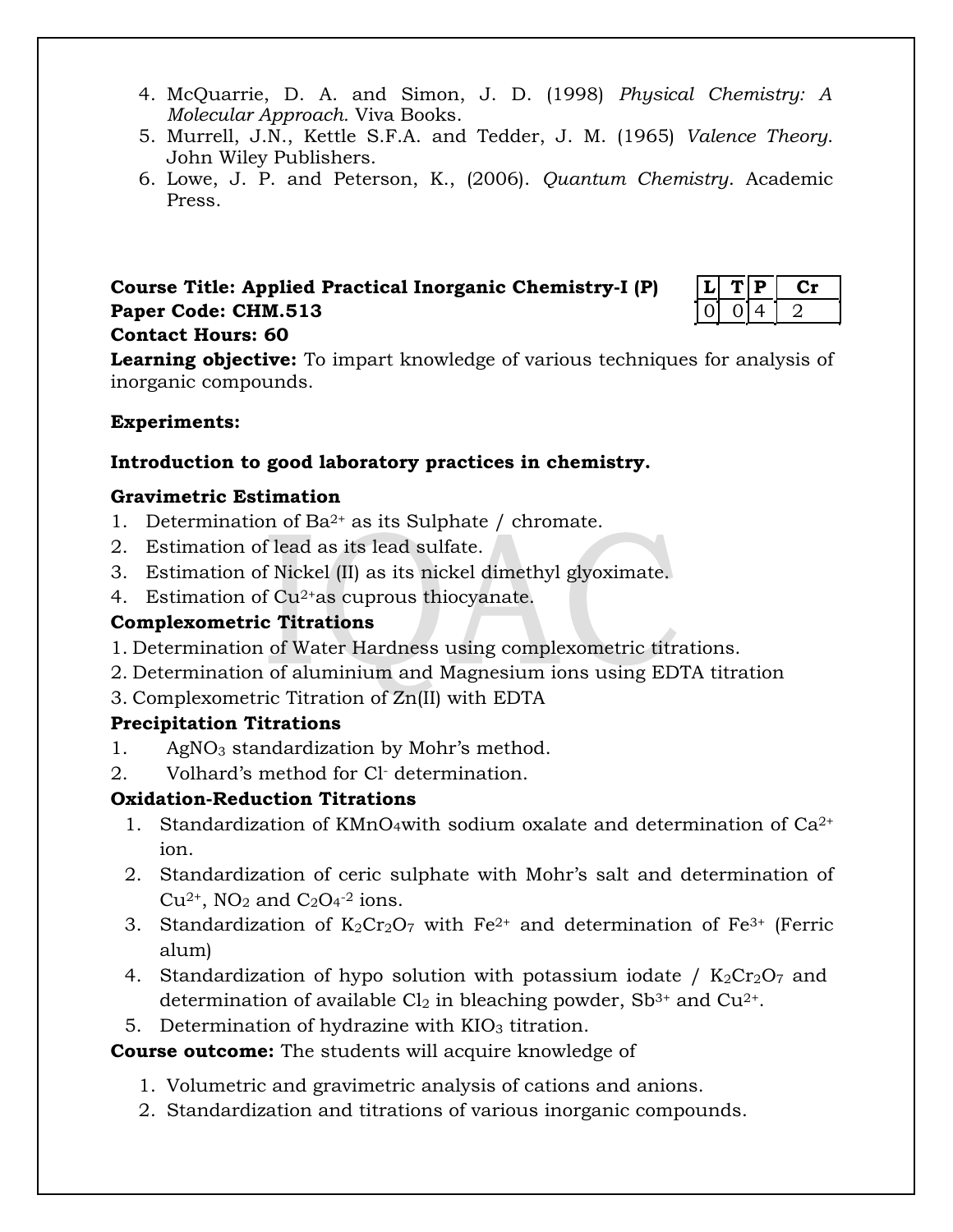4. McQuarrie, D. A. and Simon, J. D. (1998) *Physical Chemistry: A Molecular Approach.* Viva Books.
5. Murrell, J.N., Kettle S.F.A. and Tedder, J. M. (1965) *Valence Theory*. John Wiley Publishers.
6. Lowe, J. P. and Peterson, K., (2006). *Quantum Chemistry*. Academic Press.

**Course Title: Applied Practical Inorganic Chemistry-I (P)**
**Paper Code: CHM.513**
**Contact Hours: 60**

| L | T | P | Cr |
|---|---|---|---|
| 0 | 0 | 4 | 2 |

**Learning objective:** To impart knowledge of various techniques for analysis of inorganic compounds.

**Experiments:**

**Introduction to good laboratory practices in chemistry.**

**Gravimetric Estimation**

1. Determination of $Ba^{2+}$ as its Sulphate / chromate.
2. Estimation of lead as its lead sulfate.
3. Estimation of Nickel (II) as its nickel dimethyl glyoximate.
4. Estimation of $Cu^{2+}$as cuprous thiocyanate.

**Complexometric Titrations**

1. Determination of Water Hardness using complexometric titrations.
2. Determination of aluminium and Magnesium ions using EDTA titration
3. Complexometric Titration of Zn(II) with EDTA

**Precipitation Titrations**

1. $AgNO_3$ standardization by Mohr's method.
2. Volhard's method for $Cl^-$ determination.

**Oxidation-Reduction Titrations**

1. Standardization of $KMnO_4$with sodium oxalate and determination of $Ca^{2+}$ ion.
2. Standardization of ceric sulphate with Mohr's salt and determination of $Cu^{2+}$, $NO_2$ and $C_2O_4^{-2}$ ions.
3. Standardization of $K_2Cr_2O_7$ with $Fe^{2+}$ and determination of $Fe^{3+}$ (Ferric alum)
4. Standardization of hypo solution with potassium iodate / $K_2Cr_2O_7$ and determination of available $Cl_2$ in bleaching powder, $Sb^{3+}$ and $Cu^{2+}$.
5. Determination of hydrazine with $KIO_3$ titration.

**Course outcome:** The students will acquire knowledge of

1. Volumetric and gravimetric analysis of cations and anions.
2. Standardization and titrations of various inorganic compounds.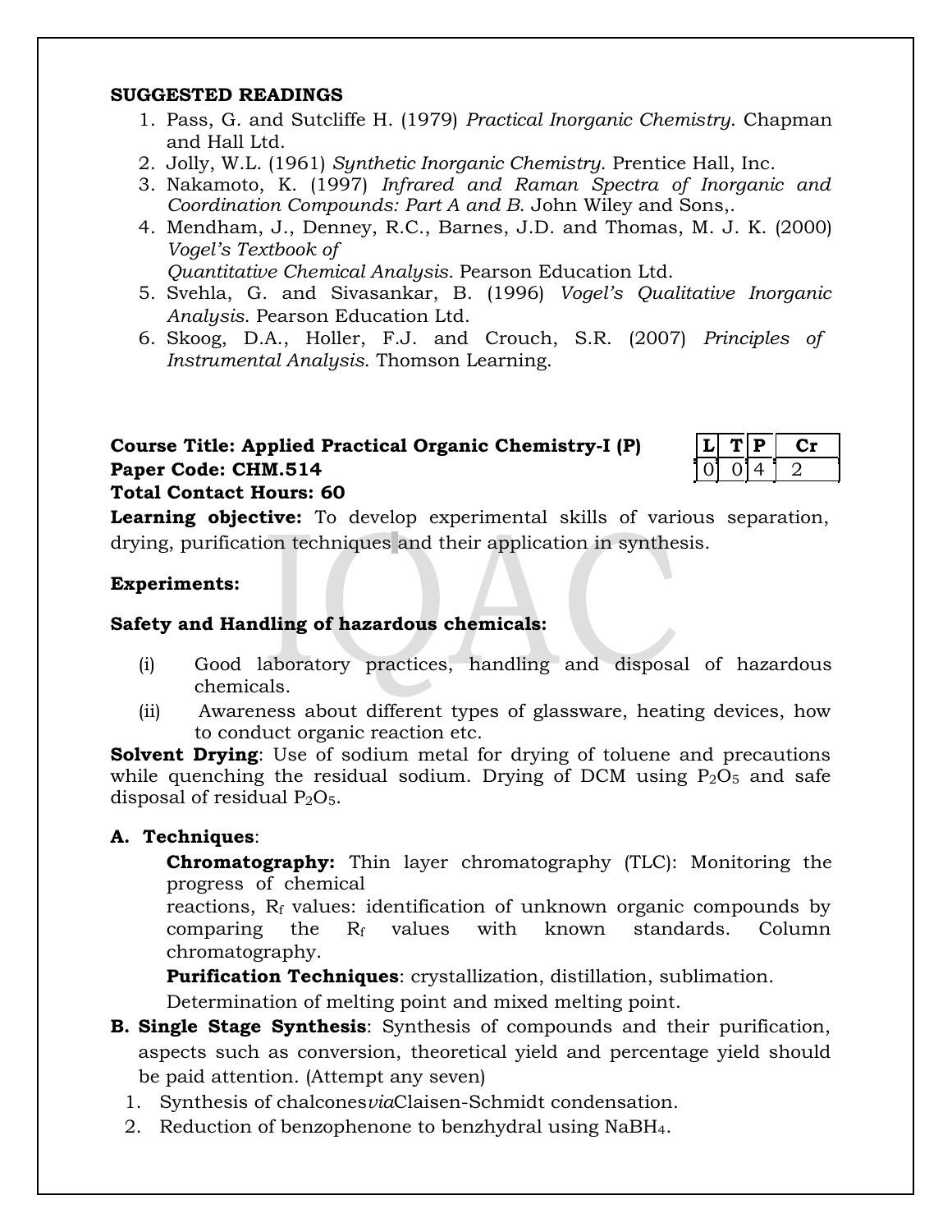**SUGGESTED READINGS**

1. Pass, G. and Sutcliffe H. (1979) *Practical Inorganic Chemistry.* Chapman and Hall Ltd.
2. Jolly, W.L. (1961) *Synthetic Inorganic Chemistry*. Prentice Hall, Inc.
3. Nakamoto, K. (1997) *Infrared and Raman Spectra of Inorganic and Coordination Compounds: Part A and B*. John Wiley and Sons,.
4. Mendham, J., Denney, R.C., Barnes, J.D. and Thomas, M. J. K. (2000) *Vogel's Textbook of Quantitative Chemical Analysis.* Pearson Education Ltd.
5. Svehla, G. and Sivasankar, B. (1996) *Vogel's Qualitative Inorganic Analysis*. Pearson Education Ltd.
6. Skoog, D.A., Holler, F.J. and Crouch, S.R. (2007) *Principles of Instrumental Analysis*. Thomson Learning.

**Course Title: Applied Practical Organic Chemistry-I (P)**
**Paper Code: CHM.514**
**Total Contact Hours: 60**

| L | T | P | Cr |
|---|---|---|---|
| 0 | 0 | 4 | 2 |

**Learning objective:** To develop experimental skills of various separation, drying, purification techniques and their application in synthesis.

**Experiments:**

**Safety and Handling of hazardous chemicals:**

(i) Good laboratory practices, handling and disposal of hazardous chemicals.

(ii) Awareness about different types of glassware, heating devices, how to conduct organic reaction etc.

**Solvent Drying**: Use of sodium metal for drying of toluene and precautions while quenching the residual sodium. Drying of DCM using $P_2O_5$ and safe disposal of residual $P_2O_5$.

**A. Techniques**:

**Chromatography:** Thin layer chromatography (TLC): Monitoring the progress of chemical reactions, $R_f$ values: identification of unknown organic compounds by comparing the $R_f$ values with known standards. Column chromatography.

**Purification Techniques**: crystallization, distillation, sublimation.

Determination of melting point and mixed melting point.

**B. Single Stage Synthesis**: Synthesis of compounds and their purification, aspects such as conversion, theoretical yield and percentage yield should be paid attention. (Attempt any seven)

1. Synthesis of chalcones*via*Claisen-Schmidt condensation.
2. Reduction of benzophenone to benzhydral using $NaBH_4$.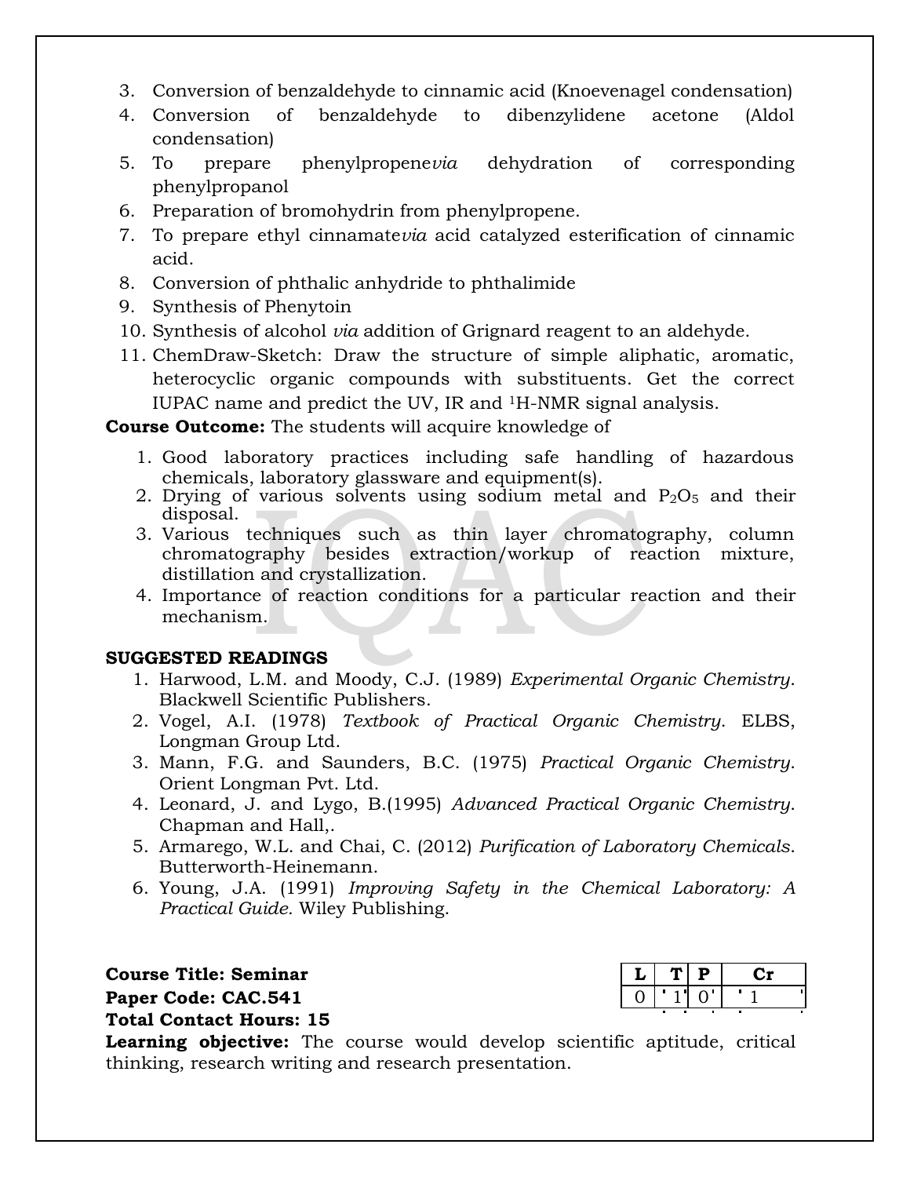3. Conversion of benzaldehyde to cinnamic acid (Knoevenagel condensation)
4. Conversion of benzaldehyde to dibenzylidene acetone (Aldol condensation)
5. To prepare phenylpropene*via* dehydration of corresponding phenylpropanol
6. Preparation of bromohydrin from phenylpropene.
7. To prepare ethyl cinnamate*via* acid catalyzed esterification of cinnamic acid.
8. Conversion of phthalic anhydride to phthalimide
9. Synthesis of Phenytoin
10. Synthesis of alcohol *via* addition of Grignard reagent to an aldehyde.
11. ChemDraw-Sketch: Draw the structure of simple aliphatic, aromatic, heterocyclic organic compounds with substituents. Get the correct IUPAC name and predict the UV, IR and $^1$H-NMR signal analysis.

**Course Outcome:** The students will acquire knowledge of

1. Good laboratory practices including safe handling of hazardous chemicals, laboratory glassware and equipment(s).
2. Drying of various solvents using sodium metal and $P_2O_5$ and their disposal.
3. Various techniques such as thin layer chromatography, column chromatography besides extraction/workup of reaction mixture, distillation and crystallization.
4. Importance of reaction conditions for a particular reaction and their mechanism.

**SUGGESTED READINGS**

1. Harwood, L.M. and Moody, C.J. (1989) *Experimental Organic Chemistry*. Blackwell Scientific Publishers.
2. Vogel, A.I. (1978) *Textbook of Practical Organic Chemistry*. ELBS, Longman Group Ltd.
3. Mann, F.G. and Saunders, B.C. (1975) *Practical Organic Chemistry*. Orient Longman Pvt. Ltd.
4. Leonard, J. and Lygo, B.(1995) *Advanced Practical Organic Chemistry*. Chapman and Hall,.
5. Armarego, W.L. and Chai, C. (2012) *Purification of Laboratory Chemicals*. Butterworth-Heinemann.
6. Young, J.A. (1991) *Improving Safety in the Chemical Laboratory: A Practical Guide*. Wiley Publishing.

**Course Title: Seminar**
**Paper Code: CAC.541**
**Total Contact Hours: 15**

| L | T | P | Cr |
|---|---|---|---|
| 0 | 1 | 0 | 1 |

**Learning objective:** The course would develop scientific aptitude, critical thinking, research writing and research presentation.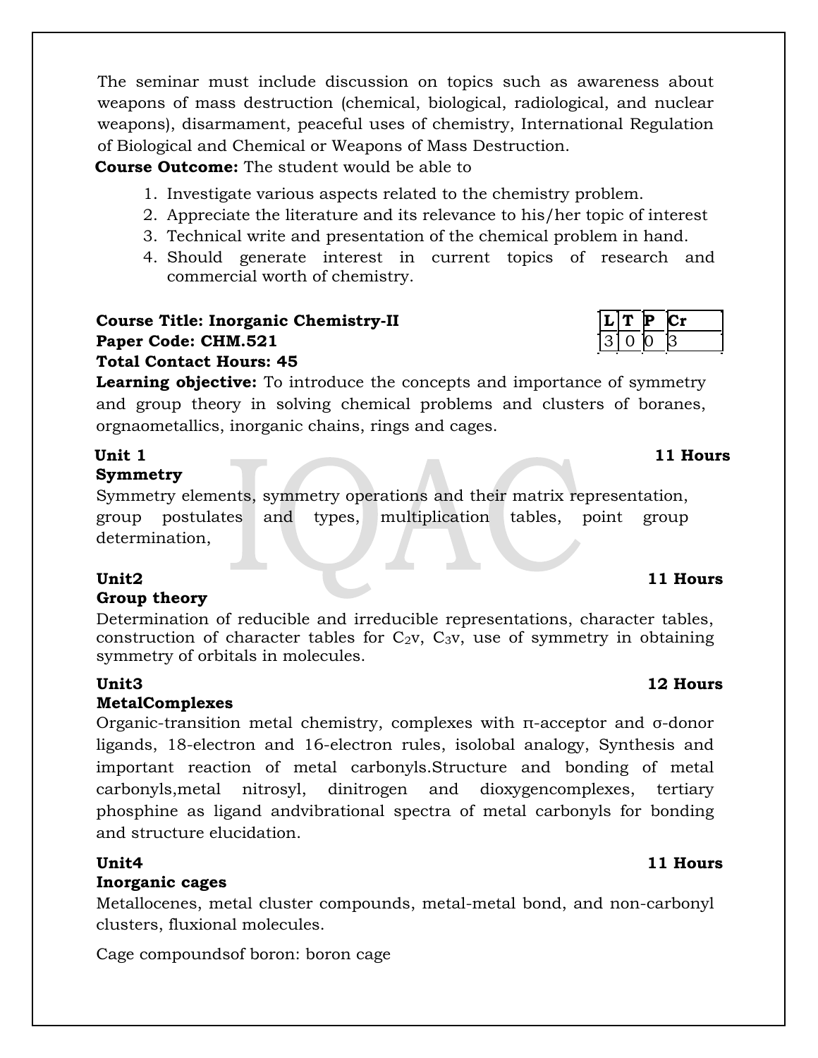The seminar must include discussion on topics such as awareness about weapons of mass destruction (chemical, biological, radiological, and nuclear weapons), disarmament, peaceful uses of chemistry, International Regulation of Biological and Chemical or Weapons of Mass Destruction.

**Course Outcome:** The student would be able to

1. Investigate various aspects related to the chemistry problem.
2. Appreciate the literature and its relevance to his/her topic of interest
3. Technical write and presentation of the chemical problem in hand.
4. Should generate interest in current topics of research and commercial worth of chemistry.

**Course Title: Inorganic Chemistry-II**
**Paper Code: CHM.521**
**Total Contact Hours: 45**

| L | T | P | Cr |
|---|---|---|---|
| 3 | 0 | 0 | 3 |

**Learning objective:** To introduce the concepts and importance of symmetry and group theory in solving chemical problems and clusters of boranes, orgnaometallics, inorganic chains, rings and cages.

**Unit 1** **11 Hours**
**Symmetry**

Symmetry elements, symmetry operations and their matrix representation, group postulates and types, multiplication tables, point group determination,

**Unit2** **11 Hours**
**Group theory**

Determination of reducible and irreducible representations, character tables, construction of character tables for $C_2v$, $C_3v$, use of symmetry in obtaining symmetry of orbitals in molecules.

**Unit3** **12 Hours**
**MetalComplexes**

Organic-transition metal chemistry, complexes with π-acceptor and σ-donor ligands, 18-electron and 16-electron rules, isolobal analogy, Synthesis and important reaction of metal carbonyls.Structure and bonding of metal carbonyls,metal nitrosyl, dinitrogen and dioxygencomplexes, tertiary phosphine as ligand andvibrational spectra of metal carbonyls for bonding and structure elucidation.

**Unit4** **11 Hours**
**Inorganic cages**

Metallocenes, metal cluster compounds, metal-metal bond, and non-carbonyl clusters, fluxional molecules.

Cage compoundsof boron: boron cage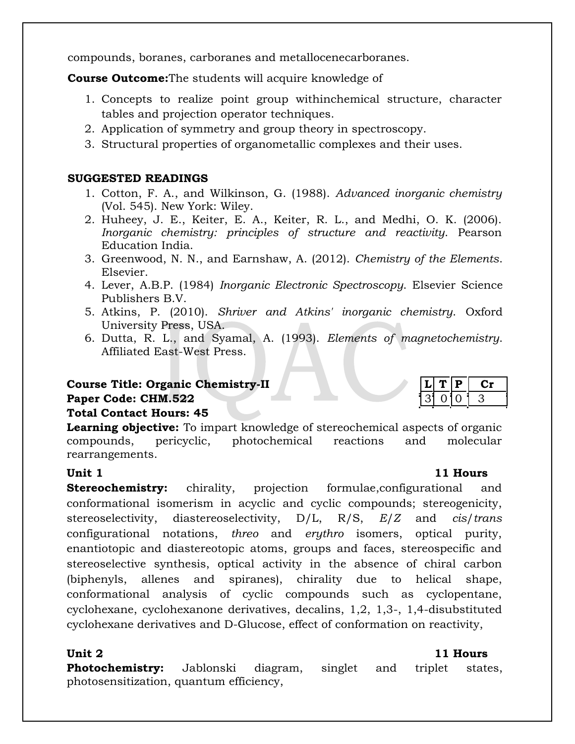compounds, boranes, carboranes and metallocenecarboranes.

**Course Outcome:**The students will acquire knowledge of

1. Concepts to realize point group withinchemical structure, character tables and projection operator techniques.
2. Application of symmetry and group theory in spectroscopy.
3. Structural properties of organometallic complexes and their uses.

**SUGGESTED READINGS**

1. Cotton, F. A., and Wilkinson, G. (1988). *Advanced inorganic chemistry* (Vol. 545). New York: Wiley.
2. Huheey, J. E., Keiter, E. A., Keiter, R. L., and Medhi, O. K. (2006). *Inorganic chemistry: principles of structure and reactivity*. Pearson Education India.
3. Greenwood, N. N., and Earnshaw, A. (2012). *Chemistry of the Elements*. Elsevier.
4. Lever, A.B.P. (1984) *Inorganic Electronic Spectroscopy*. Elsevier Science Publishers B.V.
5. Atkins, P. (2010). *Shriver and Atkins' inorganic chemistry*. Oxford University Press, USA.
6. Dutta, R. L., and Syamal, A. (1993). *Elements of magnetochemistry*. Affiliated East-West Press.

**Course Title: Organic Chemistry-II**
**Paper Code: CHM.522**
**Total Contact Hours: 45**

| L | T | P | Cr |
|---|---|---|---|
| 3 | 0 | 0 | 3 |

**Learning objective:** To impart knowledge of stereochemical aspects of organic compounds, pericyclic, photochemical reactions and molecular rearrangements.

**Unit 1** **11 Hours**

**Stereochemistry:** chirality, projection formulae,configurational and conformational isomerism in acyclic and cyclic compounds; stereogenicity, stereoselectivity, diastereoselectivity, D/L, R/S, *E*/*Z* and *cis*/*trans* configurational notations, *threo* and *erythro* isomers, optical purity, enantiotopic and diastereotopic atoms, groups and faces, stereospecific and stereoselective synthesis, optical activity in the absence of chiral carbon (biphenyls, allenes and spiranes), chirality due to helical shape, conformational analysis of cyclic compounds such as cyclopentane, cyclohexane, cyclohexanone derivatives, decalins, 1,2, 1,3-, 1,4-disubstituted cyclohexane derivatives and D-Glucose, effect of conformation on reactivity,

**Unit 2** **11 Hours**

**Photochemistry:** Jablonski diagram, singlet and triplet states, photosensitization, quantum efficiency,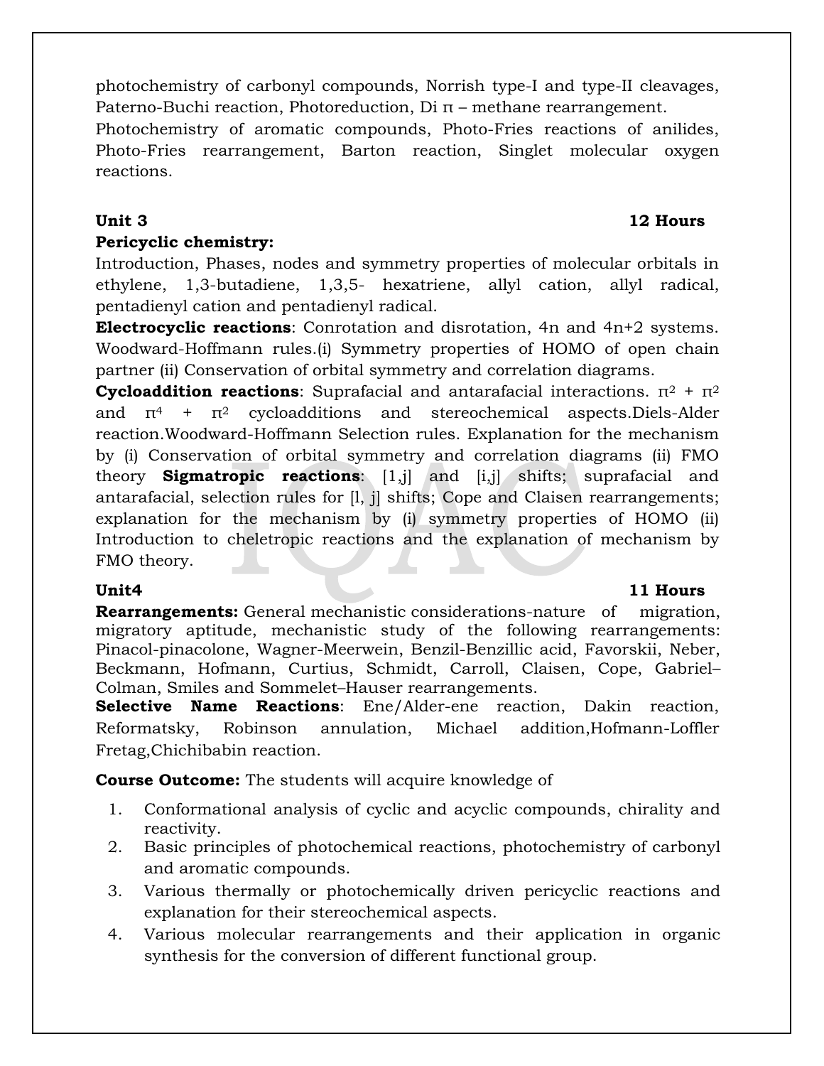photochemistry of carbonyl compounds, Norrish type-I and type-II cleavages, Paterno-Buchi reaction, Photoreduction, Di π – methane rearrangement.

Photochemistry of aromatic compounds, Photo-Fries reactions of anilides, Photo-Fries rearrangement, Barton reaction, Singlet molecular oxygen reactions.

**Unit 3** **12 Hours**

**Pericyclic chemistry:**

Introduction, Phases, nodes and symmetry properties of molecular orbitals in ethylene, 1,3-butadiene, 1,3,5- hexatriene, allyl cation, allyl radical, pentadienyl cation and pentadienyl radical.

**Electrocyclic reactions**: Conrotation and disrotation, 4n and 4n+2 systems. Woodward-Hoffmann rules.(i) Symmetry properties of HOMO of open chain partner (ii) Conservation of orbital symmetry and correlation diagrams.

**Cycloaddition reactions**: Suprafacial and antarafacial interactions. $\pi^2 + \pi^2$ and $\pi^4 + \pi^2$ cycloadditions and stereochemical aspects.Diels-Alder reaction.Woodward-Hoffmann Selection rules. Explanation for the mechanism by (i) Conservation of orbital symmetry and correlation diagrams (ii) FMO theory **Sigmatropic reactions**: [1,j] and [i,j] shifts; suprafacial and antarafacial, selection rules for [l, j] shifts; Cope and Claisen rearrangements; explanation for the mechanism by (i) symmetry properties of HOMO (ii) Introduction to cheletropic reactions and the explanation of mechanism by FMO theory.

**Unit4** **11 Hours**

**Rearrangements:** General mechanistic considerations-nature of migration, migratory aptitude, mechanistic study of the following rearrangements: Pinacol-pinacolone, Wagner-Meerwein, Benzil-Benzillic acid, Favorskii, Neber, Beckmann, Hofmann, Curtius, Schmidt, Carroll, Claisen, Cope, Gabriel–Colman, Smiles and Sommelet–Hauser rearrangements.

**Selective Name Reactions**: Ene/Alder-ene reaction, Dakin reaction, Reformatsky, Robinson annulation, Michael addition,Hofmann-Loffler Fretag,Chichibabin reaction.

**Course Outcome:** The students will acquire knowledge of

1. Conformational analysis of cyclic and acyclic compounds, chirality and reactivity.
2. Basic principles of photochemical reactions, photochemistry of carbonyl and aromatic compounds.
3. Various thermally or photochemically driven pericyclic reactions and explanation for their stereochemical aspects.
4. Various molecular rearrangements and their application in organic synthesis for the conversion of different functional group.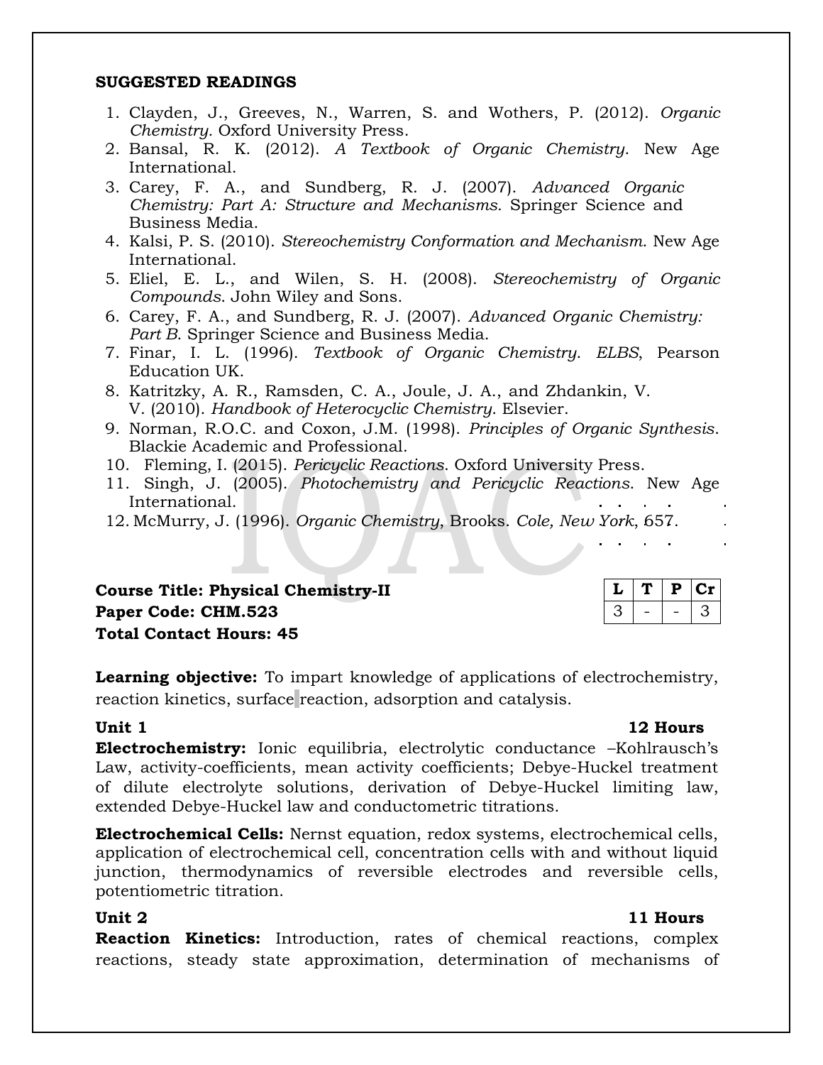**SUGGESTED READINGS**

1. Clayden, J., Greeves, N., Warren, S. and Wothers, P. (2012). *Organic Chemistry*. Oxford University Press.
2. Bansal, R. K. (2012). *A Textbook of Organic Chemistry*. New Age International.
3. Carey, F. A., and Sundberg, R. J. (2007). *Advanced Organic Chemistry: Part A: Structure and Mechanisms*. Springer Science and Business Media.
4. Kalsi, P. S. (2010). *Stereochemistry Conformation and Mechanism*. New Age International.
5. Eliel, E. L., and Wilen, S. H. (2008). *Stereochemistry of Organic Compounds*. John Wiley and Sons.
6. Carey, F. A., and Sundberg, R. J. (2007). *Advanced Organic Chemistry: Part B*. Springer Science and Business Media.
7. Finar, I. L. (1996). *Textbook of Organic Chemistry. ELBS*, Pearson Education UK.
8. Katritzky, A. R., Ramsden, C. A., Joule, J. A., and Zhdankin, V. V. (2010). *Handbook of Heterocyclic Chemistry*. Elsevier.
9. Norman, R.O.C. and Coxon, J.M. (1998). *Principles of Organic Synthesis*. Blackie Academic and Professional.
10. Fleming, I. (2015). *Pericyclic Reactions*. Oxford University Press.
11. Singh, J. (2005). *Photochemistry and Pericyclic Reactions*. New Age International.
12. McMurry, J. (1996). *Organic Chemistry*, Brooks. *Cole, New York*, 657.

**Course Title: Physical Chemistry-II**
**Paper Code: CHM.523**
**Total Contact Hours: 45**

| L | T | P | Cr |
|---|---|---|---|
| 3 | - | - | 3 |

**Learning objective:** To impart knowledge of applications of electrochemistry, reaction kinetics, surface reaction, adsorption and catalysis.

**Unit 1** **12 Hours**

**Electrochemistry:** Ionic equilibria, electrolytic conductance –Kohlrausch's Law, activity-coefficients, mean activity coefficients; Debye-Huckel treatment of dilute electrolyte solutions, derivation of Debye-Huckel limiting law, extended Debye-Huckel law and conductometric titrations.

**Electrochemical Cells:** Nernst equation, redox systems, electrochemical cells, application of electrochemical cell, concentration cells with and without liquid junction, thermodynamics of reversible electrodes and reversible cells, potentiometric titration.

**Unit 2** **11 Hours**

**Reaction Kinetics:** Introduction, rates of chemical reactions, complex reactions, steady state approximation, determination of mechanisms of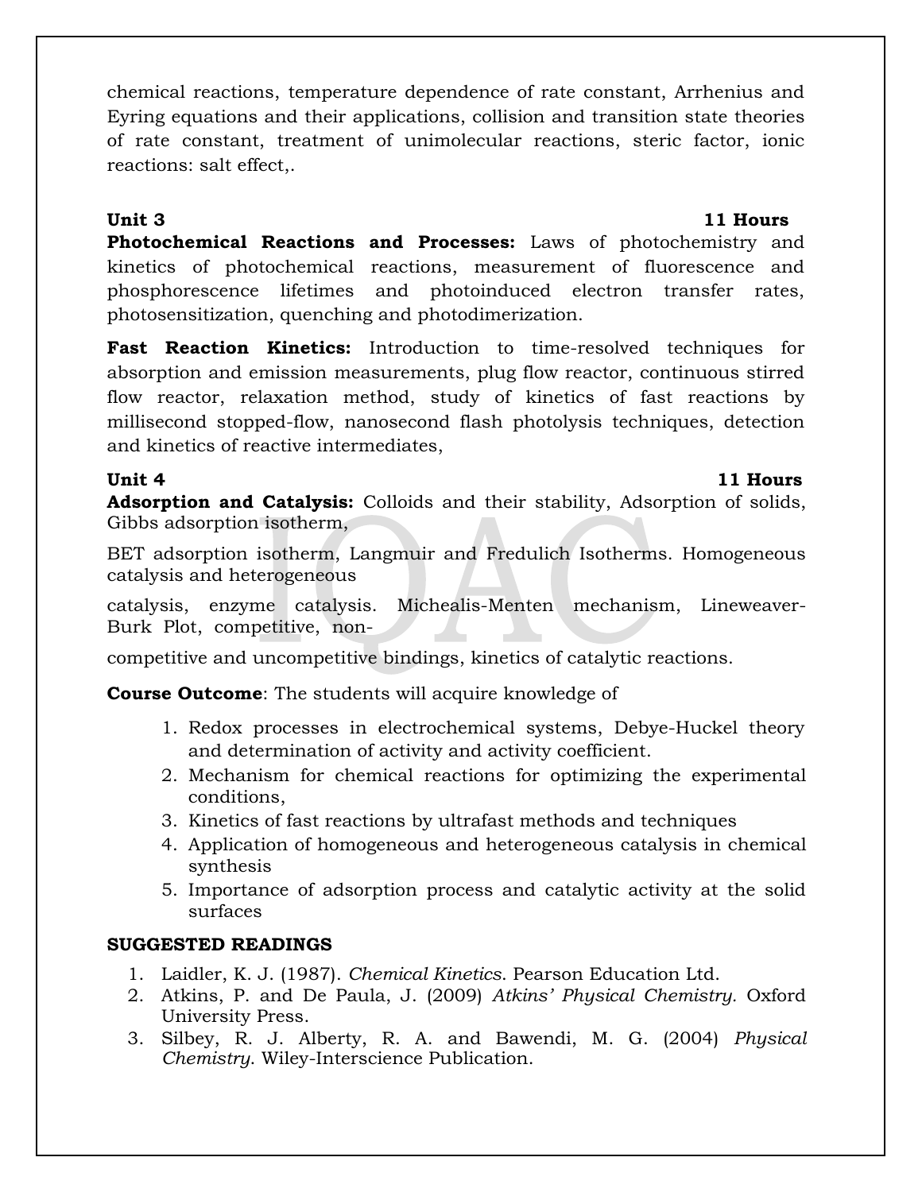chemical reactions, temperature dependence of rate constant, Arrhenius and Eyring equations and their applications, collision and transition state theories of rate constant, treatment of unimolecular reactions, steric factor, ionic reactions: salt effect,.

**Unit 3** **11 Hours**

**Photochemical Reactions and Processes:** Laws of photochemistry and kinetics of photochemical reactions, measurement of fluorescence and phosphorescence lifetimes and photoinduced electron transfer rates, photosensitization, quenching and photodimerization.

**Fast Reaction Kinetics:** Introduction to time-resolved techniques for absorption and emission measurements, plug flow reactor, continuous stirred flow reactor, relaxation method, study of kinetics of fast reactions by millisecond stopped-flow, nanosecond flash photolysis techniques, detection and kinetics of reactive intermediates,

**Unit 4** **11 Hours**

**Adsorption and Catalysis:** Colloids and their stability, Adsorption of solids, Gibbs adsorption isotherm,

BET adsorption isotherm, Langmuir and Fredulich Isotherms. Homogeneous catalysis and heterogeneous

catalysis, enzyme catalysis. Michealis-Menten mechanism, Lineweaver-Burk Plot, competitive, non-

competitive and uncompetitive bindings, kinetics of catalytic reactions.

**Course Outcome**: The students will acquire knowledge of

1. Redox processes in electrochemical systems, Debye-Huckel theory and determination of activity and activity coefficient.
2. Mechanism for chemical reactions for optimizing the experimental conditions,
3. Kinetics of fast reactions by ultrafast methods and techniques
4. Application of homogeneous and heterogeneous catalysis in chemical synthesis
5. Importance of adsorption process and catalytic activity at the solid surfaces

**SUGGESTED READINGS**

1. Laidler, K. J. (1987). *Chemical Kinetics.* Pearson Education Ltd.
2. Atkins, P. and De Paula, J. (2009) *Atkins' Physical Chemistry.* Oxford University Press.
3. Silbey, R. J. Alberty, R. A. and Bawendi, M. G. (2004) *Physical Chemistry.* Wiley-Interscience Publication.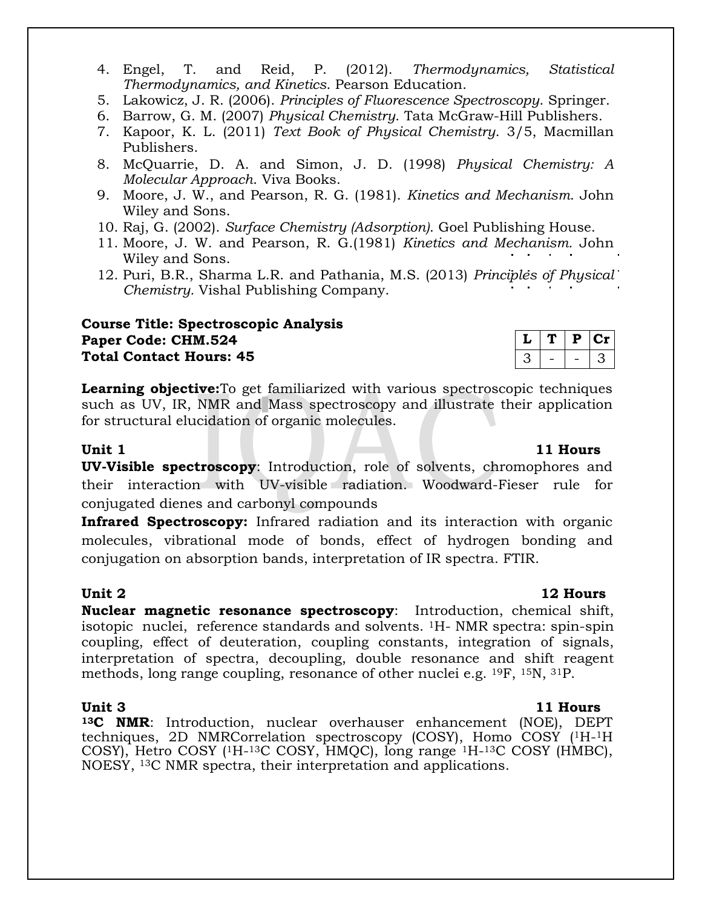4. Engel, T. and Reid, P. (2012). *Thermodynamics, Statistical Thermodynamics, and Kinetics*. Pearson Education.
5. Lakowicz, J. R. (2006). *Principles of Fluorescence Spectroscopy*. Springer.
6. Barrow, G. M. (2007) *Physical Chemistry*. Tata McGraw-Hill Publishers.
7. Kapoor, K. L. (2011) *Text Book of Physical Chemistry*. 3/5, Macmillan Publishers.
8. McQuarrie, D. A. and Simon, J. D. (1998) *Physical Chemistry: A Molecular Approach*. Viva Books.
9. Moore, J. W., and Pearson, R. G. (1981). *Kinetics and Mechanism*. John Wiley and Sons.
10. Raj, G. (2002). *Surface Chemistry (Adsorption)*. Goel Publishing House.
11. Moore, J. W. and Pearson, R. G.(1981) *Kinetics and Mechanism*. John Wiley and Sons.
12. Puri, B.R., Sharma L.R. and Pathania, M.S. (2013) *Principles of Physical Chemistry*. Vishal Publishing Company.

**Course Title: Spectroscopic Analysis**
**Paper Code: CHM.524**
**Total Contact Hours: 45**

| L | T | P | Cr |
|---|---|---|---|
| 3 | - | - | 3 |

**Learning objective:**To get familiarized with various spectroscopic techniques such as UV, IR, NMR and Mass spectroscopy and illustrate their application for structural elucidation of organic molecules.

**Unit 1** **11 Hours**

**UV-Visible spectroscopy**: Introduction, role of solvents, chromophores and their interaction with UV-visible radiation. Woodward-Fieser rule for conjugated dienes and carbonyl compounds

**Infrared Spectroscopy:** Infrared radiation and its interaction with organic molecules, vibrational mode of bonds, effect of hydrogen bonding and conjugation on absorption bands, interpretation of IR spectra. FTIR.

**Unit 2** **12 Hours**

**Nuclear magnetic resonance spectroscopy**: Introduction, chemical shift, isotopic nuclei, reference standards and solvents. $^{1}H$- NMR spectra: spin-spin coupling, effect of deuteration, coupling constants, integration of signals, interpretation of spectra, decoupling, double resonance and shift reagent methods, long range coupling, resonance of other nuclei e.g. $^{19}F$, $^{15}N$, $^{31}P$.

**Unit 3** **11 Hours**

**$^{13}C$ NMR**: Introduction, nuclear overhauser enhancement (NOE), DEPT techniques, 2D NMRCorrelation spectroscopy (COSY), Homo COSY ($^{1}H$-$^{1}H$ COSY), Hetro COSY ($^{1}H$-$^{13}C$ COSY, HMQC), long range $^{1}H$-$^{13}C$ COSY (HMBC), NOESY, $^{13}C$ NMR spectra, their interpretation and applications.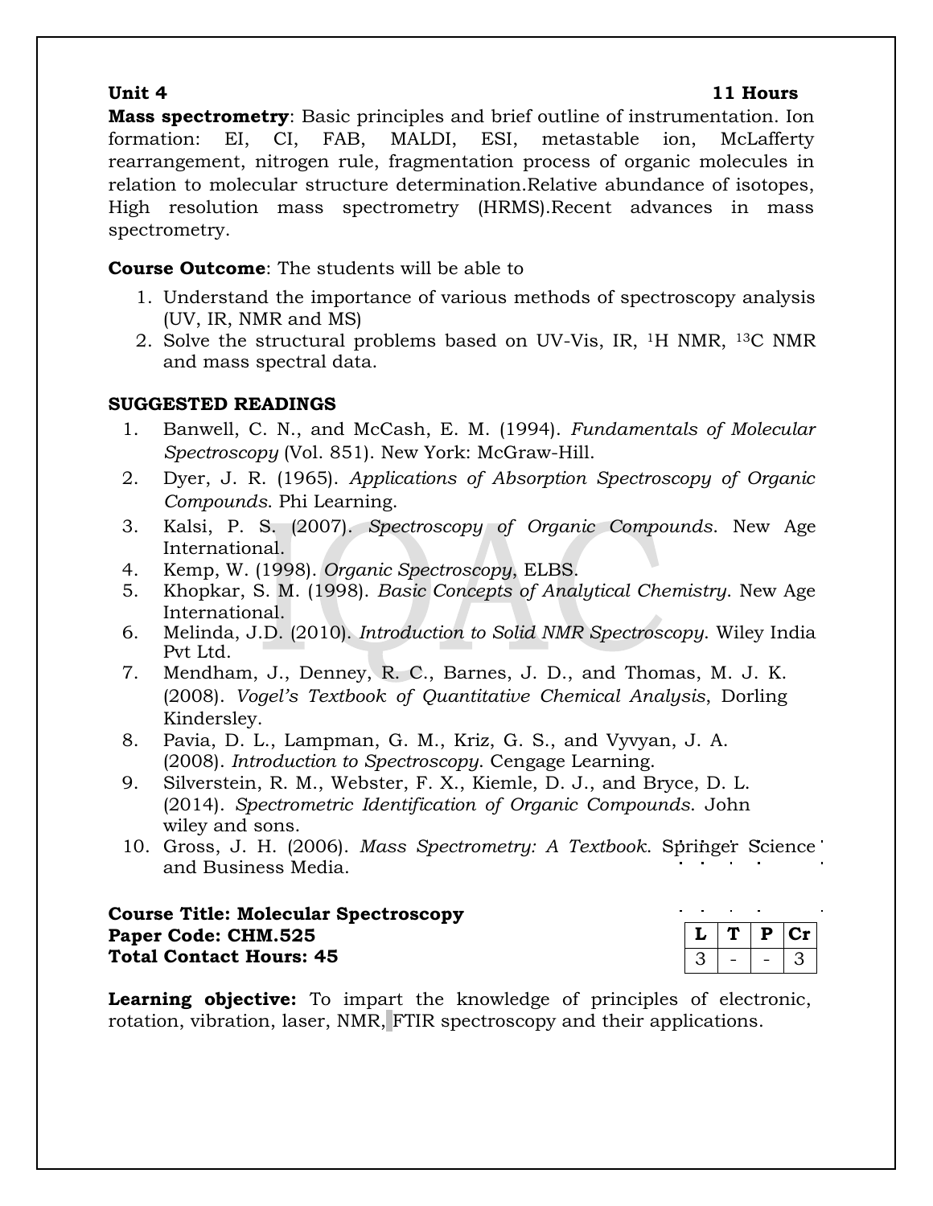**Unit 4** **11 Hours**

**Mass spectrometry**: Basic principles and brief outline of instrumentation. Ion formation: EI, CI, FAB, MALDI, ESI, metastable ion, McLafferty rearrangement, nitrogen rule, fragmentation process of organic molecules in relation to molecular structure determination.Relative abundance of isotopes, High resolution mass spectrometry (HRMS).Recent advances in mass spectrometry.

**Course Outcome**: The students will be able to

1. Understand the importance of various methods of spectroscopy analysis (UV, IR, NMR and MS)
2. Solve the structural problems based on UV-Vis, IR, $^{1}$H NMR, $^{13}$C NMR and mass spectral data.

**SUGGESTED READINGS**

1. Banwell, C. N., and McCash, E. M. (1994). *Fundamentals of Molecular Spectroscopy* (Vol. 851). New York: McGraw-Hill.
2. Dyer, J. R. (1965). *Applications of Absorption Spectroscopy of Organic Compounds*. Phi Learning.
3. Kalsi, P. S. (2007). *Spectroscopy of Organic Compounds*. New Age International.
4. Kemp, W. (1998). *Organic Spectroscopy*, ELBS.
5. Khopkar, S. M. (1998). *Basic Concepts of Analytical Chemistry*. New Age International.
6. Melinda, J.D. (2010). *Introduction to Solid NMR Spectroscopy*. Wiley India Pvt Ltd.
7. Mendham, J., Denney, R. C., Barnes, J. D., and Thomas, M. J. K. (2008). *Vogel's Textbook of Quantitative Chemical Analysis*, Dorling Kindersley.
8. Pavia, D. L., Lampman, G. M., Kriz, G. S., and Vyvyan, J. A. (2008). *Introduction to Spectroscopy*. Cengage Learning.
9. Silverstein, R. M., Webster, F. X., Kiemle, D. J., and Bryce, D. L. (2014). *Spectrometric Identification of Organic Compounds*. John wiley and sons.
10. Gross, J. H. (2006). *Mass Spectrometry: A Textbook*. Springer Science and Business Media.

**Course Title: Molecular Spectroscopy**
**Paper Code: CHM.525**
**Total Contact Hours: 45**

| L | T | P | Cr |
|---|---|---|---|
| 3 | - | - | 3 |

**Learning objective:** To impart the knowledge of principles of electronic, rotation, vibration, laser, NMR, FTIR spectroscopy and their applications.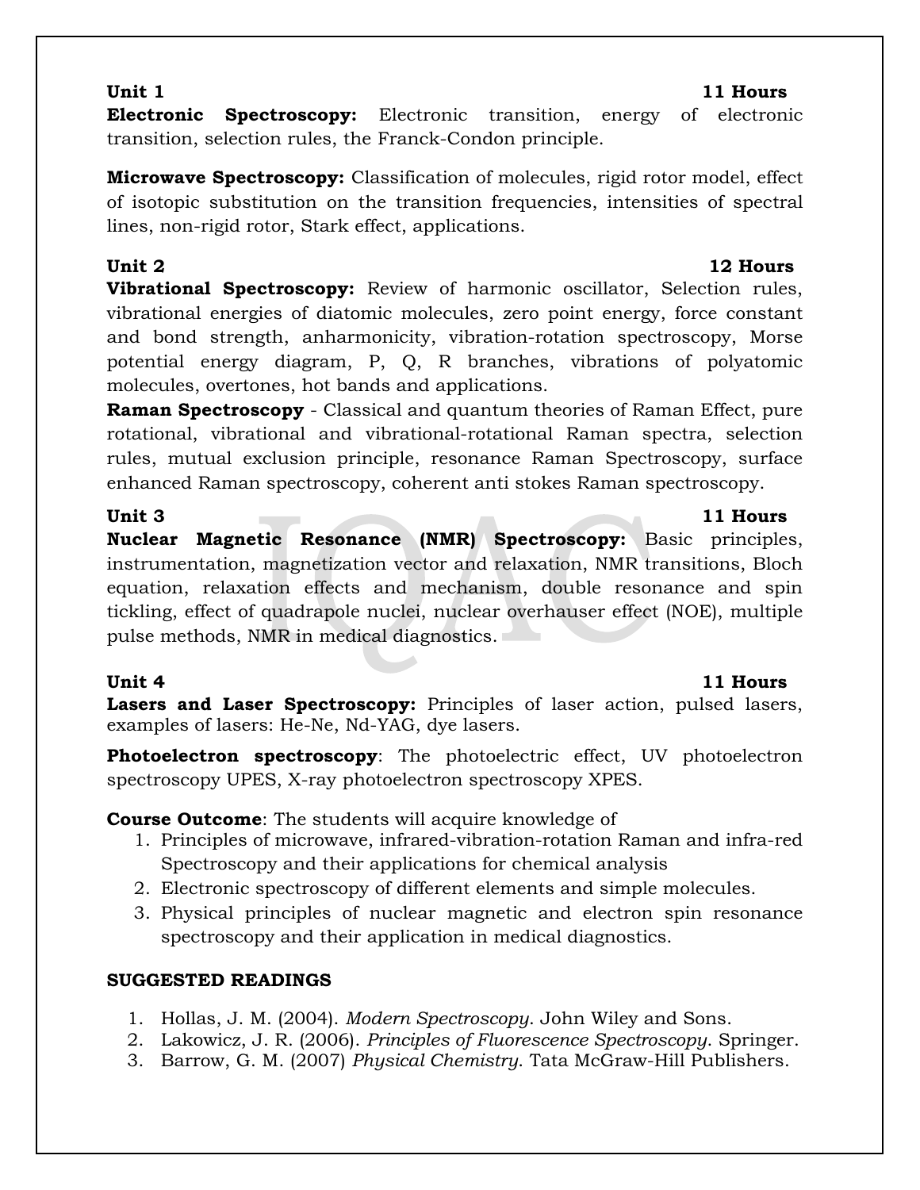**Unit 1** **11 Hours**

**Electronic Spectroscopy:** Electronic transition, energy of electronic transition, selection rules, the Franck-Condon principle.

**Microwave Spectroscopy:** Classification of molecules, rigid rotor model, effect of isotopic substitution on the transition frequencies, intensities of spectral lines, non-rigid rotor, Stark effect, applications.

**Unit 2** **12 Hours**

**Vibrational Spectroscopy:** Review of harmonic oscillator, Selection rules, vibrational energies of diatomic molecules, zero point energy, force constant and bond strength, anharmonicity, vibration-rotation spectroscopy, Morse potential energy diagram, P, Q, R branches, vibrations of polyatomic molecules, overtones, hot bands and applications.

**Raman Spectroscopy** - Classical and quantum theories of Raman Effect, pure rotational, vibrational and vibrational-rotational Raman spectra, selection rules, mutual exclusion principle, resonance Raman Spectroscopy, surface enhanced Raman spectroscopy, coherent anti stokes Raman spectroscopy.

**Unit 3** **11 Hours**

**Nuclear Magnetic Resonance (NMR) Spectroscopy:** Basic principles, instrumentation, magnetization vector and relaxation, NMR transitions, Bloch equation, relaxation effects and mechanism, double resonance and spin tickling, effect of quadrapole nuclei, nuclear overhauser effect (NOE), multiple pulse methods, NMR in medical diagnostics.

**Unit 4** **11 Hours**

**Lasers and Laser Spectroscopy:** Principles of laser action, pulsed lasers, examples of lasers: He-Ne, Nd-YAG, dye lasers.

**Photoelectron spectroscopy**: The photoelectric effect, UV photoelectron spectroscopy UPES, X-ray photoelectron spectroscopy XPES.

**Course Outcome**: The students will acquire knowledge of

1. Principles of microwave, infrared-vibration-rotation Raman and infra-red Spectroscopy and their applications for chemical analysis
2. Electronic spectroscopy of different elements and simple molecules.
3. Physical principles of nuclear magnetic and electron spin resonance spectroscopy and their application in medical diagnostics.

**SUGGESTED READINGS**

1. Hollas, J. M. (2004). *Modern Spectroscopy*. John Wiley and Sons.
2. Lakowicz, J. R. (2006). *Principles of Fluorescence Spectroscopy*. Springer.
3. Barrow, G. M. (2007) *Physical Chemistry*. Tata McGraw-Hill Publishers.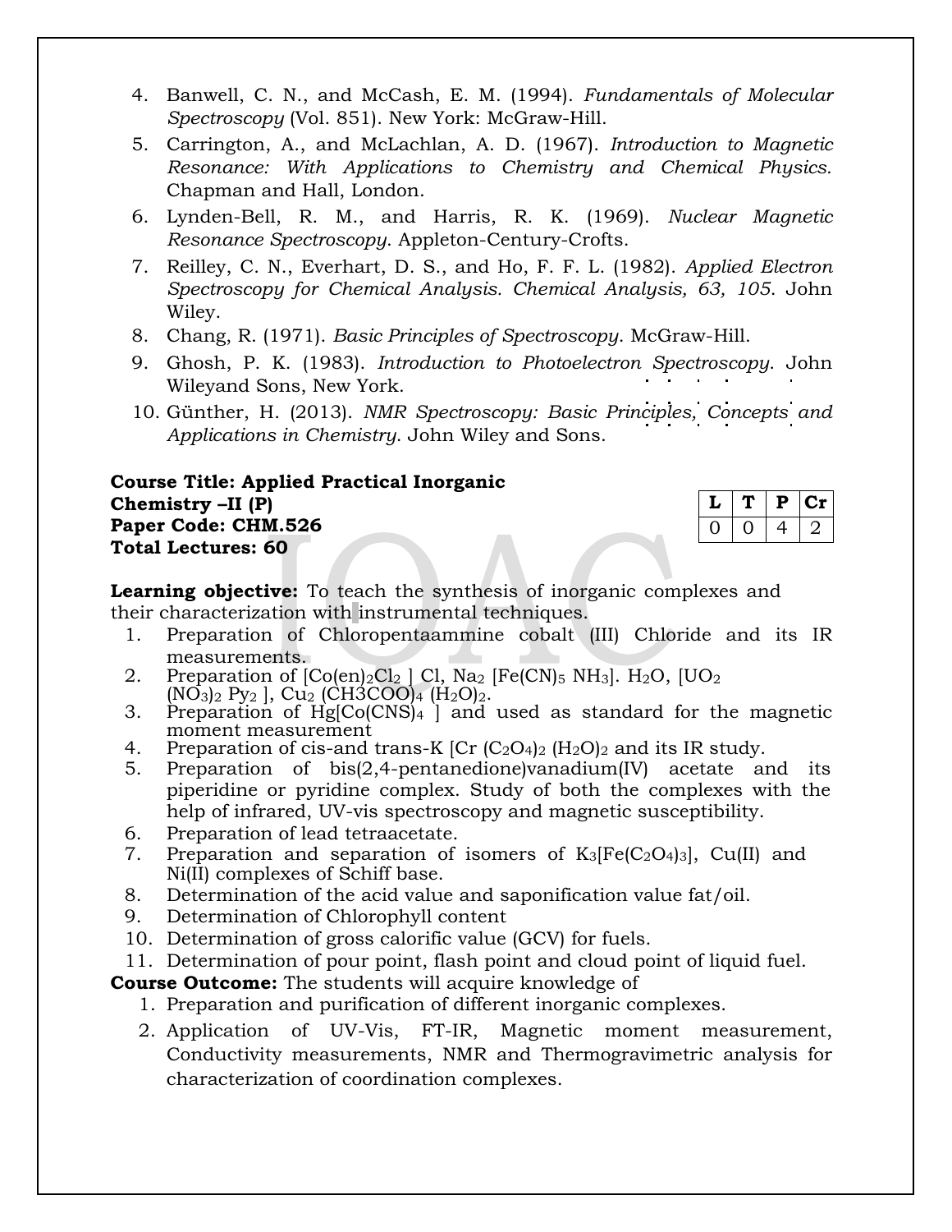4. Banwell, C. N., and McCash, E. M. (1994). *Fundamentals of Molecular Spectroscopy* (Vol. 851). New York: McGraw-Hill.
5. Carrington, A., and McLachlan, A. D. (1967). *Introduction to Magnetic Resonance: With Applications to Chemistry and Chemical Physics.* Chapman and Hall, London.
6. Lynden-Bell, R. M., and Harris, R. K. (1969). *Nuclear Magnetic Resonance Spectroscopy*. Appleton-Century-Crofts.
7. Reilley, C. N., Everhart, D. S., and Ho, F. F. L. (1982). *Applied Electron Spectroscopy for Chemical Analysis. Chemical Analysis, 63, 105*. John Wiley.
8. Chang, R. (1971). *Basic Principles of Spectroscopy*. McGraw-Hill.
9. Ghosh, P. K. (1983). *Introduction to Photoelectron Spectroscopy*. John Wileyand Sons, New York.
10. Günther, H. (2013). *NMR Spectroscopy: Basic Principles, Concepts and Applications in Chemistry*. John Wiley and Sons.

**Course Title: Applied Practical Inorganic Chemistry –II (P)**
**Paper Code: CHM.526**
**Total Lectures: 60**

| L | T | P | Cr |
|---|---|---|---|
| 0 | 0 | 4 | 2 |

**Learning objective:** To teach the synthesis of inorganic complexes and their characterization with instrumental techniques.

1. Preparation of Chloropentaammine cobalt (III) Chloride and its IR measurements.
2. Preparation of $[Co(en)_2Cl_2]Cl$, $Na_2[Fe(CN)_5NH_3].H_2O$, $[UO_2(NO_3)_2Py_2]$, $Cu_2(CH3COO)_4(H_2O)_2$.
3. Preparation of $Hg[Co(CNS)_4]$ and used as standard for the magnetic moment measurement
4. Preparation of cis-and trans-K $[Cr(C_2O_4)_2(H_2O)_2$ and its IR study.
5. Preparation of bis(2,4-pentanedione)vanadium(IV) acetate and its piperidine or pyridine complex. Study of both the complexes with the help of infrared, UV-vis spectroscopy and magnetic susceptibility.
6. Preparation of lead tetraacetate.
7. Preparation and separation of isomers of $K_3[Fe(C_2O_4)_3]$, Cu(II) and Ni(II) complexes of Schiff base.
8. Determination of the acid value and saponification value fat/oil.
9. Determination of Chlorophyll content
10. Determination of gross calorific value (GCV) for fuels.
11. Determination of pour point, flash point and cloud point of liquid fuel.

**Course Outcome:** The students will acquire knowledge of

1. Preparation and purification of different inorganic complexes.
2. Application of UV-Vis, FT-IR, Magnetic moment measurement, Conductivity measurements, NMR and Thermogravimetric analysis for characterization of coordination complexes.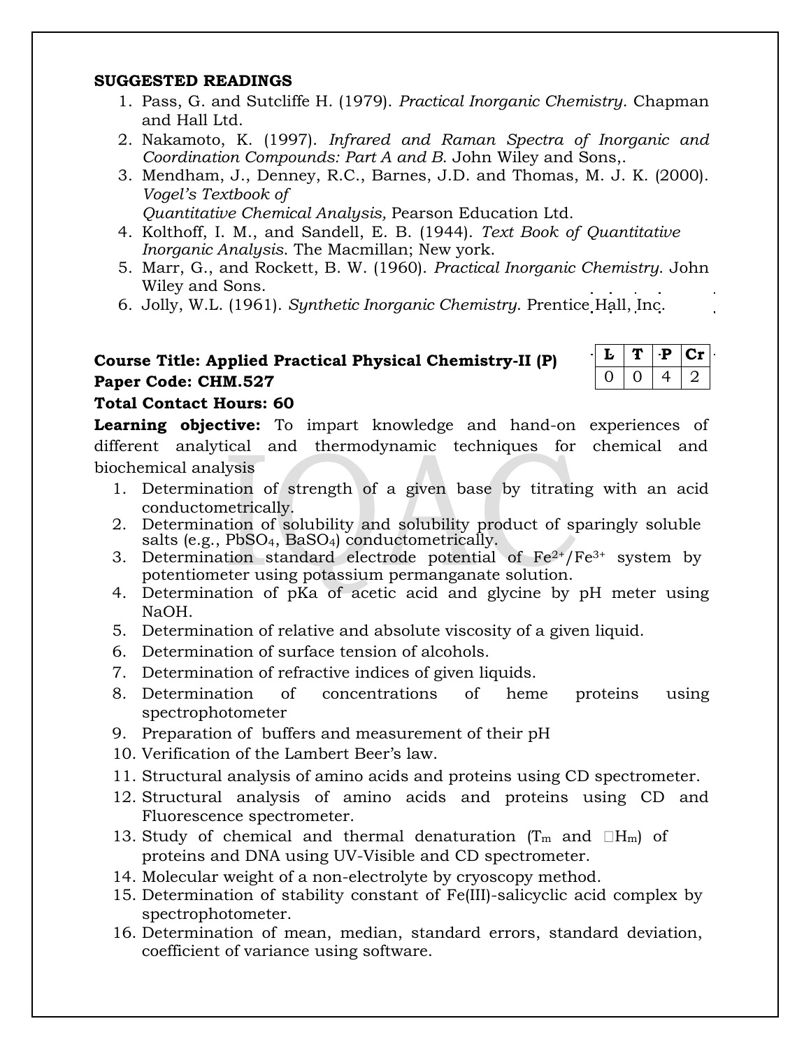**SUGGESTED READINGS**

1. Pass, G. and Sutcliffe H. (1979). *Practical Inorganic Chemistry*. Chapman and Hall Ltd.
2. Nakamoto, K. (1997). *Infrared and Raman Spectra of Inorganic and Coordination Compounds: Part A and B*. John Wiley and Sons,.
3. Mendham, J., Denney, R.C., Barnes, J.D. and Thomas, M. J. K. (2000). *Vogel's Textbook of Quantitative Chemical Analysis,* Pearson Education Ltd.
4. Kolthoff, I. M., and Sandell, E. B. (1944). *Text Book of Quantitative Inorganic Analysis*. The Macmillan; New york.
5. Marr, G., and Rockett, B. W. (1960). *Practical Inorganic Chemistry*. John Wiley and Sons.
6. Jolly, W.L. (1961). *Synthetic Inorganic Chemistry*. Prentice Hall, Inc.

**Course Title: Applied Practical Physical Chemistry-II (P)**
**Paper Code: CHM.527**
**Total Contact Hours: 60**

| L | T | P | Cr |
|---|---|---|---|
| 0 | 0 | 4 | 2 |

**Learning objective:** To impart knowledge and hand-on experiences of different analytical and thermodynamic techniques for chemical and biochemical analysis

1. Determination of strength of a given base by titrating with an acid conductometrically.
2. Determination of solubility and solubility product of sparingly soluble salts (e.g., $PbSO_4$, $BaSO_4$) conductometrically.
3. Determination standard electrode potential of $Fe^{2+}/Fe^{3+}$ system by potentiometer using potassium permanganate solution.
4. Determination of pKa of acetic acid and glycine by pH meter using NaOH.
5. Determination of relative and absolute viscosity of a given liquid.
6. Determination of surface tension of alcohols.
7. Determination of refractive indices of given liquids.
8. Determination of concentrations of heme proteins using spectrophotometer
9. Preparation of buffers and measurement of their pH
10. Verification of the Lambert Beer's law.
11. Structural analysis of amino acids and proteins using CD spectrometer.
12. Structural analysis of amino acids and proteins using CD and Fluorescence spectrometer.
13. Study of chemical and thermal denaturation ($T_m$ and $\Delta H_m$) of proteins and DNA using UV-Visible and CD spectrometer.
14. Molecular weight of a non-electrolyte by cryoscopy method.
15. Determination of stability constant of Fe(III)-salicyclic acid complex by spectrophotometer.
16. Determination of mean, median, standard errors, standard deviation, coefficient of variance using software.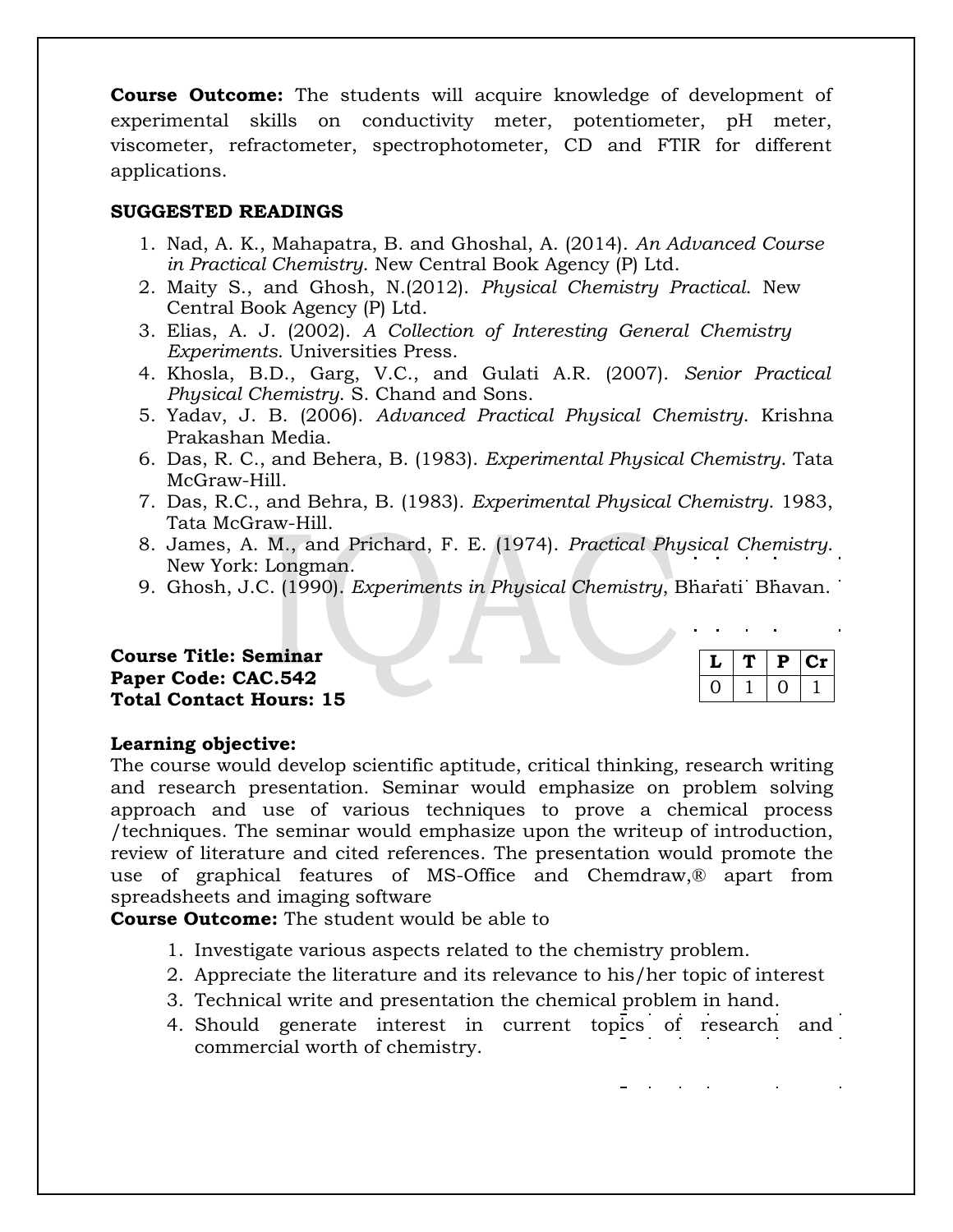**Course Outcome:** The students will acquire knowledge of development of experimental skills on conductivity meter, potentiometer, pH meter, viscometer, refractometer, spectrophotometer, CD and FTIR for different applications.

**SUGGESTED READINGS**

1. Nad, A. K., Mahapatra, B. and Ghoshal, A. (2014). *An Advanced Course in Practical Chemistry*. New Central Book Agency (P) Ltd.
2. Maity S., and Ghosh, N.(2012). *Physical Chemistry Practical*. New Central Book Agency (P) Ltd.
3. Elias, A. J. (2002). *A Collection of Interesting General Chemistry Experiments*. Universities Press.
4. Khosla, B.D., Garg, V.C., and Gulati A.R. (2007). *Senior Practical Physical Chemistry*. S. Chand and Sons.
5. Yadav, J. B. (2006). *Advanced Practical Physical Chemistry*. Krishna Prakashan Media.
6. Das, R. C., and Behera, B. (1983). *Experimental Physical Chemistry*. Tata McGraw-Hill.
7. Das, R.C., and Behra, B. (1983). *Experimental Physical Chemistry*. 1983, Tata McGraw-Hill.
8. James, A. M., and Prichard, F. E. (1974). *Practical Physical Chemistry*. New York: Longman.
9. Ghosh, J.C. (1990). *Experiments in Physical Chemistry*, Bharati Bhavan.

**Course Title: Seminar**
**Paper Code: CAC.542**
**Total Contact Hours: 15**

| L | T | P | Cr |
|---|---|---|---|
| 0 | 1 | 0 | 1 |

**Learning objective:**
The course would develop scientific aptitude, critical thinking, research writing and research presentation. Seminar would emphasize on problem solving approach and use of various techniques to prove a chemical process /techniques. The seminar would emphasize upon the writeup of introduction, review of literature and cited references. The presentation would promote the use of graphical features of MS-Office and Chemdraw,® apart from spreadsheets and imaging software

**Course Outcome:** The student would be able to

1. Investigate various aspects related to the chemistry problem.
2. Appreciate the literature and its relevance to his/her topic of interest
3. Technical write and presentation the chemical problem in hand.
4. Should generate interest in current topics of research and commercial worth of chemistry.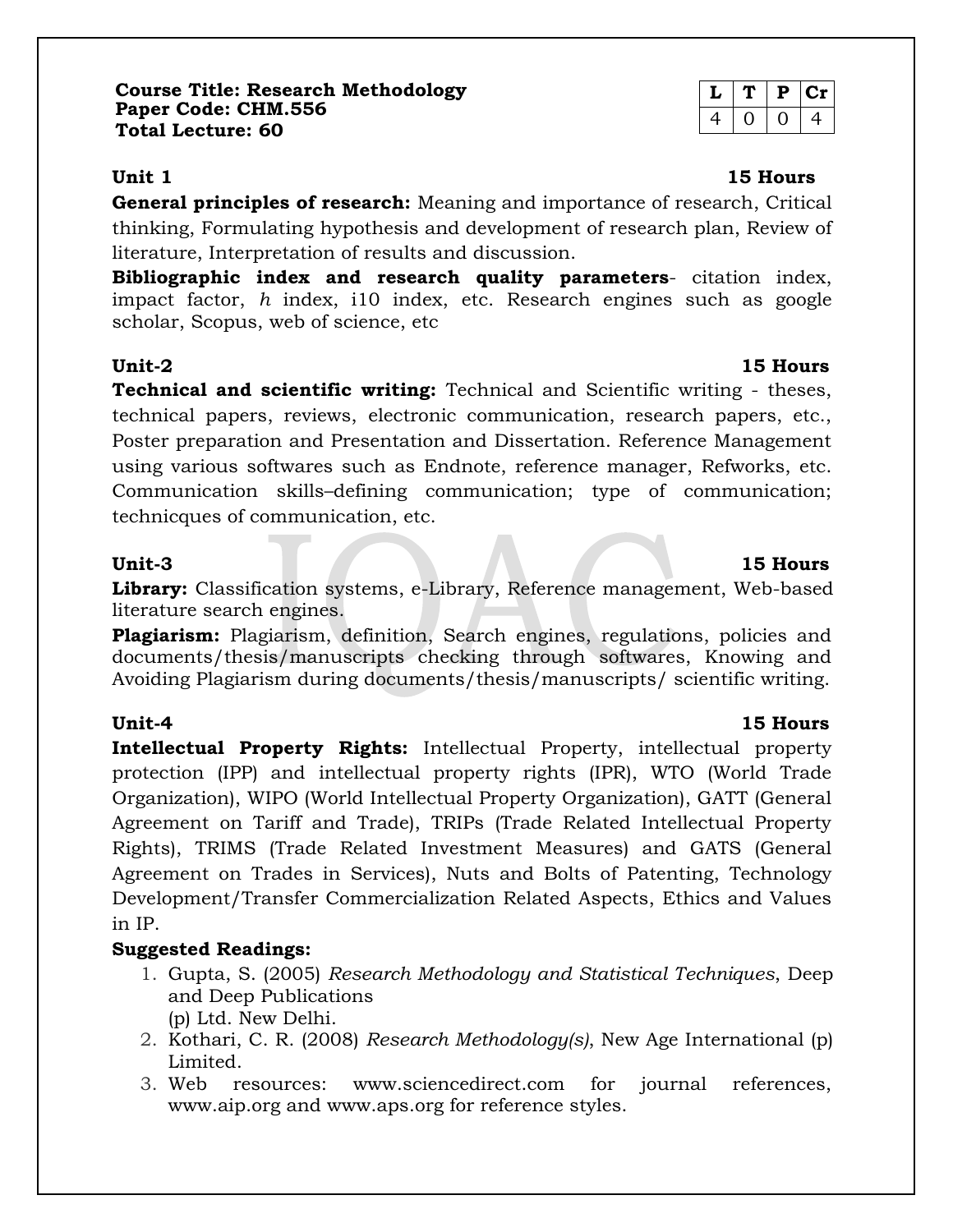**Course Title: Research Methodology**
**Paper Code: CHM.556**
**Total Lecture: 60**

| L | T | P | Cr |
|---|---|---|---|
| 4 | 0 | 0 | 4 |

**Unit 1** **15 Hours**

**General principles of research:** Meaning and importance of research, Critical thinking, Formulating hypothesis and development of research plan, Review of literature, Interpretation of results and discussion.

**Bibliographic index and research quality parameters**- citation index, impact factor, *h* index, i10 index, etc. Research engines such as google scholar, Scopus, web of science, etc

**Unit-2** **15 Hours**

**Technical and scientific writing:** Technical and Scientific writing - theses, technical papers, reviews, electronic communication, research papers, etc., Poster preparation and Presentation and Dissertation. Reference Management using various softwares such as Endnote, reference manager, Refworks, etc. Communication skills–defining communication; type of communication; technicques of communication, etc.

**Unit-3** **15 Hours**

**Library:** Classification systems, e-Library, Reference management, Web-based literature search engines.

**Plagiarism:** Plagiarism, definition, Search engines, regulations, policies and documents/thesis/manuscripts checking through softwares, Knowing and Avoiding Plagiarism during documents/thesis/manuscripts/ scientific writing.

**Unit-4** **15 Hours**

**Intellectual Property Rights:** Intellectual Property, intellectual property protection (IPP) and intellectual property rights (IPR), WTO (World Trade Organization), WIPO (World Intellectual Property Organization), GATT (General Agreement on Tariff and Trade), TRIPs (Trade Related Intellectual Property Rights), TRIMS (Trade Related Investment Measures) and GATS (General Agreement on Trades in Services), Nuts and Bolts of Patenting, Technology Development/Transfer Commercialization Related Aspects, Ethics and Values in IP.

**Suggested Readings:**

1. Gupta, S. (2005) *Research Methodology and Statistical Techniques*, Deep and Deep Publications (p) Ltd. New Delhi.
2. Kothari, C. R. (2008) *Research Methodology(s)*, New Age International (p) Limited.
3. Web resources: www.sciencedirect.com for journal references, www.aip.org and www.aps.org for reference styles.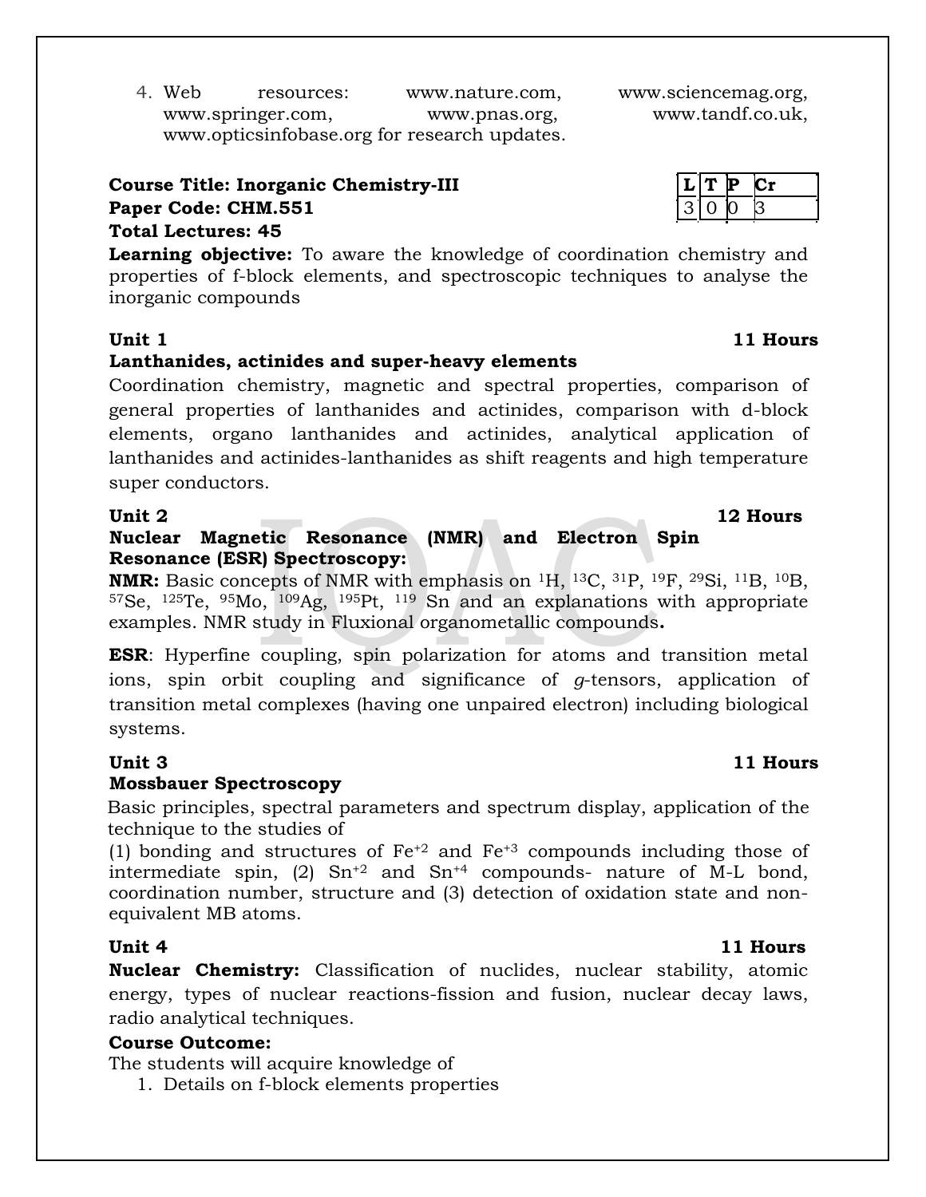4. Web resources: www.nature.com, www.sciencemag.org, www.springer.com, www.pnas.org, www.tandf.co.uk, www.opticsinfobase.org for research updates.

**Course Title: Inorganic Chemistry-III**
**Paper Code: CHM.551**
**Total Lectures: 45**

| L | T | P | Cr |
|---|---|---|---|
| 3 | 0 | 0 | 3 |

**Learning objective:** To aware the knowledge of coordination chemistry and properties of f-block elements, and spectroscopic techniques to analyse the inorganic compounds

**Unit 1** **11 Hours**

**Lanthanides, actinides and super-heavy elements**

Coordination chemistry, magnetic and spectral properties, comparison of general properties of lanthanides and actinides, comparison with d-block elements, organo lanthanides and actinides, analytical application of lanthanides and actinides-lanthanides as shift reagents and high temperature super conductors.

**Unit 2** **12 Hours**

**Nuclear Magnetic Resonance (NMR) and Electron Spin Resonance (ESR) Spectroscopy:**

**NMR:** Basic concepts of NMR with emphasis on $^{1}H$, $^{13}C$, $^{31}P$, $^{19}F$, $^{29}Si$, $^{11}B$, $^{10}B$, $^{57}Se$, $^{125}Te$, $^{95}Mo$, $^{109}Ag$, $^{195}Pt$, $^{119}$ Sn and an explanations with appropriate examples. NMR study in Fluxional organometallic compounds**.**

**ESR**: Hyperfine coupling, spin polarization for atoms and transition metal ions, spin orbit coupling and significance of *g*-tensors, application of transition metal complexes (having one unpaired electron) including biological systems.

**Unit 3** **11 Hours**

**Mossbauer Spectroscopy**

Basic principles, spectral parameters and spectrum display, application of the technique to the studies of

(1) bonding and structures of $Fe^{+2}$ and $Fe^{+3}$ compounds including those of intermediate spin, (2) $Sn^{+2}$ and $Sn^{+4}$ compounds- nature of M-L bond, coordination number, structure and (3) detection of oxidation state and non-equivalent MB atoms.

**Unit 4** **11 Hours**

**Nuclear Chemistry:** Classification of nuclides, nuclear stability, atomic energy, types of nuclear reactions-fission and fusion, nuclear decay laws, radio analytical techniques.

**Course Outcome:**

The students will acquire knowledge of

1. Details on f-block elements properties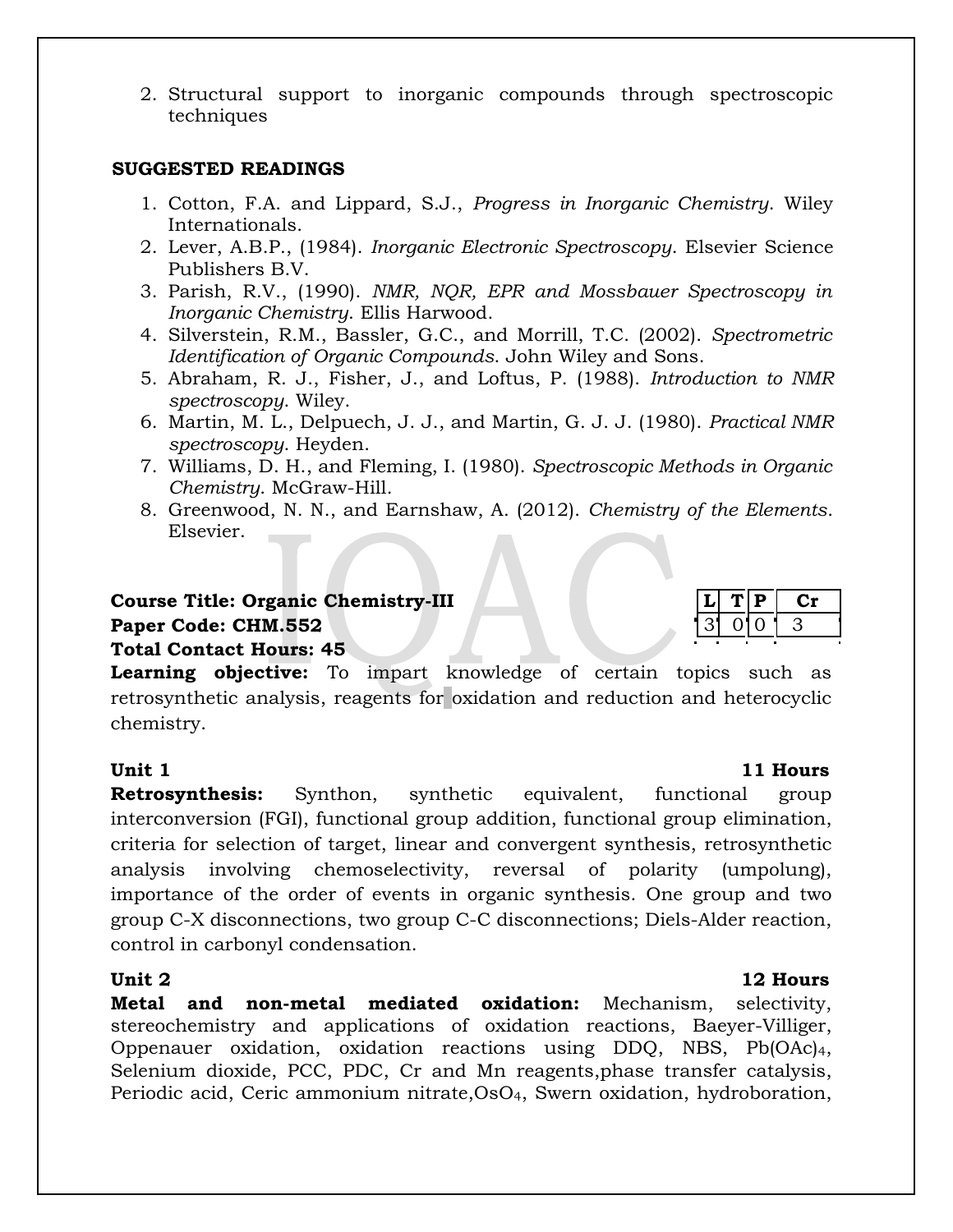2. Structural support to inorganic compounds through spectroscopic techniques

**SUGGESTED READINGS**

1. Cotton, F.A. and Lippard, S.J., *Progress in Inorganic Chemistry*. Wiley Internationals.
2. Lever, A.B.P., (1984). *Inorganic Electronic Spectroscopy*. Elsevier Science Publishers B.V.
3. Parish, R.V., (1990). *NMR, NQR, EPR and Mossbauer Spectroscopy in Inorganic Chemistry*. Ellis Harwood.
4. Silverstein, R.M., Bassler, G.C., and Morrill, T.C. (2002). *Spectrometric Identification of Organic Compounds*. John Wiley and Sons.
5. Abraham, R. J., Fisher, J., and Loftus, P. (1988). *Introduction to NMR spectroscopy*. Wiley.
6. Martin, M. L., Delpuech, J. J., and Martin, G. J. J. (1980). *Practical NMR spectroscopy*. Heyden.
7. Williams, D. H., and Fleming, I. (1980). *Spectroscopic Methods in Organic Chemistry*. McGraw-Hill.
8. Greenwood, N. N., and Earnshaw, A. (2012). *Chemistry of the Elements*. Elsevier.

**Course Title: Organic Chemistry-III**
**Paper Code: CHM.552**
**Total Contact Hours: 45**

| L | T | P | Cr |
|---|---|---|---|
| 3 | 0 | 0 | 3 |

**Learning objective:** To impart knowledge of certain topics such as retrosynthetic analysis, reagents for oxidation and reduction and heterocyclic chemistry.

**Unit 1** **11 Hours**

**Retrosynthesis:** Synthon, synthetic equivalent, functional group interconversion (FGI), functional group addition, functional group elimination, criteria for selection of target, linear and convergent synthesis, retrosynthetic analysis involving chemoselectivity, reversal of polarity (umpolung), importance of the order of events in organic synthesis. One group and two group C-X disconnections, two group C-C disconnections; Diels-Alder reaction, control in carbonyl condensation.

**Unit 2** **12 Hours**

**Metal and non-metal mediated oxidation:** Mechanism, selectivity, stereochemistry and applications of oxidation reactions, Baeyer-Villiger, Oppenauer oxidation, oxidation reactions using DDQ, NBS, $Pb(OAc)_4$, Selenium dioxide, PCC, PDC, Cr and Mn reagents,phase transfer catalysis, Periodic acid, Ceric ammonium nitrate,$OsO_4$, Swern oxidation, hydroboration,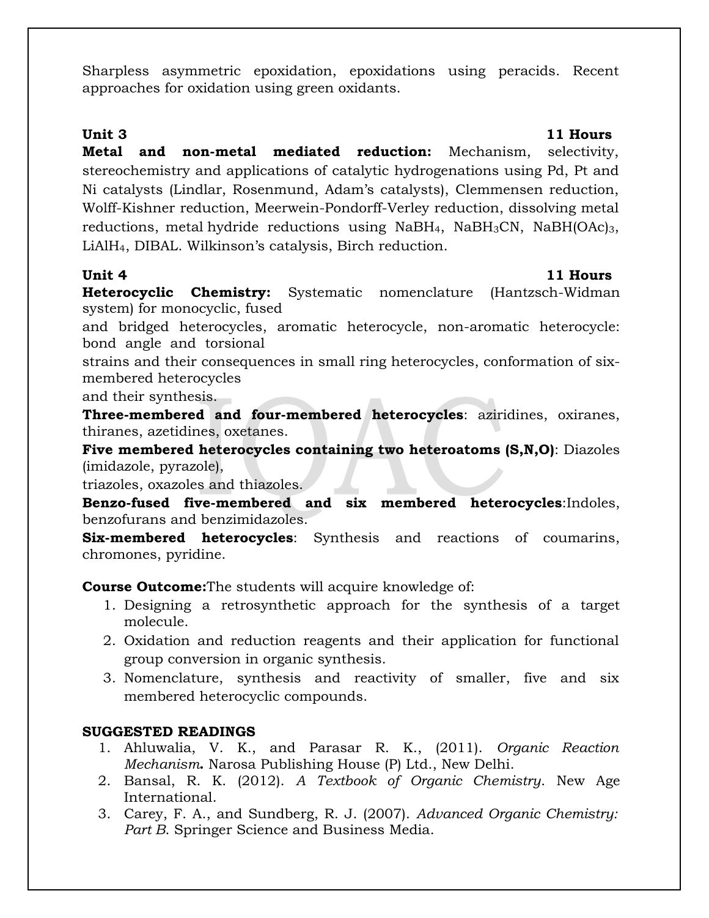Sharpless asymmetric epoxidation, epoxidations using peracids. Recent approaches for oxidation using green oxidants.

**Unit 3** **11 Hours**

**Metal and non-metal mediated reduction:** Mechanism, selectivity, stereochemistry and applications of catalytic hydrogenations using Pd, Pt and Ni catalysts (Lindlar, Rosenmund, Adam's catalysts), Clemmensen reduction, Wolff-Kishner reduction, Meerwein-Pondorff-Verley reduction, dissolving metal reductions, metal hydride reductions using $NaBH_4$, $NaBH_3CN$, $NaBH(OAc)_3$, $LiAlH_4$, DIBAL. Wilkinson's catalysis, Birch reduction.

**Unit 4** **11 Hours**

**Heterocyclic Chemistry:** Systematic nomenclature (Hantzsch-Widman system) for monocyclic, fused and bridged heterocycles, aromatic heterocycle, non-aromatic heterocycle: bond angle and torsional strains and their consequences in small ring heterocycles, conformation of six-membered heterocycles and their synthesis.

**Three-membered and four-membered heterocycles**: aziridines, oxiranes, thiranes, azetidines, oxetanes.

**Five membered heterocycles containing two heteroatoms (S,N,O)**: Diazoles (imidazole, pyrazole), triazoles, oxazoles and thiazoles.

**Benzo-fused five-membered and six membered heterocycles**:Indoles, benzofurans and benzimidazoles.

**Six-membered heterocycles**: Synthesis and reactions of coumarins, chromones, pyridine.

**Course Outcome:**The students will acquire knowledge of:

1. Designing a retrosynthetic approach for the synthesis of a target molecule.
2. Oxidation and reduction reagents and their application for functional group conversion in organic synthesis.
3. Nomenclature, synthesis and reactivity of smaller, five and six membered heterocyclic compounds.

**SUGGESTED READINGS**

1. Ahluwalia, V. K., and Parasar R. K., (2011). *Organic Reaction Mechanism***.** Narosa Publishing House (P) Ltd., New Delhi.
2. Bansal, R. K. (2012). *A Textbook of Organic Chemistry*. New Age International.
3. Carey, F. A., and Sundberg, R. J. (2007). *Advanced Organic Chemistry: Part B*. Springer Science and Business Media.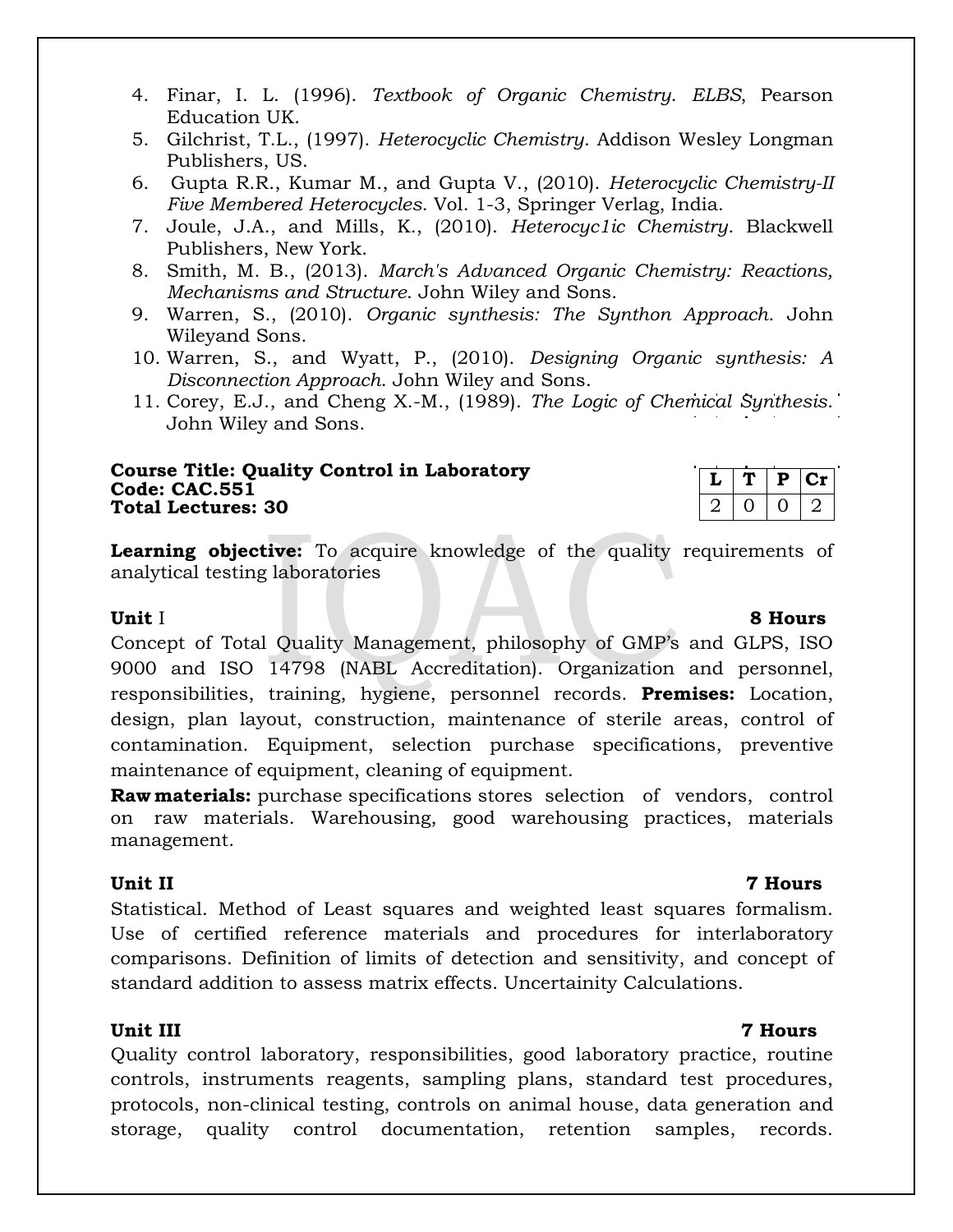4. Finar, I. L. (1996). *Textbook of Organic Chemistry. ELBS*, Pearson Education UK.
5. Gilchrist, T.L., (1997). *Heterocyclic Chemistry*. Addison Wesley Longman Publishers, US.
6. Gupta R.R., Kumar M., and Gupta V., (2010). *Heterocyclic Chemistry-II Five Membered Heterocycles*. Vol. 1-3, Springer Verlag, India.
7. Joule, J.A., and Mills, K., (2010). *Heterocyc1ic Chemistry*. Blackwell Publishers, New York.
8. Smith, M. B., (2013). *March's Advanced Organic Chemistry: Reactions, Mechanisms and Structure*. John Wiley and Sons.
9. Warren, S., (2010). *Organic synthesis: The Synthon Approach*. John Wileyand Sons.
10. Warren, S., and Wyatt, P., (2010). *Designing Organic synthesis: A Disconnection Approach*. John Wiley and Sons.
11. Corey, E.J., and Cheng X.-M., (1989). *The Logic of Chemical Synthesis*. John Wiley and Sons.

**Course Title: Quality Control in Laboratory**
**Code: CAC.551**
**Total Lectures: 30**

| L | T | P | Cr |
|---|---|---|---|
| 2 | 0 | 0 | 2 |

**Learning objective:** To acquire knowledge of the quality requirements of analytical testing laboratories

**Unit** I **8 Hours**

Concept of Total Quality Management, philosophy of GMP's and GLPS, ISO 9000 and ISO 14798 (NABL Accreditation). Organization and personnel, responsibilities, training, hygiene, personnel records. **Premises:** Location, design, plan layout, construction, maintenance of sterile areas, control of contamination. Equipment, selection purchase specifications, preventive maintenance of equipment, cleaning of equipment.

**Raw materials:** purchase specifications stores selection of vendors, control on raw materials. Warehousing, good warehousing practices, materials management.

**Unit II** **7 Hours**

Statistical. Method of Least squares and weighted least squares formalism. Use of certified reference materials and procedures for interlaboratory comparisons. Definition of limits of detection and sensitivity, and concept of standard addition to assess matrix effects. Uncertainity Calculations.

**Unit III** **7 Hours**

Quality control laboratory, responsibilities, good laboratory practice, routine controls, instruments reagents, sampling plans, standard test procedures, protocols, non-clinical testing, controls on animal house, data generation and storage, quality control documentation, retention samples, records.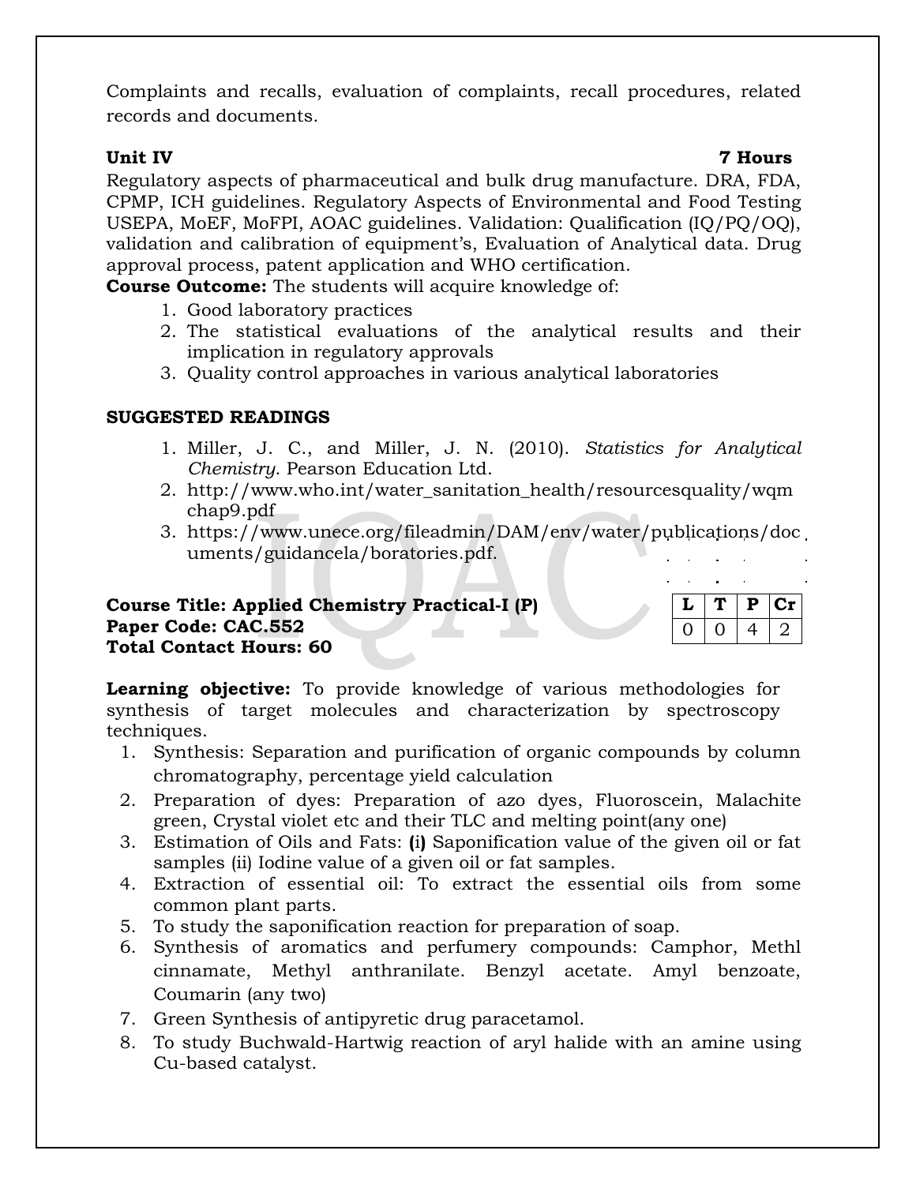Complaints and recalls, evaluation of complaints, recall procedures, related records and documents.

**Unit IV** **7 Hours**

Regulatory aspects of pharmaceutical and bulk drug manufacture. DRA, FDA, CPMP, ICH guidelines. Regulatory Aspects of Environmental and Food Testing USEPA, MoEF, MoFPI, AOAC guidelines. Validation: Qualification (IQ/PQ/OQ), validation and calibration of equipment's, Evaluation of Analytical data. Drug approval process, patent application and WHO certification.

**Course Outcome:** The students will acquire knowledge of:

1. Good laboratory practices
2. The statistical evaluations of the analytical results and their implication in regulatory approvals
3. Quality control approaches in various analytical laboratories

**SUGGESTED READINGS**

1. Miller, J. C., and Miller, J. N. (2010). *Statistics for Analytical Chemistry*. Pearson Education Ltd.
2. http://www.who.int/water_sanitation_health/resourcesquality/wqmchap9.pdf
3. https://www.unece.org/fileadmin/DAM/env/water/publications/documents/guidancela/boratories.pdf.

**Course Title: Applied Chemistry Practical-I (P)**
**Paper Code: CAC.552**
**Total Contact Hours: 60**

| L | T | P | Cr |
|---|---|---|---|
| 0 | 0 | 4 | 2 |

**Learning objective:** To provide knowledge of various methodologies for synthesis of target molecules and characterization by spectroscopy techniques.

1. Synthesis: Separation and purification of organic compounds by column chromatography, percentage yield calculation
2. Preparation of dyes: Preparation of azo dyes, Fluoroscein, Malachite green, Crystal violet etc and their TLC and melting point(any one)
3. Estimation of Oils and Fats: **(i)** Saponification value of the given oil or fat samples (ii) Iodine value of a given oil or fat samples.
4. Extraction of essential oil: To extract the essential oils from some common plant parts.
5. To study the saponification reaction for preparation of soap.
6. Synthesis of aromatics and perfumery compounds: Camphor, Methl cinnamate, Methyl anthranilate. Benzyl acetate. Amyl benzoate, Coumarin (any two)
7. Green Synthesis of antipyretic drug paracetamol.
8. To study Buchwald-Hartwig reaction of aryl halide with an amine using Cu-based catalyst.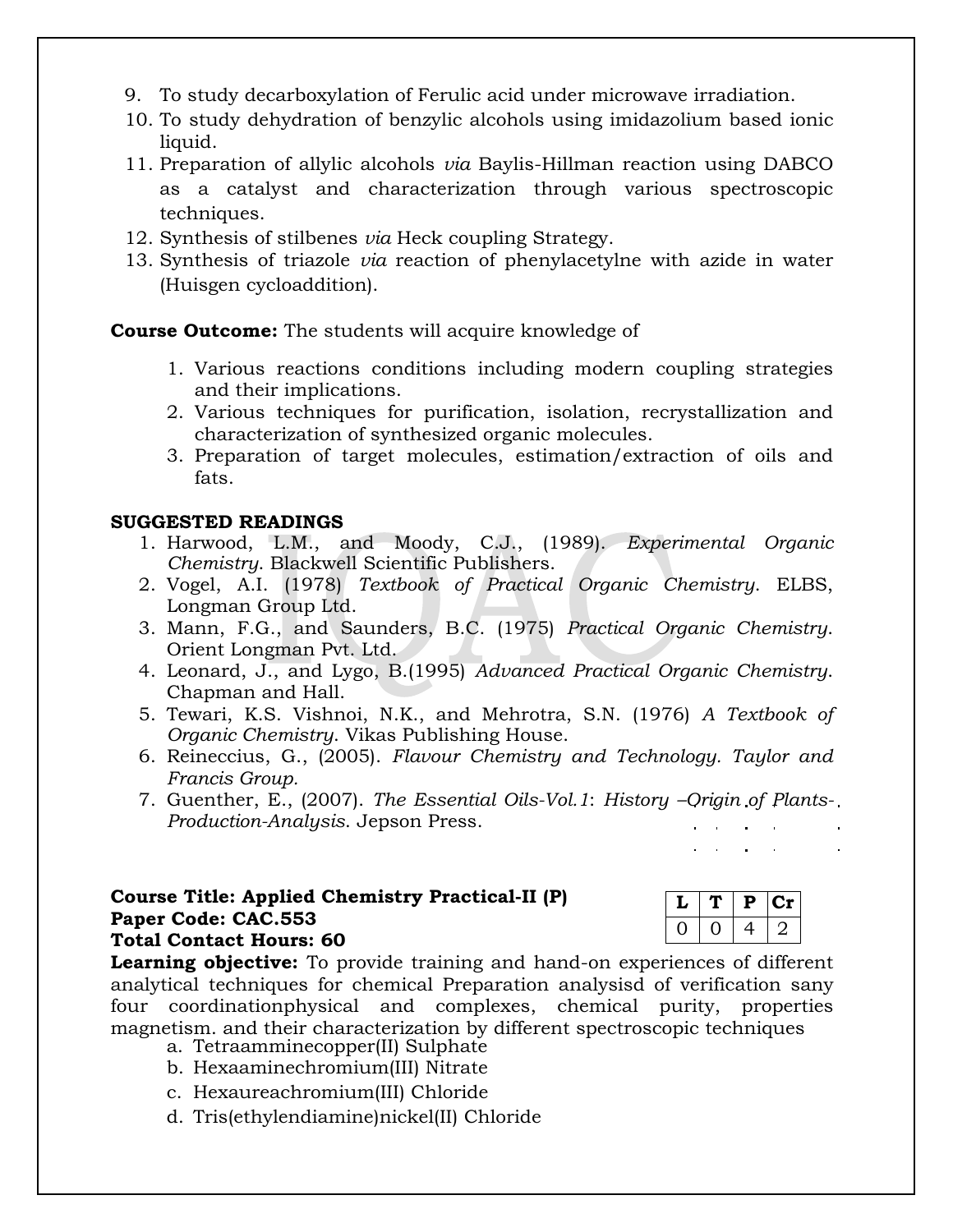9. To study decarboxylation of Ferulic acid under microwave irradiation.
10. To study dehydration of benzylic alcohols using imidazolium based ionic liquid.
11. Preparation of allylic alcohols *via* Baylis-Hillman reaction using DABCO as a catalyst and characterization through various spectroscopic techniques.
12. Synthesis of stilbenes *via* Heck coupling Strategy.
13. Synthesis of triazole *via* reaction of phenylacetylne with azide in water (Huisgen cycloaddition).

**Course Outcome:** The students will acquire knowledge of

1. Various reactions conditions including modern coupling strategies and their implications.
2. Various techniques for purification, isolation, recrystallization and characterization of synthesized organic molecules.
3. Preparation of target molecules, estimation/extraction of oils and fats.

**SUGGESTED READINGS**

1. Harwood, L.M., and Moody, C.J., (1989). *Experimental Organic Chemistry*. Blackwell Scientific Publishers.
2. Vogel, A.I. (1978) *Textbook of Practical Organic Chemistry*. ELBS, Longman Group Ltd.
3. Mann, F.G., and Saunders, B.C. (1975) *Practical Organic Chemistry*. Orient Longman Pvt. Ltd.
4. Leonard, J., and Lygo, B.(1995) *Advanced Practical Organic Chemistry*. Chapman and Hall.
5. Tewari, K.S. Vishnoi, N.K., and Mehrotra, S.N. (1976) *A Textbook of Organic Chemistry*. Vikas Publishing House.
6. Reineccius, G., (2005). *Flavour Chemistry and Technology. Taylor and Francis Group.*
7. Guenther, E., (2007). *The Essential Oils-Vol.1*: *History –Origin of Plants-Production-Analysis*. Jepson Press.

**Course Title: Applied Chemistry Practical-II (P)**
**Paper Code: CAC.553**
**Total Contact Hours: 60**

| L | T | P | Cr |
|---|---|---|---|
| 0 | 0 | 4 | 2 |

**Learning objective:** To provide training and hand-on experiences of different analytical techniques for chemical Preparation analysisd of verification sany four coordinationphysical and complexes, chemical purity, properties magnetism. and their characterization by different spectroscopic techniques

a. Tetraamminecopper(II) Sulphate
b. Hexaaminechromium(III) Nitrate
c. Hexaureachromium(III) Chloride
d. Tris(ethylendiamine)nickel(II) Chloride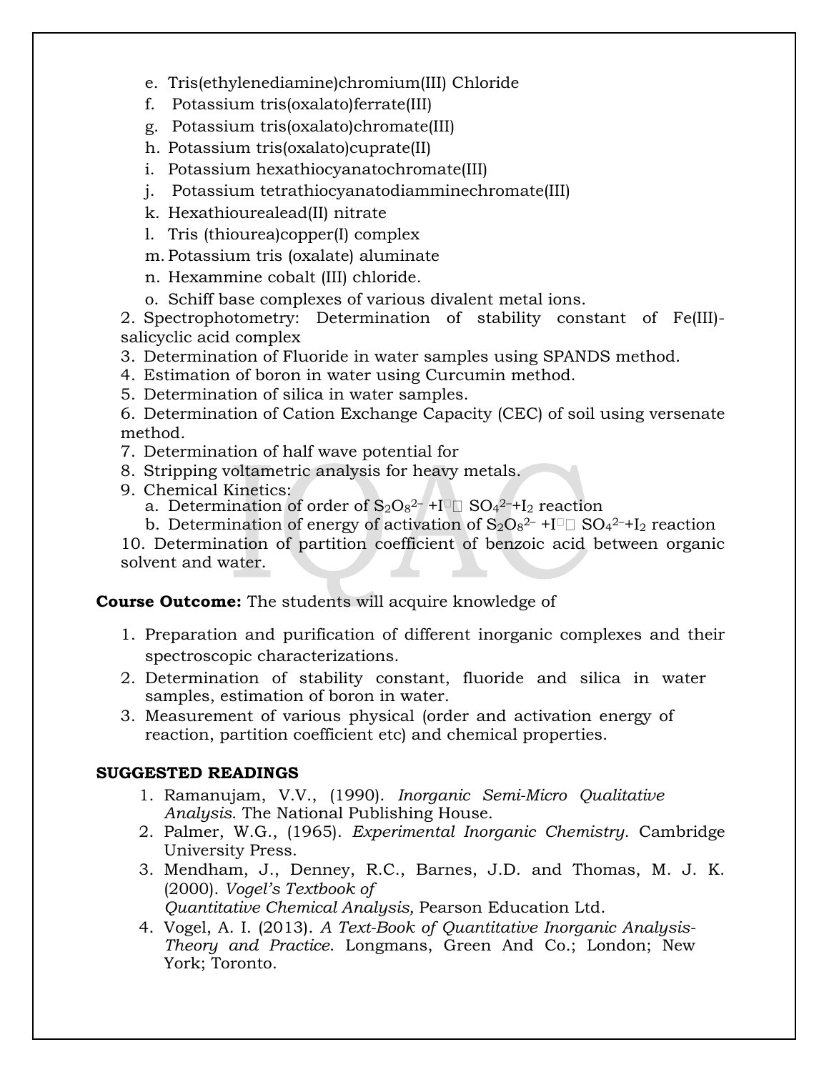e. Tris(ethylenediamine)chromium(III) Chloride
f. Potassium tris(oxalato)ferrate(III)
g. Potassium tris(oxalato)chromate(III)
h. Potassium tris(oxalato)cuprate(II)
i. Potassium hexathiocyanatochromate(III)
j. Potassium tetrathiocyanatodiamminechromate(III)
k. Hexathiourealead(II) nitrate
l. Tris (thiourea)copper(I) complex
m. Potassium tris (oxalate) aluminate
n. Hexammine cobalt (III) chloride.
o. Schiff base complexes of various divalent metal ions.

2. Spectrophotometry: Determination of stability constant of Fe(III)-salicyclic acid complex
3. Determination of Fluoride in water samples using SPANDS method.
4. Estimation of boron in water using Curcumin method.
5. Determination of silica in water samples.
6. Determination of Cation Exchange Capacity (CEC) of soil using versenate method.
7. Determination of half wave potential for
8. Stripping voltametric analysis for heavy metals.
9. Chemical Kinetics:
   a. Determination of order of $S_2O_8^{2-} + I^- \rightarrow SO_4^{2-} + I_2$ reaction
   b. Determination of energy of activation of $S_2O_8^{2-} + I^- \rightarrow SO_4^{2-} + I_2$ reaction
10. Determination of partition coefficient of benzoic acid between organic solvent and water.

**Course Outcome:** The students will acquire knowledge of

1. Preparation and purification of different inorganic complexes and their spectroscopic characterizations.
2. Determination of stability constant, fluoride and silica in water samples, estimation of boron in water.
3. Measurement of various physical (order and activation energy of reaction, partition coefficient etc) and chemical properties.

**SUGGESTED READINGS**

1. Ramanujam, V.V., (1990). *Inorganic Semi-Micro Qualitative Analysis*. The National Publishing House.
2. Palmer, W.G., (1965). *Experimental Inorganic Chemistry*. Cambridge University Press.
3. Mendham, J., Denney, R.C., Barnes, J.D. and Thomas, M. J. K. (2000). *Vogel's Textbook of Quantitative Chemical Analysis,* Pearson Education Ltd.
4. Vogel, A. I. (2013). *A Text-Book of Quantitative Inorganic Analysis-Theory and Practice*. Longmans, Green And Co.; London; New York; Toronto.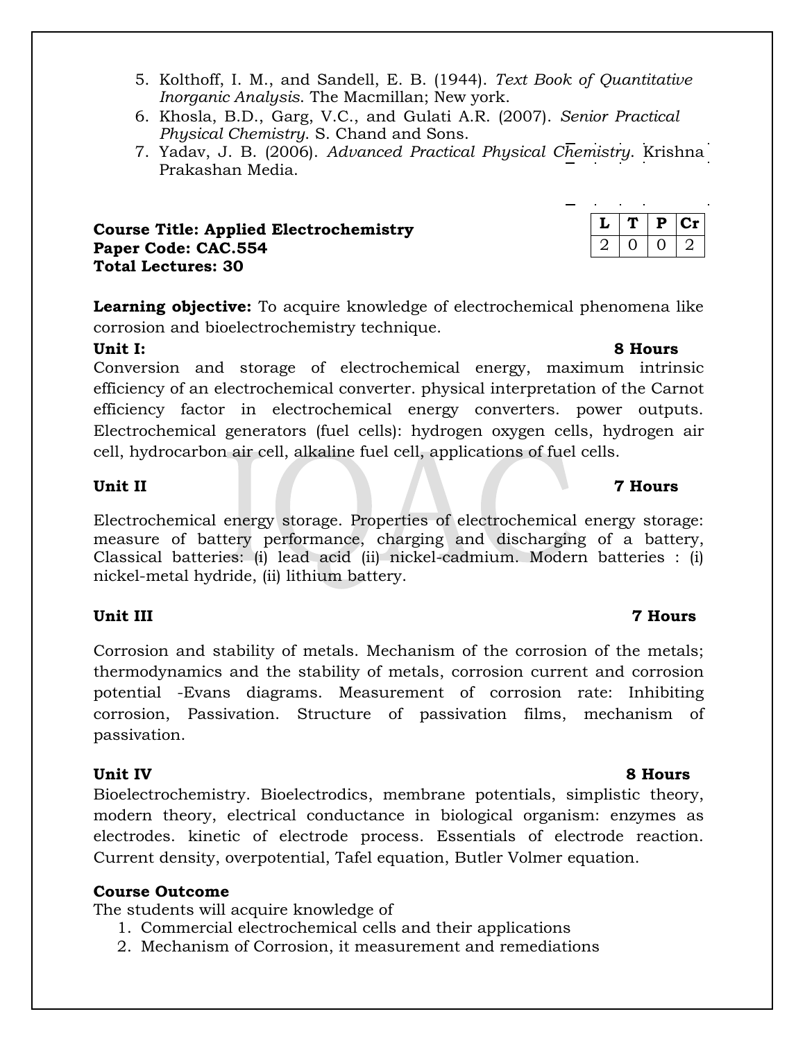5. Kolthoff, I. M., and Sandell, E. B. (1944). *Text Book of Quantitative Inorganic Analysis*. The Macmillan; New york.
6. Khosla, B.D., Garg, V.C., and Gulati A.R. (2007). *Senior Practical Physical Chemistry*. S. Chand and Sons.
7. Yadav, J. B. (2006). *Advanced Practical Physical Chemistry*. Krishna Prakashan Media.

**Course Title: Applied Electrochemistry**
**Paper Code: CAC.554**
**Total Lectures: 30**

| L | T | P | Cr |
|---|---|---|---|
| 2 | 0 | 0 | 2 |

**Learning objective:** To acquire knowledge of electrochemical phenomena like corrosion and bioelectrochemistry technique.

**Unit I:** **8 Hours**

Conversion and storage of electrochemical energy, maximum intrinsic efficiency of an electrochemical converter. physical interpretation of the Carnot efficiency factor in electrochemical energy converters. power outputs. Electrochemical generators (fuel cells): hydrogen oxygen cells, hydrogen air cell, hydrocarbon air cell, alkaline fuel cell, applications of fuel cells.

**Unit II** **7 Hours**

Electrochemical energy storage. Properties of electrochemical energy storage: measure of battery performance, charging and discharging of a battery, Classical batteries: (i) lead acid (ii) nickel-cadmium. Modern batteries : (i) nickel-metal hydride, (ii) lithium battery.

**Unit III** **7 Hours**

Corrosion and stability of metals. Mechanism of the corrosion of the metals; thermodynamics and the stability of metals, corrosion current and corrosion potential -Evans diagrams. Measurement of corrosion rate: Inhibiting corrosion, Passivation. Structure of passivation films, mechanism of passivation.

**Unit IV** **8 Hours**

Bioelectrochemistry. Bioelectrodics, membrane potentials, simplistic theory, modern theory, electrical conductance in biological organism: enzymes as electrodes. kinetic of electrode process. Essentials of electrode reaction. Current density, overpotential, Tafel equation, Butler Volmer equation.

**Course Outcome**

The students will acquire knowledge of

1. Commercial electrochemical cells and their applications
2. Mechanism of Corrosion, it measurement and remediations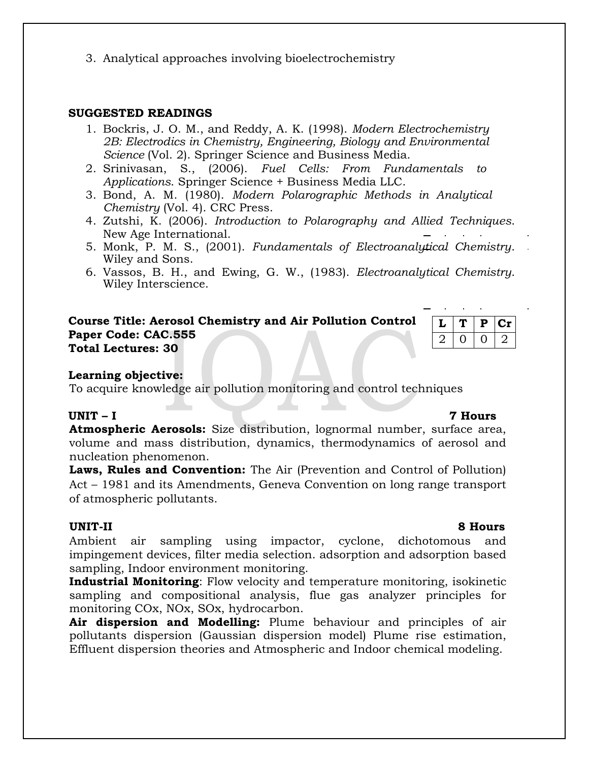3. Analytical approaches involving bioelectrochemistry

**SUGGESTED READINGS**

1. Bockris, J. O. M., and Reddy, A. K. (1998). *Modern Electrochemistry 2B: Electrodics in Chemistry, Engineering, Biology and Environmental Science* (Vol. 2). Springer Science and Business Media.
2. Srinivasan, S., (2006). *Fuel Cells: From Fundamentals to Applications*. Springer Science + Business Media LLC.
3. Bond, A. M. (1980). *Modern Polarographic Methods in Analytical Chemistry* (Vol. 4). CRC Press.
4. Zutshi, K. (2006). *Introduction to Polarography and Allied Techniques*. New Age International.
5. Monk, P. M. S., (2001). *Fundamentals of Electroanalytical Chemistry*. Wiley and Sons.
6. Vassos, B. H., and Ewing, G. W., (1983). *Electroanalytical Chemistry*. Wiley Interscience.

**Course Title: Aerosol Chemistry and Air Pollution Control**
**Paper Code: CAC.555**
**Total Lectures: 30**

| L | T | P | Cr |
|---|---|---|---|
| 2 | 0 | 0 | 2 |

**Learning objective:**
To acquire knowledge air pollution monitoring and control techniques

**UNIT – I** **7 Hours**

**Atmospheric Aerosols:** Size distribution, lognormal number, surface area, volume and mass distribution, dynamics, thermodynamics of aerosol and nucleation phenomenon.

**Laws, Rules and Convention:** The Air (Prevention and Control of Pollution) Act – 1981 and its Amendments, Geneva Convention on long range transport of atmospheric pollutants.

**UNIT-II** **8 Hours**

Ambient air sampling using impactor, cyclone, dichotomous and impingement devices, filter media selection. adsorption and adsorption based sampling, Indoor environment monitoring.

**Industrial Monitoring**: Flow velocity and temperature monitoring, isokinetic sampling and compositional analysis, flue gas analyzer principles for monitoring COx, NOx, SOx, hydrocarbon.

**Air dispersion and Modelling:** Plume behaviour and principles of air pollutants dispersion (Gaussian dispersion model) Plume rise estimation, Effluent dispersion theories and Atmospheric and Indoor chemical modeling.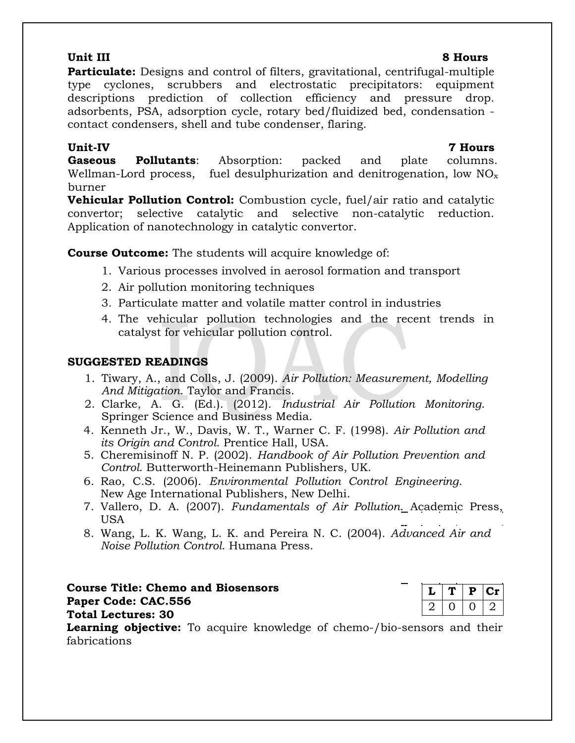**Unit III** **8 Hours**

**Particulate:** Designs and control of filters, gravitational, centrifugal-multiple type cyclones, scrubbers and electrostatic precipitators: equipment descriptions prediction of collection efficiency and pressure drop. adsorbents, PSA, adsorption cycle, rotary bed/fluidized bed, condensation - contact condensers, shell and tube condenser, flaring.

**Unit-IV** **7 Hours**

**Gaseous Pollutants**: Absorption: packed and plate columns. Wellman-Lord process, fuel desulphurization and denitrogenation, low $NO_x$ burner

**Vehicular Pollution Control:** Combustion cycle, fuel/air ratio and catalytic convertor; selective catalytic and selective non-catalytic reduction. Application of nanotechnology in catalytic convertor.

**Course Outcome:** The students will acquire knowledge of:

1. Various processes involved in aerosol formation and transport
2. Air pollution monitoring techniques
3. Particulate matter and volatile matter control in industries
4. The vehicular pollution technologies and the recent trends in catalyst for vehicular pollution control.

**SUGGESTED READINGS**

1. Tiwary, A., and Colls, J. (2009). *Air Pollution: Measurement, Modelling And Mitigation*. Taylor and Francis.
2. Clarke, A. G. (Ed.). (2012). *Industrial Air Pollution Monitoring*. Springer Science and Business Media.
4. Kenneth Jr., W., Davis, W. T., Warner C. F. (1998). *Air Pollution and its Origin and Control*. Prentice Hall, USA.
5. Cheremisinoff N. P. (2002). *Handbook of Air Pollution Prevention and Control*. Butterworth-Heinemann Publishers, UK.
6. Rao, C.S. (2006). *Environmental Pollution Control Engineering*. New Age International Publishers, New Delhi.
7. Vallero, D. A. (2007). *Fundamentals of Air Pollution*. Academic Press, USA
8. Wang, L. K. Wang, L. K. and Pereira N. C. (2004). *Advanced Air and Noise Pollution Control*. Humana Press.

**Course Title: Chemo and Biosensors**
**Paper Code: CAC.556**
**Total Lectures: 30**

| L | T | P | Cr |
|---|---|---|---|
| 2 | 0 | 0 | 2 |

**Learning objective:** To acquire knowledge of chemo-/bio-sensors and their fabrications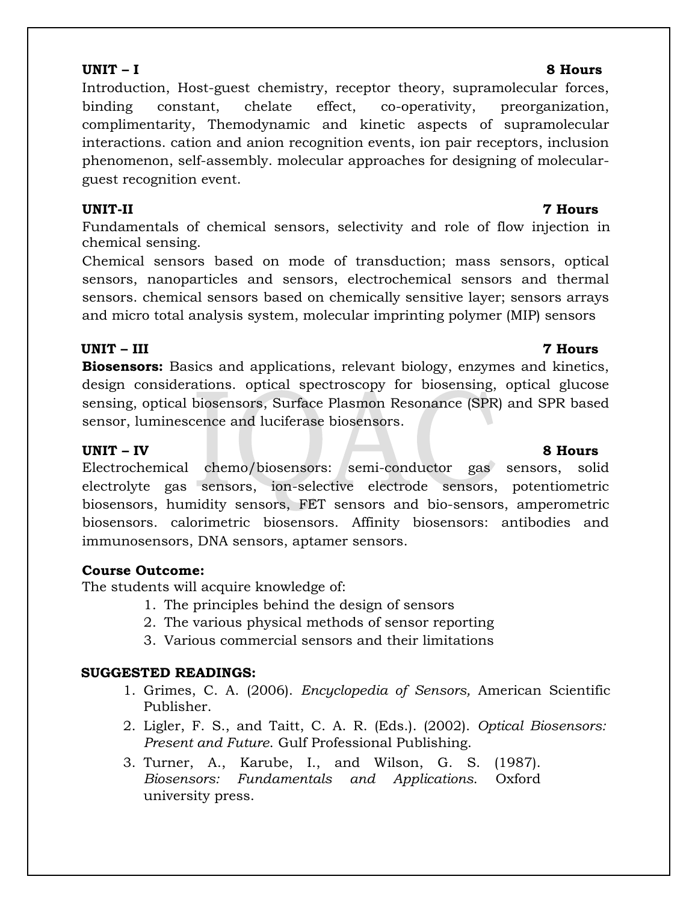**UNIT – I** **8 Hours**

Introduction, Host-guest chemistry, receptor theory, supramolecular forces, binding constant, chelate effect, co-operativity, preorganization, complimentarity, Themodynamic and kinetic aspects of supramolecular interactions. cation and anion recognition events, ion pair receptors, inclusion phenomenon, self-assembly. molecular approaches for designing of molecular-guest recognition event.

**UNIT-II** **7 Hours**

Fundamentals of chemical sensors, selectivity and role of flow injection in chemical sensing.

Chemical sensors based on mode of transduction; mass sensors, optical sensors, nanoparticles and sensors, electrochemical sensors and thermal sensors. chemical sensors based on chemically sensitive layer; sensors arrays and micro total analysis system, molecular imprinting polymer (MIP) sensors

**UNIT – III** **7 Hours**

**Biosensors:** Basics and applications, relevant biology, enzymes and kinetics, design considerations. optical spectroscopy for biosensing, optical glucose sensing, optical biosensors, Surface Plasmon Resonance (SPR) and SPR based sensor, luminescence and luciferase biosensors.

**UNIT – IV** **8 Hours**

Electrochemical chemo/biosensors: semi-conductor gas sensors, solid electrolyte gas sensors, ion-selective electrode sensors, potentiometric biosensors, humidity sensors, FET sensors and bio-sensors, amperometric biosensors. calorimetric biosensors. Affinity biosensors: antibodies and immunosensors, DNA sensors, aptamer sensors.

**Course Outcome:**

The students will acquire knowledge of:

1. The principles behind the design of sensors
2. The various physical methods of sensor reporting
3. Various commercial sensors and their limitations

**SUGGESTED READINGS:**

1. Grimes, C. A. (2006). *Encyclopedia of Sensors,* American Scientific Publisher.
2. Ligler, F. S., and Taitt, C. A. R. (Eds.). (2002). *Optical Biosensors: Present and Future*. Gulf Professional Publishing.
3. Turner, A., Karube, I., and Wilson, G. S. (1987). *Biosensors: Fundamentals and Applications*. Oxford university press.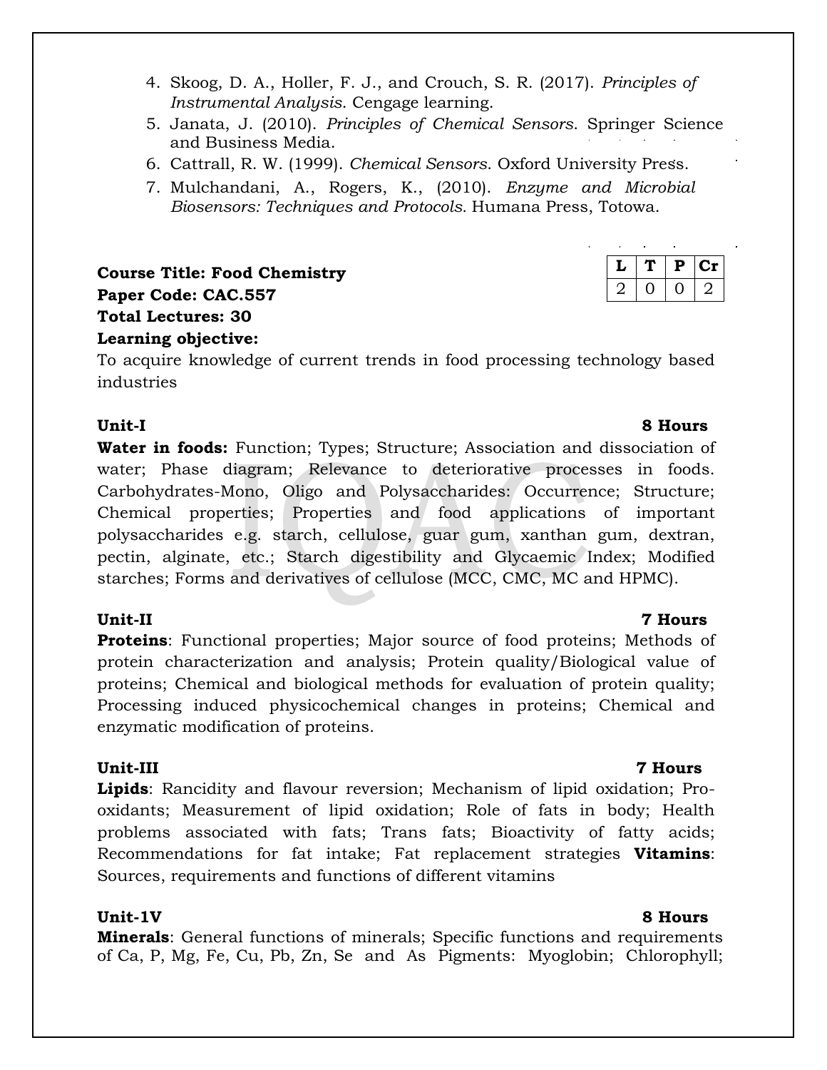4. Skoog, D. A., Holler, F. J., and Crouch, S. R. (2017). *Principles of Instrumental Analysis*. Cengage learning.
5. Janata, J. (2010). *Principles of Chemical Sensors*. Springer Science and Business Media.
6. Cattrall, R. W. (1999). *Chemical Sensors*. Oxford University Press.
7. Mulchandani, A., Rogers, K., (2010). *Enzyme and Microbial Biosensors: Techniques and Protocols*. Humana Press, Totowa.

| L | T | P | Cr |
|---|---|---|---|
| 2 | 0 | 0 | 2 |

**Course Title: Food Chemistry**
**Paper Code: CAC.557**
**Total Lectures: 30**
**Learning objective:**

To acquire knowledge of current trends in food processing technology based industries

**Unit-I** **8 Hours**

**Water in foods:** Function; Types; Structure; Association and dissociation of water; Phase diagram; Relevance to deteriorative processes in foods. Carbohydrates-Mono, Oligo and Polysaccharides: Occurrence; Structure; Chemical properties; Properties and food applications of important polysaccharides e.g. starch, cellulose, guar gum, xanthan gum, dextran, pectin, alginate, etc.; Starch digestibility and Glycaemic Index; Modified starches; Forms and derivatives of cellulose (MCC, CMC, MC and HPMC).

**Unit-II** **7 Hours**

**Proteins**: Functional properties; Major source of food proteins; Methods of protein characterization and analysis; Protein quality/Biological value of proteins; Chemical and biological methods for evaluation of protein quality; Processing induced physicochemical changes in proteins; Chemical and enzymatic modification of proteins.

**Unit-III** **7 Hours**

**Lipids**: Rancidity and flavour reversion; Mechanism of lipid oxidation; Pro-oxidants; Measurement of lipid oxidation; Role of fats in body; Health problems associated with fats; Trans fats; Bioactivity of fatty acids; Recommendations for fat intake; Fat replacement strategies **Vitamins**: Sources, requirements and functions of different vitamins

**Unit-1V** **8 Hours**

**Minerals**: General functions of minerals; Specific functions and requirements of Ca, P, Mg, Fe, Cu, Pb, Zn, Se and As Pigments: Myoglobin; Chlorophyll;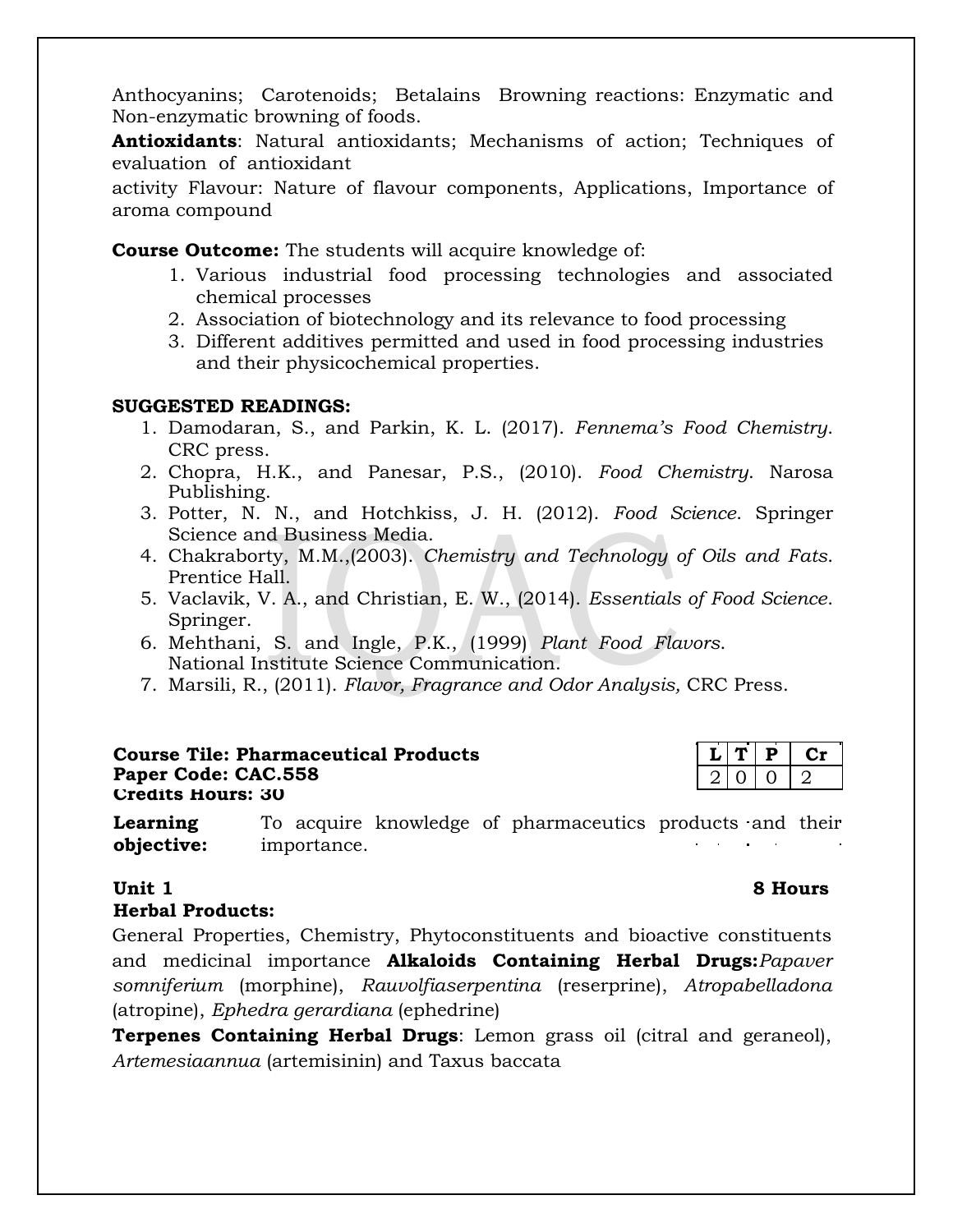Anthocyanins; Carotenoids; Betalains Browning reactions: Enzymatic and Non-enzymatic browning of foods.

**Antioxidants**: Natural antioxidants; Mechanisms of action; Techniques of evaluation of antioxidant

activity Flavour: Nature of flavour components, Applications, Importance of aroma compound

**Course Outcome:** The students will acquire knowledge of:

1. Various industrial food processing technologies and associated chemical processes
2. Association of biotechnology and its relevance to food processing
3. Different additives permitted and used in food processing industries and their physicochemical properties.

**SUGGESTED READINGS:**

1. Damodaran, S., and Parkin, K. L. (2017). *Fennema's Food Chemistry*. CRC press.
2. Chopra, H.K., and Panesar, P.S., (2010). *Food Chemistry*. Narosa Publishing.
3. Potter, N. N., and Hotchkiss, J. H. (2012). *Food Science*. Springer Science and Business Media.
4. Chakraborty, M.M.,(2003). *Chemistry and Technology of Oils and Fats*. Prentice Hall.
5. Vaclavik, V. A., and Christian, E. W., (2014). *Essentials of Food Science*. Springer.
6. Mehthani, S. and Ingle, P.K., (1999) *Plant Food Flavors*. National Institute Science Communication.
7. Marsili, R., (2011). *Flavor, Fragrance and Odor Analysis,* CRC Press.

**Course Tile: Pharmaceutical Products**
**Paper Code: CAC.558**
**Credits Hours: 30**

| L | T | P | Cr |
|---|---|---|---|
| 2 | 0 | 0 | 2 |

**Learning objective:** To acquire knowledge of pharmaceutics products and their importance.

**Unit 1** **8 Hours**

**Herbal Products:**

General Properties, Chemistry, Phytoconstituents and bioactive constituents and medicinal importance **Alkaloids Containing Herbal Drugs:** *Papaver somniferium* (morphine), *Rauvolfiaserpentina* (reserprine), *Atropabelladona* (atropine), *Ephedra gerardiana* (ephedrine)

**Terpenes Containing Herbal Drugs**: Lemon grass oil (citral and geraneol), *Artemesiaannua* (artemisinin) and Taxus baccata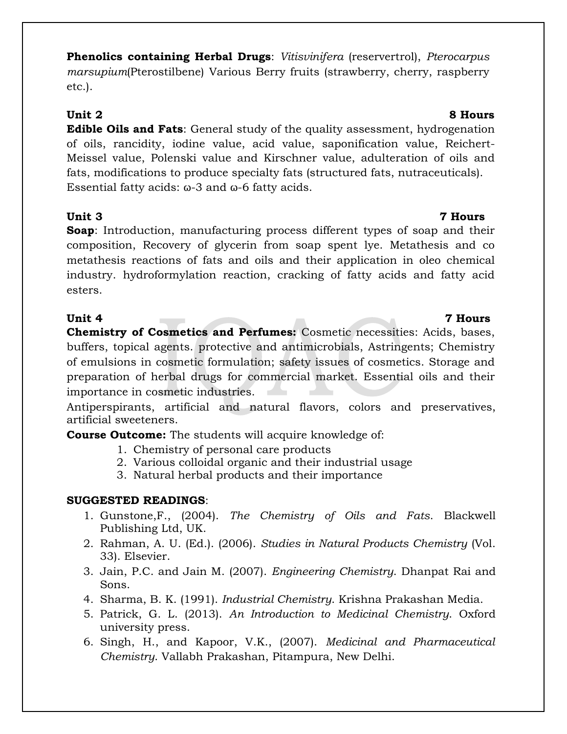**Phenolics containing Herbal Drugs**: *Vitisvinifera* (reservertrol), *Pterocarpus marsupium*(Pterostilbene) Various Berry fruits (strawberry, cherry, raspberry etc.).

**Unit 2 8 Hours**

**Edible Oils and Fats**: General study of the quality assessment, hydrogenation of oils, rancidity, iodine value, acid value, saponification value, Reichert-Meissel value, Polenski value and Kirschner value, adulteration of oils and fats, modifications to produce specialty fats (structured fats, nutraceuticals). Essential fatty acids: ω-3 and ω-6 fatty acids.

**Unit 3 7 Hours**

**Soap**: Introduction, manufacturing process different types of soap and their composition, Recovery of glycerin from soap spent lye. Metathesis and co metathesis reactions of fats and oils and their application in oleo chemical industry. hydroformylation reaction, cracking of fatty acids and fatty acid esters.

**Unit 4 7 Hours**

**Chemistry of Cosmetics and Perfumes:** Cosmetic necessities: Acids, bases, buffers, topical agents. protective and antimicrobials, Astringents; Chemistry of emulsions in cosmetic formulation; safety issues of cosmetics. Storage and preparation of herbal drugs for commercial market. Essential oils and their importance in cosmetic industries.

Antiperspirants, artificial and natural flavors, colors and preservatives, artificial sweeteners.

**Course Outcome:** The students will acquire knowledge of:

1. Chemistry of personal care products
2. Various colloidal organic and their industrial usage
3. Natural herbal products and their importance

**SUGGESTED READINGS**:

1. Gunstone,F., (2004). *The Chemistry of Oils and Fats*. Blackwell Publishing Ltd, UK.
2. Rahman, A. U. (Ed.). (2006). *Studies in Natural Products Chemistry* (Vol. 33). Elsevier.
3. Jain, P.C. and Jain M. (2007). *Engineering Chemistry*. Dhanpat Rai and Sons.
4. Sharma, B. K. (1991). *Industrial Chemistry*. Krishna Prakashan Media.
5. Patrick, G. L. (2013). *An Introduction to Medicinal Chemistry*. Oxford university press.
6. Singh, H., and Kapoor, V.K., (2007). *Medicinal and Pharmaceutical Chemistry*. Vallabh Prakashan, Pitampura, New Delhi.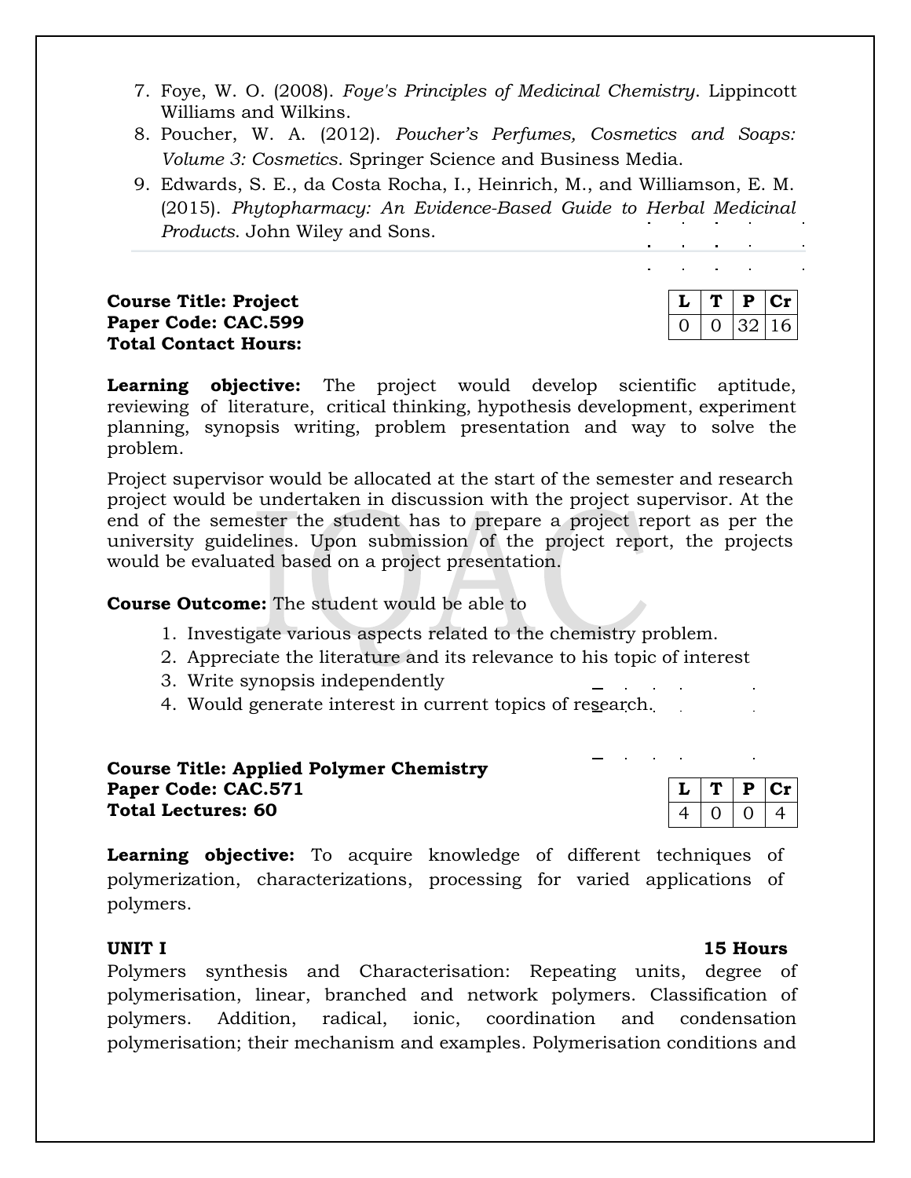7. Foye, W. O. (2008). *Foye's Principles of Medicinal Chemistry*. Lippincott Williams and Wilkins.
8. Poucher, W. A. (2012). *Poucher's Perfumes, Cosmetics and Soaps: Volume 3: Cosmetics*. Springer Science and Business Media.
9. Edwards, S. E., da Costa Rocha, I., Heinrich, M., and Williamson, E. M. (2015). *Phytopharmacy: An Evidence-Based Guide to Herbal Medicinal Products*. John Wiley and Sons.

**Course Title: Project**
**Paper Code: CAC.599**
**Total Contact Hours:**

| L | T | P | Cr |
|---|---|---|---|
| 0 | 0 | 32 | 16 |

**Learning objective:** The project would develop scientific aptitude, reviewing of literature, critical thinking, hypothesis development, experiment planning, synopsis writing, problem presentation and way to solve the problem.

Project supervisor would be allocated at the start of the semester and research project would be undertaken in discussion with the project supervisor. At the end of the semester the student has to prepare a project report as per the university guidelines. Upon submission of the project report, the projects would be evaluated based on a project presentation.

**Course Outcome:** The student would be able to

1. Investigate various aspects related to the chemistry problem.
2. Appreciate the literature and its relevance to his topic of interest
3. Write synopsis independently
4. Would generate interest in current topics of research.

**Course Title: Applied Polymer Chemistry**
**Paper Code: CAC.571**
**Total Lectures: 60**

| L | T | P | Cr |
|---|---|---|---|
| 4 | 0 | 0 | 4 |

**Learning objective:** To acquire knowledge of different techniques of polymerization, characterizations, processing for varied applications of polymers.

**UNIT I** **15 Hours**

Polymers synthesis and Characterisation: Repeating units, degree of polymerisation, linear, branched and network polymers. Classification of polymers. Addition, radical, ionic, coordination and condensation polymerisation; their mechanism and examples. Polymerisation conditions and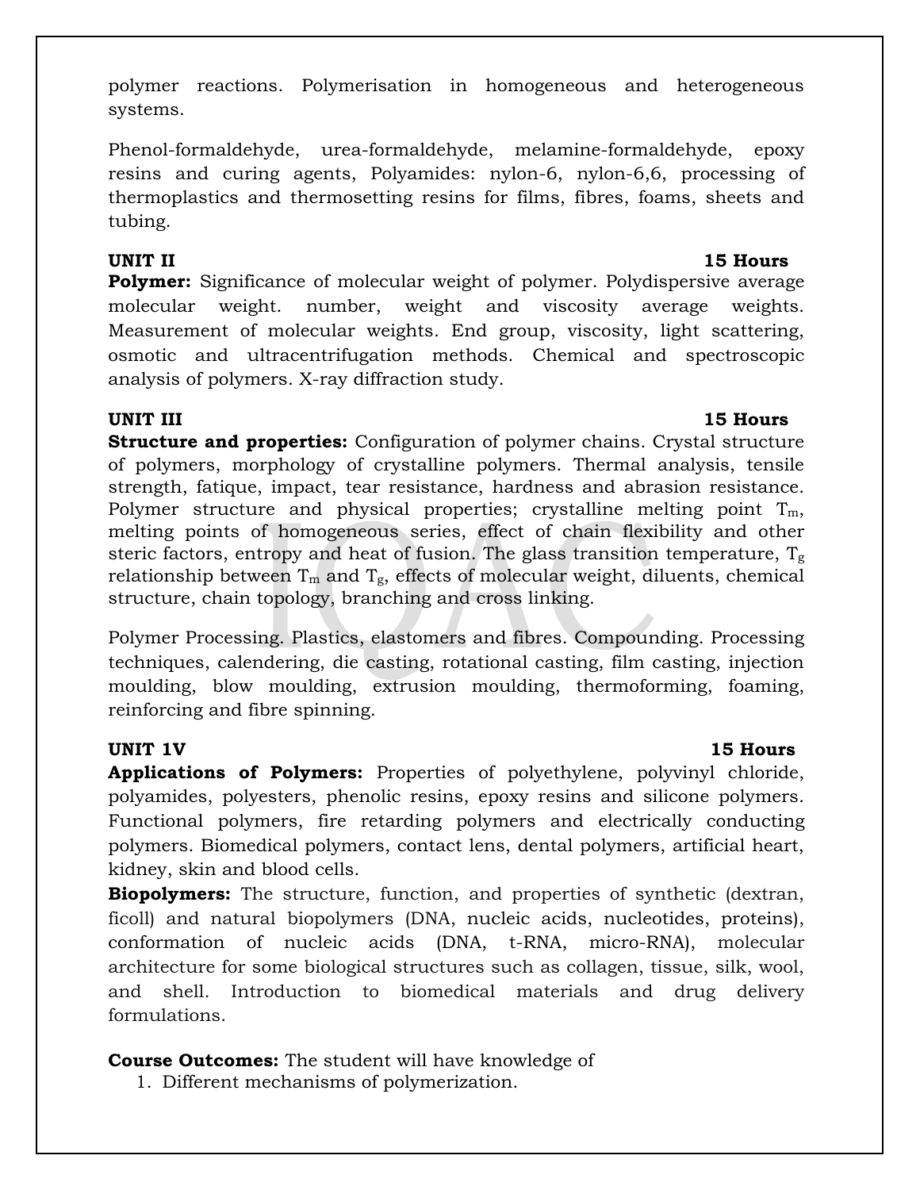polymer reactions. Polymerisation in homogeneous and heterogeneous systems.

Phenol-formaldehyde, urea-formaldehyde, melamine-formaldehyde, epoxy resins and curing agents, Polyamides: nylon-6, nylon-6,6, processing of thermoplastics and thermosetting resins for films, fibres, foams, sheets and tubing.

**UNIT II** **15 Hours**

**Polymer:** Significance of molecular weight of polymer. Polydispersive average molecular weight. number, weight and viscosity average weights. Measurement of molecular weights. End group, viscosity, light scattering, osmotic and ultracentrifugation methods. Chemical and spectroscopic analysis of polymers. X-ray diffraction study.

**UNIT III** **15 Hours**

**Structure and properties:** Configuration of polymer chains. Crystal structure of polymers, morphology of crystalline polymers. Thermal analysis, tensile strength, fatique, impact, tear resistance, hardness and abrasion resistance. Polymer structure and physical properties; crystalline melting point $T_m$, melting points of homogeneous series, effect of chain flexibility and other steric factors, entropy and heat of fusion. The glass transition temperature, $T_g$ relationship between $T_m$ and $T_g$, effects of molecular weight, diluents, chemical structure, chain topology, branching and cross linking.

Polymer Processing. Plastics, elastomers and fibres. Compounding. Processing techniques, calendering, die casting, rotational casting, film casting, injection moulding, blow moulding, extrusion moulding, thermoforming, foaming, reinforcing and fibre spinning.

**UNIT 1V** **15 Hours**

**Applications of Polymers:** Properties of polyethylene, polyvinyl chloride, polyamides, polyesters, phenolic resins, epoxy resins and silicone polymers. Functional polymers, fire retarding polymers and electrically conducting polymers. Biomedical polymers, contact lens, dental polymers, artificial heart, kidney, skin and blood cells.

**Biopolymers:** The structure, function, and properties of synthetic (dextran, ficoll) and natural biopolymers (DNA, nucleic acids, nucleotides, proteins), conformation of nucleic acids (DNA, t-RNA, micro-RNA), molecular architecture for some biological structures such as collagen, tissue, silk, wool, and shell. Introduction to biomedical materials and drug delivery formulations.

**Course Outcomes:** The student will have knowledge of

1. Different mechanisms of polymerization.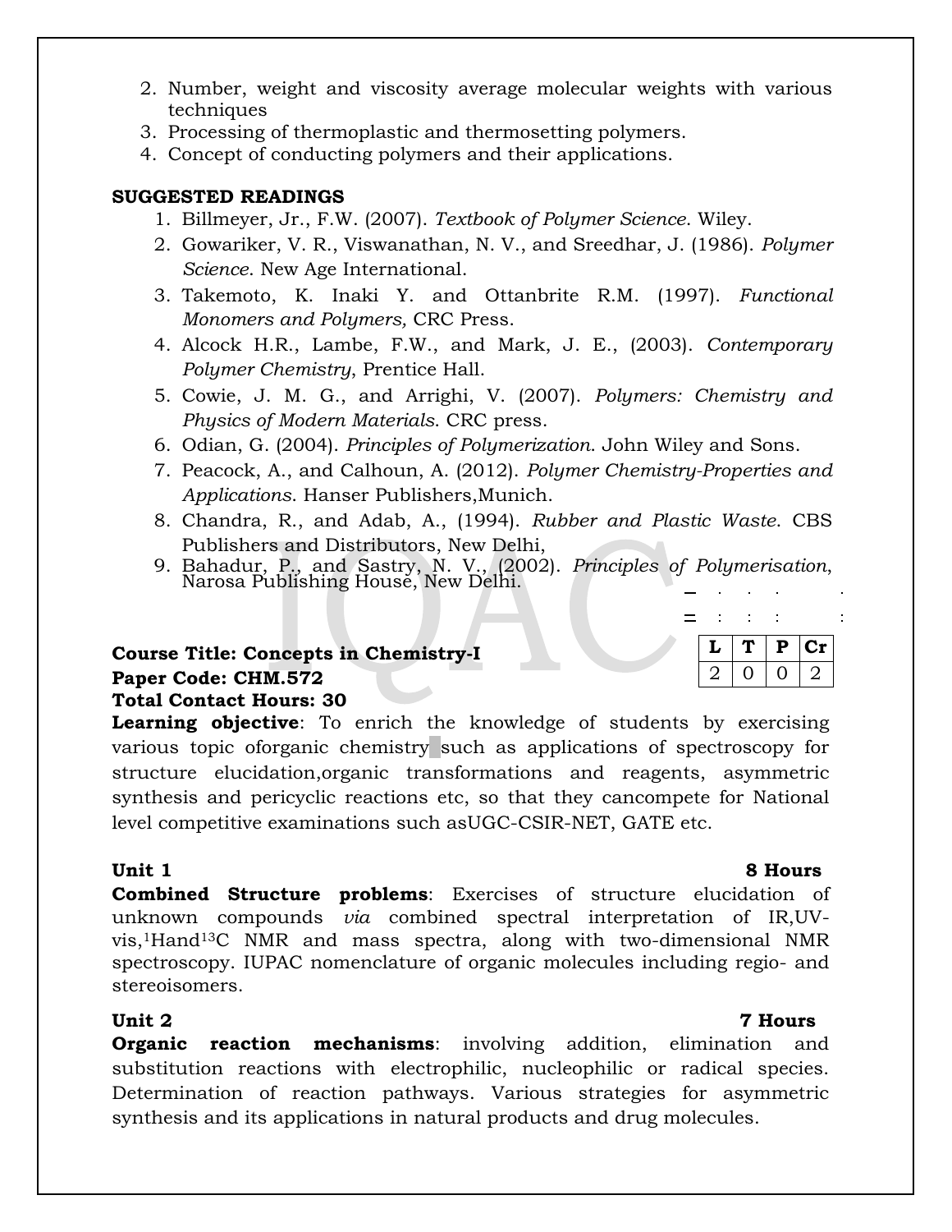2. Number, weight and viscosity average molecular weights with various techniques
3. Processing of thermoplastic and thermosetting polymers.
4. Concept of conducting polymers and their applications.

**SUGGESTED READINGS**

1. Billmeyer, Jr., F.W. (2007). *Textbook of Polymer Science*. Wiley.
2. Gowariker, V. R., Viswanathan, N. V., and Sreedhar, J. (1986). *Polymer Science*. New Age International.
3. Takemoto, K. Inaki Y. and Ottanbrite R.M. (1997). *Functional Monomers and Polymers,* CRC Press.
4. Alcock H.R., Lambe, F.W., and Mark, J. E., (2003). *Contemporary Polymer Chemistry*, Prentice Hall.
5. Cowie, J. M. G., and Arrighi, V. (2007). *Polymers: Chemistry and Physics of Modern Materials*. CRC press.
6. Odian, G. (2004). *Principles of Polymerization*. John Wiley and Sons.
7. Peacock, A., and Calhoun, A. (2012). *Polymer Chemistry-Properties and Applications*. Hanser Publishers,Munich.
8. Chandra, R., and Adab, A., (1994). *Rubber and Plastic Waste*. CBS Publishers and Distributors, New Delhi,
9. Bahadur, P., and Sastry, N. V., (2002). *Principles of Polymerisation*, Narosa Publishing House, New Delhi.

**Course Title: Concepts in Chemistry-I**
**Paper Code: CHM.572**
**Total Contact Hours: 30**

| L | T | P | Cr |
|---|---|---|---|
| 2 | 0 | 0 | 2 |

**Learning objective**: To enrich the knowledge of students by exercising various topic oforganic chemistry such as applications of spectroscopy for structure elucidation,organic transformations and reagents, asymmetric synthesis and pericyclic reactions etc, so that they cancompete for National level competitive examinations such asUGC-CSIR-NET, GATE etc.

**Unit 1** **8 Hours**

**Combined Structure problems**: Exercises of structure elucidation of unknown compounds *via* combined spectral interpretation of IR,UV-vis,$^{1}$Hand$^{13}$C NMR and mass spectra, along with two-dimensional NMR spectroscopy. IUPAC nomenclature of organic molecules including regio- and stereoisomers.

**Unit 2** **7 Hours**

**Organic reaction mechanisms**: involving addition, elimination and substitution reactions with electrophilic, nucleophilic or radical species. Determination of reaction pathways. Various strategies for asymmetric synthesis and its applications in natural products and drug molecules.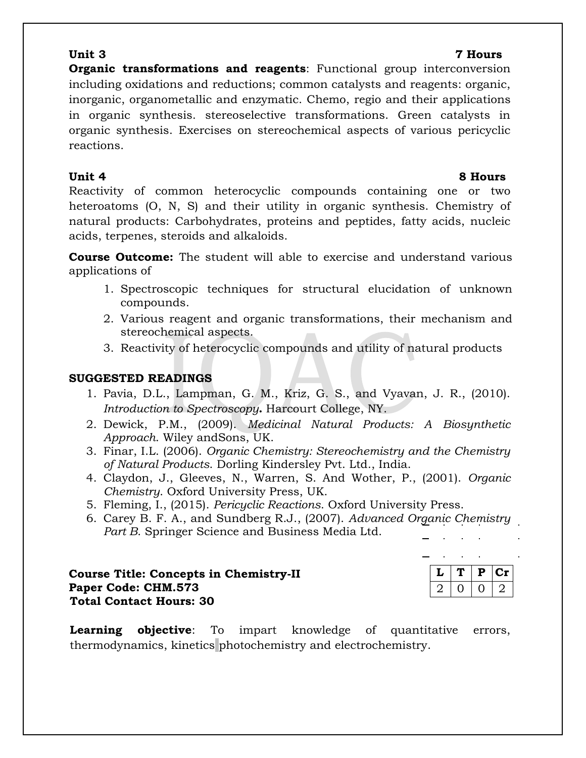**Unit 3** **7 Hours**

**Organic transformations and reagents**: Functional group interconversion including oxidations and reductions; common catalysts and reagents: organic, inorganic, organometallic and enzymatic. Chemo, regio and their applications in organic synthesis. stereoselective transformations. Green catalysts in organic synthesis. Exercises on stereochemical aspects of various pericyclic reactions.

**Unit 4** **8 Hours**

Reactivity of common heterocyclic compounds containing one or two heteroatoms (O, N, S) and their utility in organic synthesis. Chemistry of natural products: Carbohydrates, proteins and peptides, fatty acids, nucleic acids, terpenes, steroids and alkaloids.

**Course Outcome:** The student will able to exercise and understand various applications of

1. Spectroscopic techniques for structural elucidation of unknown compounds.
2. Various reagent and organic transformations, their mechanism and stereochemical aspects.
3. Reactivity of heterocyclic compounds and utility of natural products

**SUGGESTED READINGS**

1. Pavia, D.L., Lampman, G. M., Kriz, G. S., and Vyavan, J. R., (2010). *Introduction to Spectroscopy***.** Harcourt College, NY.
2. Dewick, P.M., (2009). *Medicinal Natural Products: A Biosynthetic Approach*. Wiley andSons, UK.
3. Finar, I.L. (2006). *Organic Chemistry: Stereochemistry and the Chemistry of Natural Products*. Dorling Kindersley Pvt. Ltd., India.
4. Claydon, J., Gleeves, N., Warren, S. And Wother, P., (2001). *Organic Chemistry*. Oxford University Press, UK.
5. Fleming, I., (2015). *Pericyclic Reactions*. Oxford University Press.
6. Carey B. F. A., and Sundberg R.J., (2007). *Advanced Organic Chemistry Part B*. Springer Science and Business Media Ltd.

**Course Title: Concepts in Chemistry-II**
**Paper Code: CHM.573**
**Total Contact Hours: 30**

| L | T | P | Cr |
|---|---|---|---|
| 2 | 0 | 0 | 2 |

**Learning objective**: To impart knowledge of quantitative errors, thermodynamics, kinetics photochemistry and electrochemistry.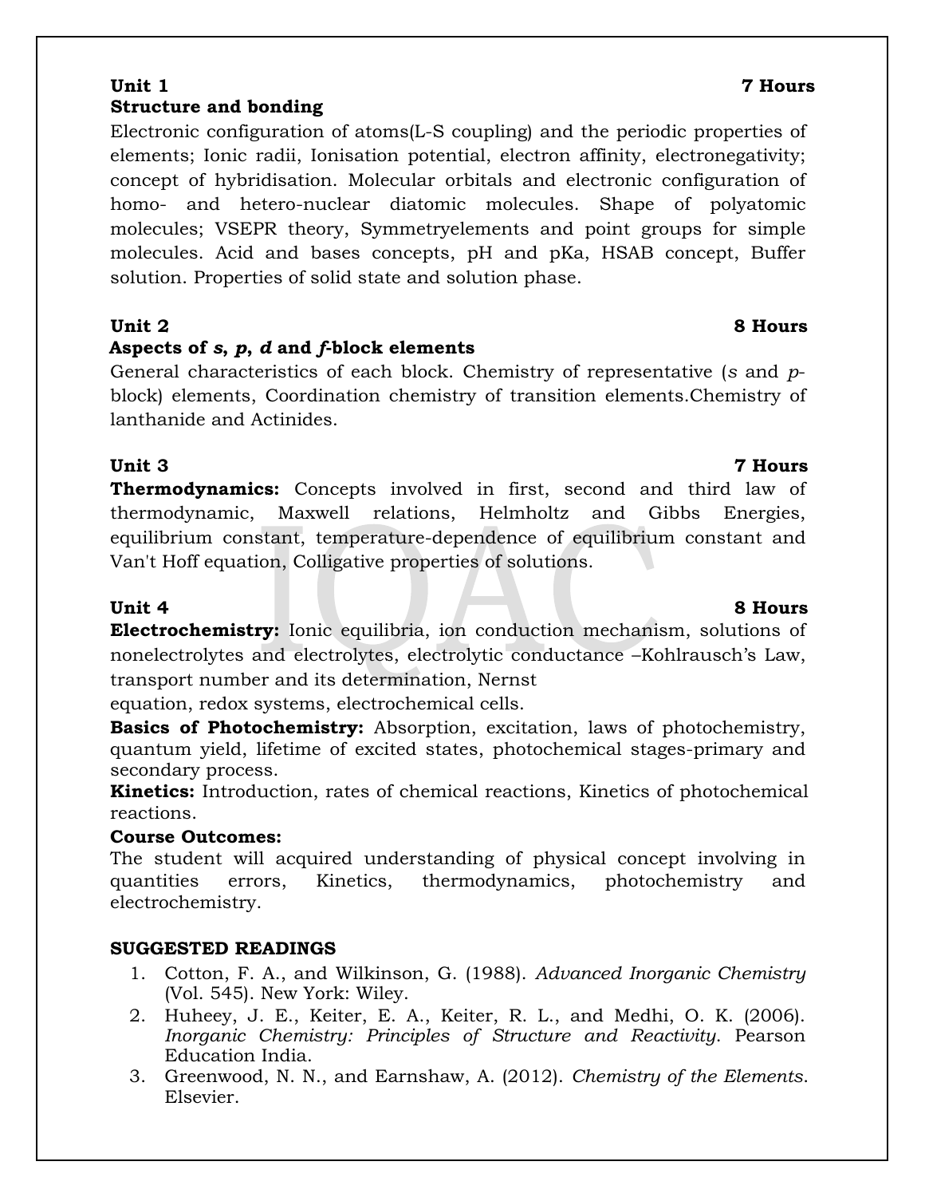**Unit 1** **7 Hours**

**Structure and bonding**

Electronic configuration of atoms(L-S coupling) and the periodic properties of elements; Ionic radii, Ionisation potential, electron affinity, electronegativity; concept of hybridisation. Molecular orbitals and electronic configuration of homo- and hetero-nuclear diatomic molecules. Shape of polyatomic molecules; VSEPR theory, Symmetryelements and point groups for simple molecules. Acid and bases concepts, pH and pKa, HSAB concept, Buffer solution. Properties of solid state and solution phase.

**Unit 2** **8 Hours**

**Aspects of *s*, *p*, *d* and *f*-block elements**

General characteristics of each block. Chemistry of representative (*s* and *p*-block) elements, Coordination chemistry of transition elements.Chemistry of lanthanide and Actinides.

**Unit 3** **7 Hours**

**Thermodynamics:** Concepts involved in first, second and third law of thermodynamic, Maxwell relations, Helmholtz and Gibbs Energies, equilibrium constant, temperature-dependence of equilibrium constant and Van't Hoff equation, Colligative properties of solutions.

**Unit 4** **8 Hours**

**Electrochemistry:** Ionic equilibria, ion conduction mechanism, solutions of nonelectrolytes and electrolytes, electrolytic conductance –Kohlrausch's Law, transport number and its determination, Nernst equation, redox systems, electrochemical cells.

**Basics of Photochemistry:** Absorption, excitation, laws of photochemistry, quantum yield, lifetime of excited states, photochemical stages-primary and secondary process.

**Kinetics:** Introduction, rates of chemical reactions, Kinetics of photochemical reactions.

**Course Outcomes:**

The student will acquired understanding of physical concept involving in quantities errors, Kinetics, thermodynamics, photochemistry and electrochemistry.

**SUGGESTED READINGS**

1. Cotton, F. A., and Wilkinson, G. (1988). *Advanced Inorganic Chemistry* (Vol. 545). New York: Wiley.
2. Huheey, J. E., Keiter, E. A., Keiter, R. L., and Medhi, O. K. (2006). *Inorganic Chemistry: Principles of Structure and Reactivity*. Pearson Education India.
3. Greenwood, N. N., and Earnshaw, A. (2012). *Chemistry of the Elements*. Elsevier.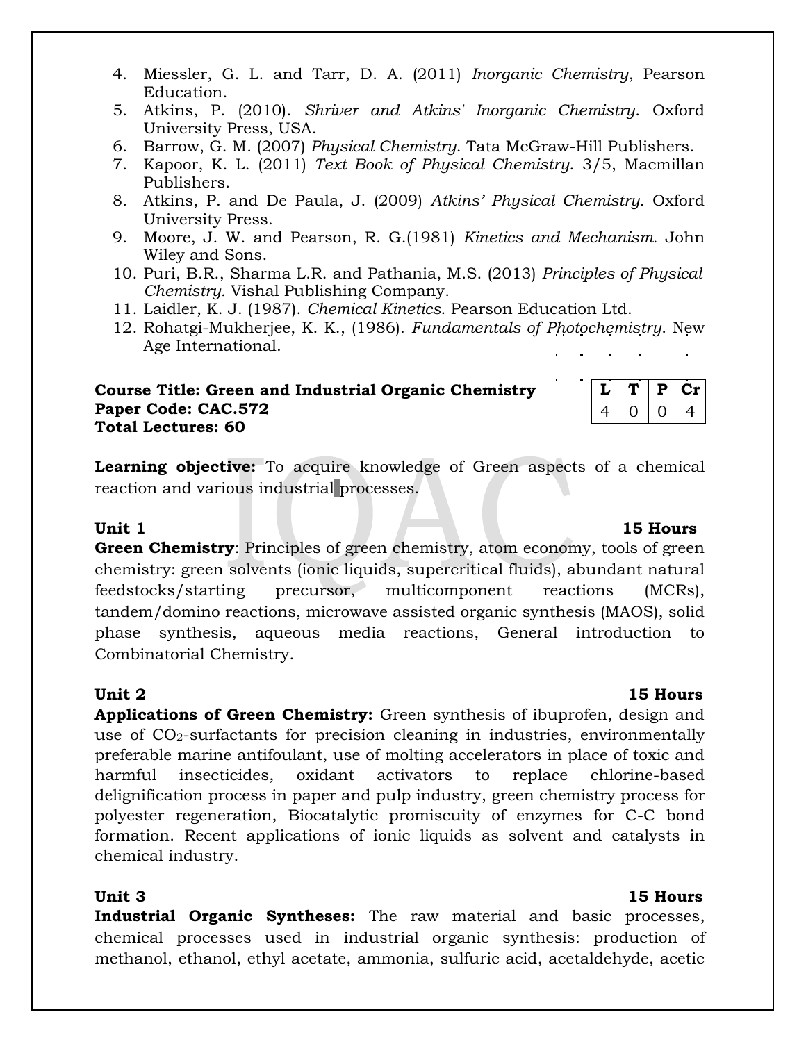4. Miessler, G. L. and Tarr, D. A. (2011) *Inorganic Chemistry*, Pearson Education.
5. Atkins, P. (2010). *Shriver and Atkins' Inorganic Chemistry*. Oxford University Press, USA.
6. Barrow, G. M. (2007) *Physical Chemistry*. Tata McGraw-Hill Publishers.
7. Kapoor, K. L. (2011) *Text Book of Physical Chemistry*. 3/5, Macmillan Publishers.
8. Atkins, P. and De Paula, J. (2009) *Atkins' Physical Chemistry*. Oxford University Press.
9. Moore, J. W. and Pearson, R. G.(1981) *Kinetics and Mechanism*. John Wiley and Sons.
10. Puri, B.R., Sharma L.R. and Pathania, M.S. (2013) *Principles of Physical Chemistry*. Vishal Publishing Company.
11. Laidler, K. J. (1987). *Chemical Kinetics*. Pearson Education Ltd.
12. Rohatgi-Mukherjee, K. K., (1986). *Fundamentals of Photochemistry*. New Age International.

**Course Title: Green and Industrial Organic Chemistry**
**Paper Code: CAC.572**
**Total Lectures: 60**

| L | T | P | Cr |
|---|---|---|---|
| 4 | 0 | 0 | 4 |

**Learning objective:** To acquire knowledge of Green aspects of a chemical reaction and various industrial processes.

**Unit 1** **15 Hours**

**Green Chemistry**: Principles of green chemistry, atom economy, tools of green chemistry: green solvents (ionic liquids, supercritical fluids), abundant natural feedstocks/starting precursor, multicomponent reactions (MCRs), tandem/domino reactions, microwave assisted organic synthesis (MAOS), solid phase synthesis, aqueous media reactions, General introduction to Combinatorial Chemistry.

**Unit 2** **15 Hours**

**Applications of Green Chemistry:** Green synthesis of ibuprofen, design and use of $CO_2$-surfactants for precision cleaning in industries, environmentally preferable marine antifoulant, use of molting accelerators in place of toxic and harmful insecticides, oxidant activators to replace chlorine-based delignification process in paper and pulp industry, green chemistry process for polyester regeneration, Biocatalytic promiscuity of enzymes for C-C bond formation. Recent applications of ionic liquids as solvent and catalysts in chemical industry.

**Unit 3** **15 Hours**

**Industrial Organic Syntheses:** The raw material and basic processes, chemical processes used in industrial organic synthesis: production of methanol, ethanol, ethyl acetate, ammonia, sulfuric acid, acetaldehyde, acetic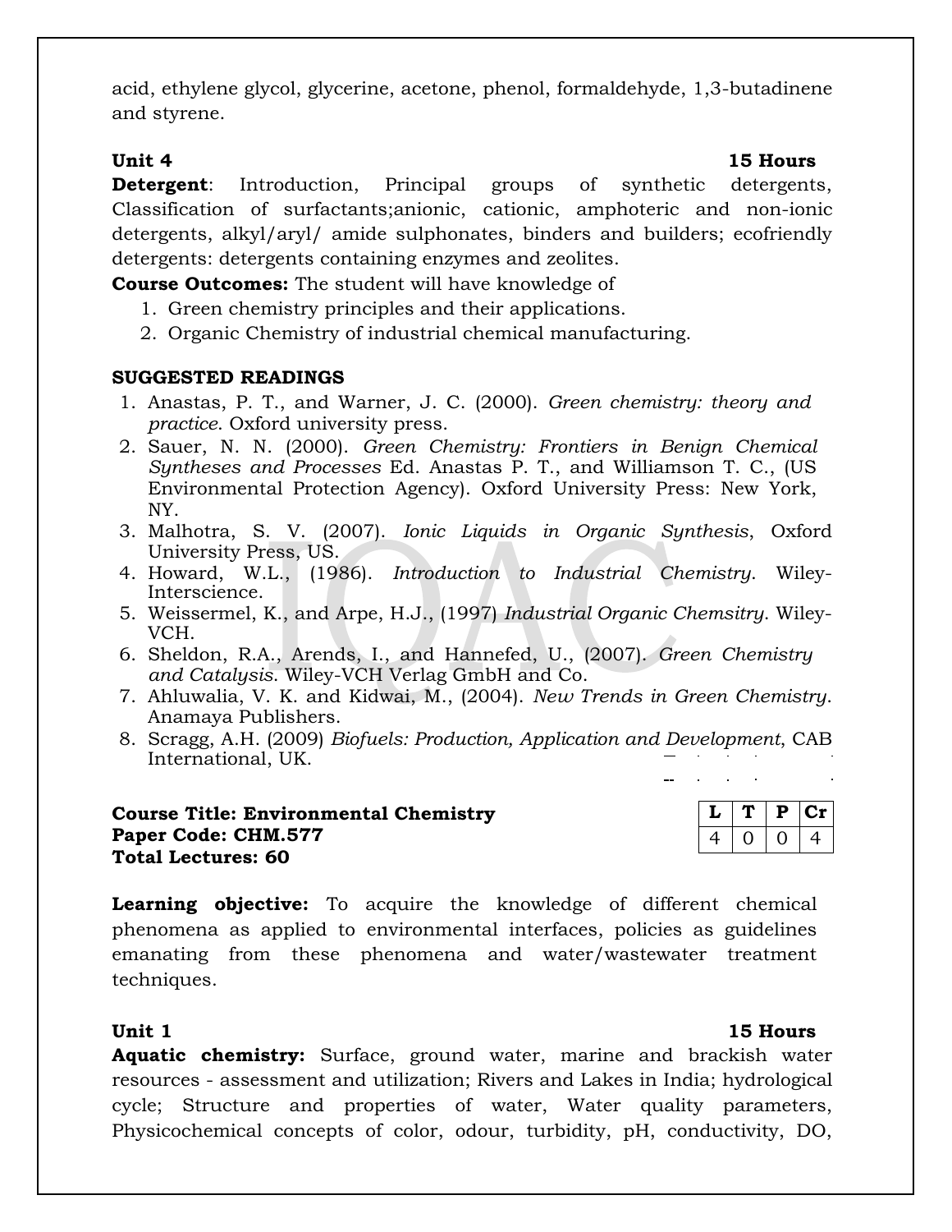acid, ethylene glycol, glycerine, acetone, phenol, formaldehyde, 1,3-butadinene and styrene.

**Unit 4 15 Hours**

**Detergent**: Introduction, Principal groups of synthetic detergents, Classification of surfactants;anionic, cationic, amphoteric and non-ionic detergents, alkyl/aryl/ amide sulphonates, binders and builders; ecofriendly detergents: detergents containing enzymes and zeolites.

**Course Outcomes:** The student will have knowledge of

1. Green chemistry principles and their applications.
2. Organic Chemistry of industrial chemical manufacturing.

**SUGGESTED READINGS**

1. Anastas, P. T., and Warner, J. C. (2000). *Green chemistry: theory and practice*. Oxford university press.
2. Sauer, N. N. (2000). *Green Chemistry: Frontiers in Benign Chemical Syntheses and Processes* Ed. Anastas P. T., and Williamson T. C., (US Environmental Protection Agency). Oxford University Press: New York, NY.
3. Malhotra, S. V. (2007). *Ionic Liquids in Organic Synthesis*, Oxford University Press, US.
4. Howard, W.L., (1986). *Introduction to Industrial Chemistry*. Wiley-Interscience.
5. Weissermel, K., and Arpe, H.J., (1997) *Industrial Organic Chemsitry*. Wiley-VCH.
6. Sheldon, R.A., Arends, I., and Hannefed, U., (2007). *Green Chemistry and Catalysis*. Wiley-VCH Verlag GmbH and Co.
7. Ahluwalia, V. K. and Kidwai, M., (2004). *New Trends in Green Chemistry*. Anamaya Publishers.
8. Scragg, A.H. (2009) *Biofuels: Production, Application and Development*, CAB International, UK.

**Course Title: Environmental Chemistry**
**Paper Code: CHM.577**
**Total Lectures: 60**

| L | T | P | Cr |
|---|---|---|---|
| 4 | 0 | 0 | 4 |

**Learning objective:** To acquire the knowledge of different chemical phenomena as applied to environmental interfaces, policies as guidelines emanating from these phenomena and water/wastewater treatment techniques.

**Unit 1 15 Hours**

**Aquatic chemistry:** Surface, ground water, marine and brackish water resources - assessment and utilization; Rivers and Lakes in India; hydrological cycle; Structure and properties of water, Water quality parameters, Physicochemical concepts of color, odour, turbidity, pH, conductivity, DO,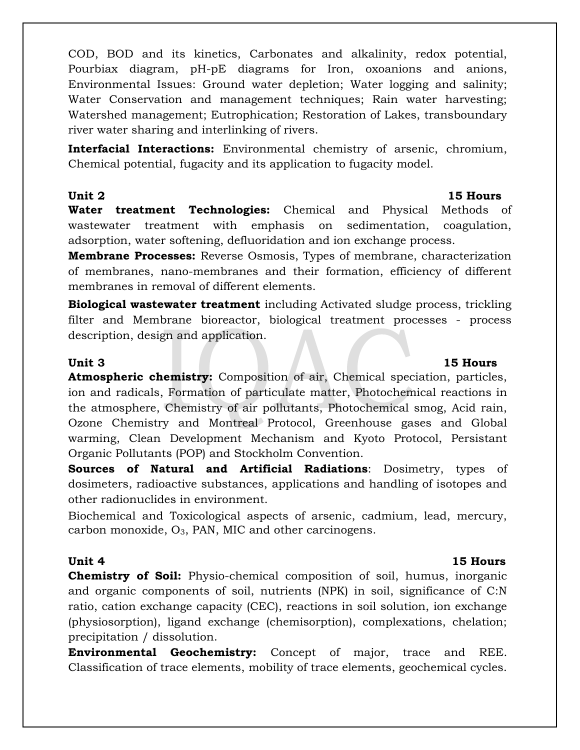COD, BOD and its kinetics, Carbonates and alkalinity, redox potential, Pourbiax diagram, pH-pE diagrams for Iron, oxoanions and anions, Environmental Issues: Ground water depletion; Water logging and salinity; Water Conservation and management techniques; Rain water harvesting; Watershed management; Eutrophication; Restoration of Lakes, transboundary river water sharing and interlinking of rivers.

**Interfacial Interactions:** Environmental chemistry of arsenic, chromium, Chemical potential, fugacity and its application to fugacity model.

**Unit 2** **15 Hours**

**Water treatment Technologies:** Chemical and Physical Methods of wastewater treatment with emphasis on sedimentation, coagulation, adsorption, water softening, defluoridation and ion exchange process.

**Membrane Processes:** Reverse Osmosis, Types of membrane, characterization of membranes, nano-membranes and their formation, efficiency of different membranes in removal of different elements.

**Biological wastewater treatment** including Activated sludge process, trickling filter and Membrane bioreactor, biological treatment processes - process description, design and application.

**Unit 3** **15 Hours**

**Atmospheric chemistry:** Composition of air, Chemical speciation, particles, ion and radicals, Formation of particulate matter, Photochemical reactions in the atmosphere, Chemistry of air pollutants, Photochemical smog, Acid rain, Ozone Chemistry and Montreal Protocol, Greenhouse gases and Global warming, Clean Development Mechanism and Kyoto Protocol, Persistant Organic Pollutants (POP) and Stockholm Convention.

**Sources of Natural and Artificial Radiations**: Dosimetry, types of dosimeters, radioactive substances, applications and handling of isotopes and other radionuclides in environment.

Biochemical and Toxicological aspects of arsenic, cadmium, lead, mercury, carbon monoxide, $O_3$, PAN, MIC and other carcinogens.

**Unit 4** **15 Hours**

**Chemistry of Soil:** Physio-chemical composition of soil, humus, inorganic and organic components of soil, nutrients (NPK) in soil, significance of C:N ratio, cation exchange capacity (CEC), reactions in soil solution, ion exchange (physiosorption), ligand exchange (chemisorption), complexations, chelation; precipitation / dissolution.

**Environmental Geochemistry:** Concept of major, trace and REE. Classification of trace elements, mobility of trace elements, geochemical cycles.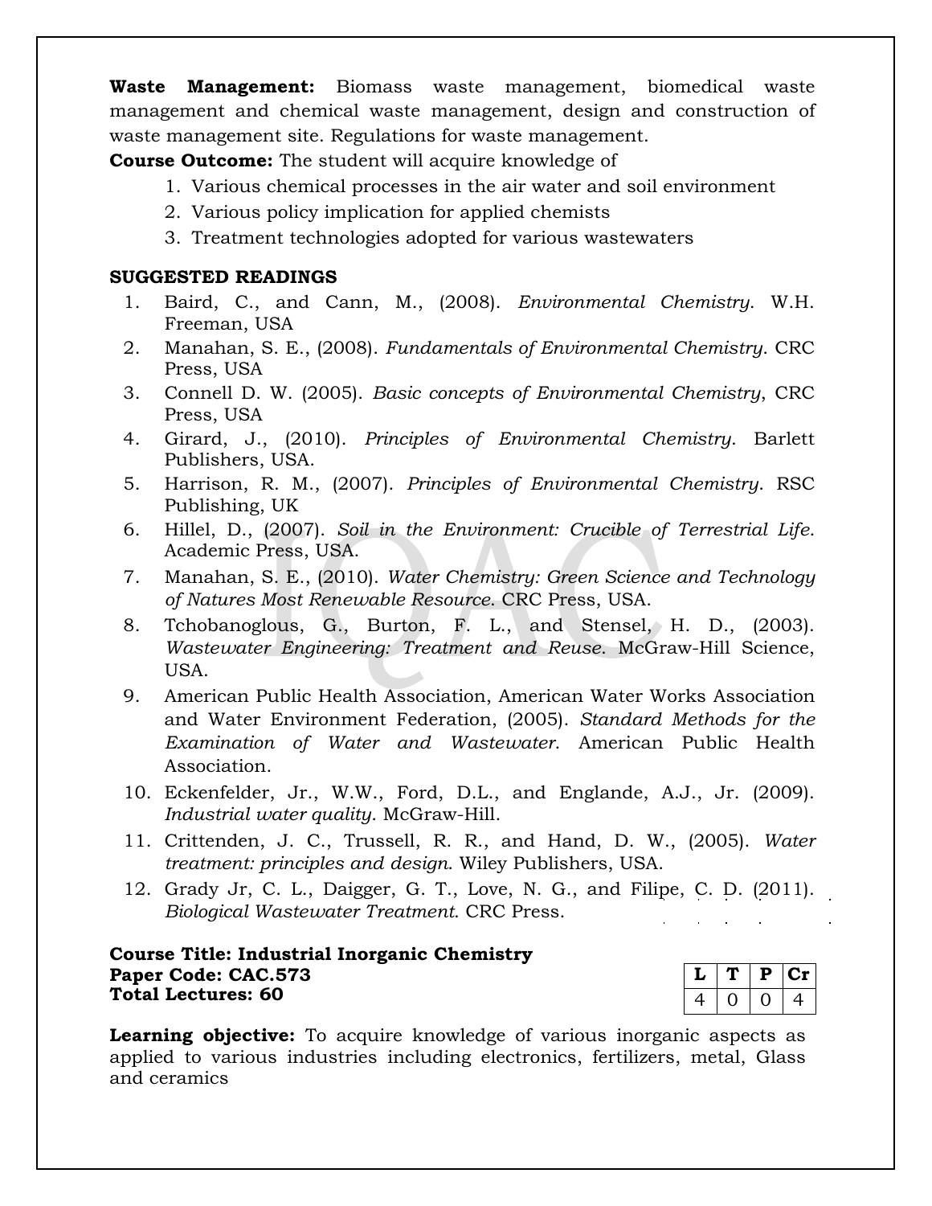**Waste Management:** Biomass waste management, biomedical waste management and chemical waste management, design and construction of waste management site. Regulations for waste management.

**Course Outcome:** The student will acquire knowledge of

1. Various chemical processes in the air water and soil environment
2. Various policy implication for applied chemists
3. Treatment technologies adopted for various wastewaters

**SUGGESTED READINGS**

1. Baird, C., and Cann, M., (2008). *Environmental Chemistry*. W.H. Freeman, USA
2. Manahan, S. E., (2008). *Fundamentals of Environmental Chemistry*. CRC Press, USA
3. Connell D. W. (2005). *Basic concepts of Environmental Chemistry*, CRC Press, USA
4. Girard, J., (2010). *Principles of Environmental Chemistry*. Barlett Publishers, USA.
5. Harrison, R. M., (2007). *Principles of Environmental Chemistry*. RSC Publishing, UK
6. Hillel, D., (2007). *Soil in the Environment: Crucible of Terrestrial Life*. Academic Press, USA.
7. Manahan, S. E., (2010). *Water Chemistry: Green Science and Technology of Natures Most Renewable Resource*. CRC Press, USA.
8. Tchobanoglous, G., Burton, F. L., and Stensel, H. D., (2003). *Wastewater Engineering: Treatment and Reuse*. McGraw-Hill Science, USA.
9. American Public Health Association, American Water Works Association and Water Environment Federation, (2005). *Standard Methods for the Examination of Water and Wastewater*. American Public Health Association.
10. Eckenfelder, Jr., W.W., Ford, D.L., and Englande, A.J., Jr. (2009). *Industrial water quality*. McGraw-Hill.
11. Crittenden, J. C., Trussell, R. R., and Hand, D. W., (2005). *Water treatment: principles and design*. Wiley Publishers, USA.
12. Grady Jr, C. L., Daigger, G. T., Love, N. G., and Filipe, C. D. (2011). *Biological Wastewater Treatment*. CRC Press.

**Course Title: Industrial Inorganic Chemistry**
**Paper Code: CAC.573**
**Total Lectures: 60**

| L | T | P | Cr |
|---|---|---|---|
| 4 | 0 | 0 | 4 |

**Learning objective:** To acquire knowledge of various inorganic aspects as applied to various industries including electronics, fertilizers, metal, Glass and ceramics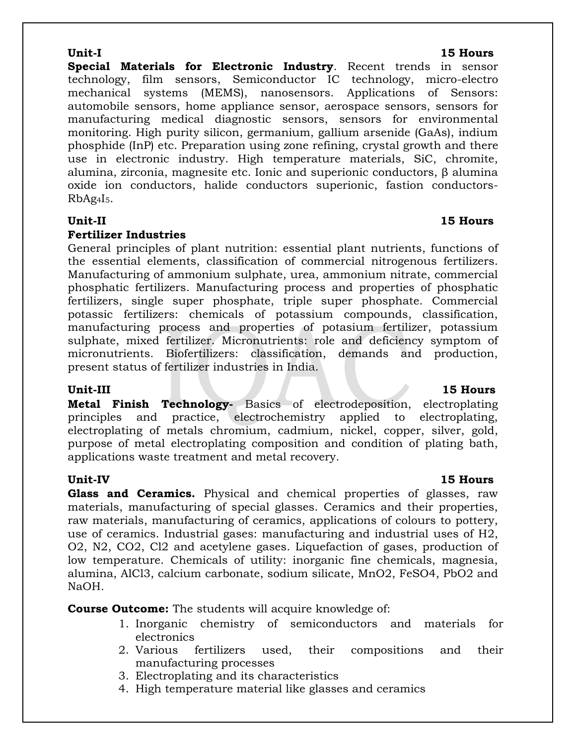**Unit-I** **15 Hours**

**Special Materials for Electronic Industry**. Recent trends in sensor technology, film sensors, Semiconductor IC technology, micro-electro mechanical systems (MEMS), nanosensors. Applications of Sensors: automobile sensors, home appliance sensor, aerospace sensors, sensors for manufacturing medical diagnostic sensors, sensors for environmental monitoring. High purity silicon, germanium, gallium arsenide (GaAs), indium phosphide (InP) etc. Preparation using zone refining, crystal growth and there use in electronic industry. High temperature materials, SiC, chromite, alumina, zirconia, magnesite etc. Ionic and superionic conductors, β alumina oxide ion conductors, halide conductors superionic, fastion conductors-$RbAg_4I_5$.

**Unit-II** **15 Hours**

**Fertilizer Industries**

General principles of plant nutrition: essential plant nutrients, functions of the essential elements, classification of commercial nitrogenous fertilizers. Manufacturing of ammonium sulphate, urea, ammonium nitrate, commercial phosphatic fertilizers. Manufacturing process and properties of phosphatic fertilizers, single super phosphate, triple super phosphate. Commercial potassic fertilizers: chemicals of potassium compounds, classification, manufacturing process and properties of potasium fertilizer, potassium sulphate, mixed fertilizer. Micronutrients: role and deficiency symptom of micronutrients. Biofertilizers: classification, demands and production, present status of fertilizer industries in India.

**Unit-III** **15 Hours**

**Metal Finish Technology-** Basics of electrodeposition, electroplating principles and practice, electrochemistry applied to electroplating, electroplating of metals chromium, cadmium, nickel, copper, silver, gold, purpose of metal electroplating composition and condition of plating bath, applications waste treatment and metal recovery.

**Unit-IV** **15 Hours**

**Glass and Ceramics.** Physical and chemical properties of glasses, raw materials, manufacturing of special glasses. Ceramics and their properties, raw materials, manufacturing of ceramics, applications of colours to pottery, use of ceramics. Industrial gases: manufacturing and industrial uses of $H_2$, $O_2$, $N_2$, $CO_2$, $Cl_2$ and acetylene gases. Liquefaction of gases, production of low temperature. Chemicals of utility: inorganic fine chemicals, magnesia, alumina, $AlCl_3$, calcium carbonate, sodium silicate, $MnO_2$, $FeSO_4$, $PbO_2$ and NaOH.

**Course Outcome:** The students will acquire knowledge of:

1. Inorganic chemistry of semiconductors and materials for electronics
2. Various fertilizers used, their compositions and their manufacturing processes
3. Electroplating and its characteristics
4. High temperature material like glasses and ceramics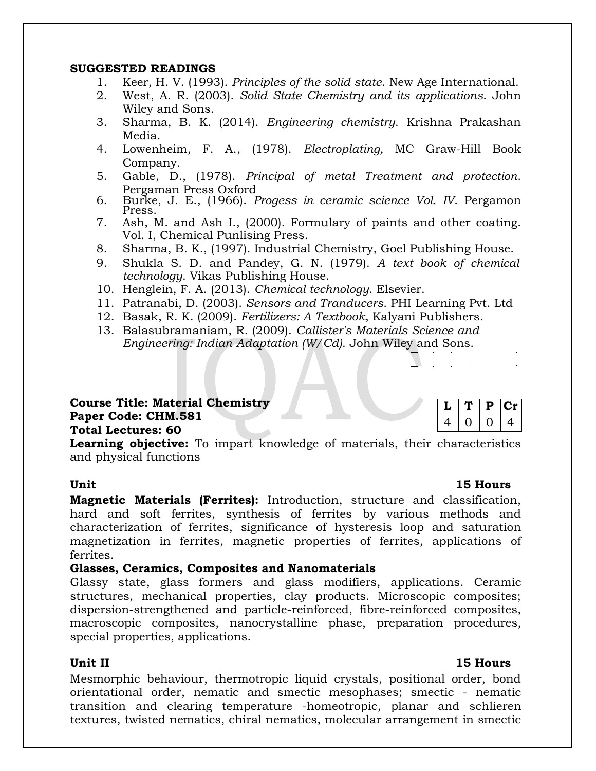**SUGGESTED READINGS**

1. Keer, H. V. (1993). *Principles of the solid state*. New Age International.
2. West, A. R. (2003). *Solid State Chemistry and its applications*. John Wiley and Sons.
3. Sharma, B. K. (2014). *Engineering chemistry*. Krishna Prakashan Media.
4. Lowenheim, F. A., (1978). *Electroplating,* MC Graw-Hill Book Company.
5. Gable, D., (1978). *Principal of metal Treatment and protection*. Pergaman Press Oxford
6. Burke, J. E., (1966). *Progess in ceramic science Vol. IV*. Pergamon Press.
7. Ash, M. and Ash I., (2000). Formulary of paints and other coating. Vol. I, Chemical Punlising Press.
8. Sharma, B. K., (1997). Industrial Chemistry, Goel Publishing House.
9. Shukla S. D. and Pandey, G. N. (1979). *A text book of chemical technology*. Vikas Publishing House.
10. Henglein, F. A. (2013). *Chemical technology*. Elsevier.
11. Patranabi, D. (2003). *Sensors and Tranducers*. PHI Learning Pvt. Ltd
12. Basak, R. K. (2009). *Fertilizers: A Textbook*, Kalyani Publishers.
13. Balasubramaniam, R. (2009). *Callister's Materials Science and Engineering: Indian Adaptation (W/Cd)*. John Wiley and Sons.

**Course Title: Material Chemistry**
**Paper Code: CHM.581**
**Total Lectures: 60**

| L | T | P | Cr |
|---|---|---|---|
| 4 | 0 | 0 | 4 |

**Learning objective:** To impart knowledge of materials, their characteristics and physical functions

**Unit** **15 Hours**

**Magnetic Materials (Ferrites):** Introduction, structure and classification, hard and soft ferrites, synthesis of ferrites by various methods and characterization of ferrites, significance of hysteresis loop and saturation magnetization in ferrites, magnetic properties of ferrites, applications of ferrites.

**Glasses, Ceramics, Composites and Nanomaterials**

Glassy state, glass formers and glass modifiers, applications. Ceramic structures, mechanical properties, clay products. Microscopic composites; dispersion-strengthened and particle-reinforced, fibre-reinforced composites, macroscopic composites, nanocrystalline phase, preparation procedures, special properties, applications.

**Unit II** **15 Hours**

Mesmorphic behaviour, thermotropic liquid crystals, positional order, bond orientational order, nematic and smectic mesophases; smectic - nematic transition and clearing temperature -homeotropic, planar and schlieren textures, twisted nematics, chiral nematics, molecular arrangement in smectic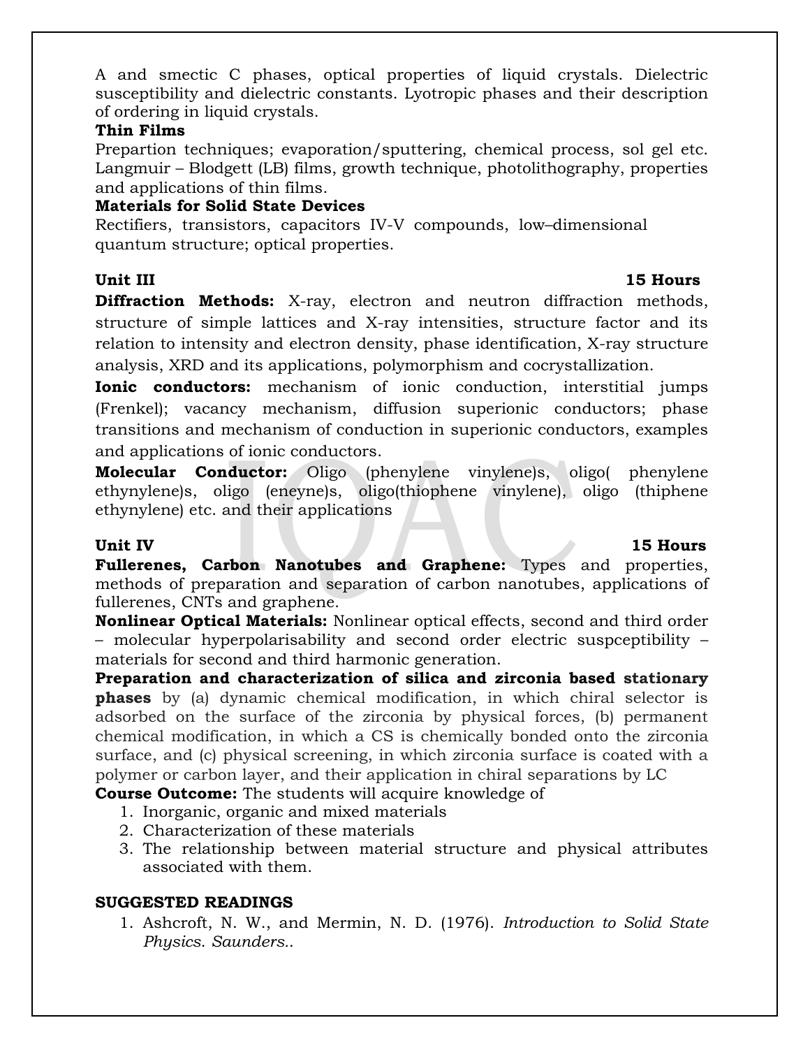A and smectic C phases, optical properties of liquid crystals. Dielectric susceptibility and dielectric constants. Lyotropic phases and their description of ordering in liquid crystals.

**Thin Films**

Prepartion techniques; evaporation/sputtering, chemical process, sol gel etc. Langmuir – Blodgett (LB) films, growth technique, photolithography, properties and applications of thin films.

**Materials for Solid State Devices**

Rectifiers, transistors, capacitors IV-V compounds, low–dimensional quantum structure; optical properties.

**Unit III** **15 Hours**

**Diffraction Methods:** X-ray, electron and neutron diffraction methods, structure of simple lattices and X-ray intensities, structure factor and its relation to intensity and electron density, phase identification, X-ray structure analysis, XRD and its applications, polymorphism and cocrystallization.

**Ionic conductors:** mechanism of ionic conduction, interstitial jumps (Frenkel); vacancy mechanism, diffusion superionic conductors; phase transitions and mechanism of conduction in superionic conductors, examples and applications of ionic conductors.

**Molecular Conductor:** Oligo (phenylene vinylene)s, oligo( phenylene ethynylene)s, oligo (eneyne)s, oligo(thiophene vinylene), oligo (thiphene ethynylene) etc. and their applications

**Unit IV** **15 Hours**

**Fullerenes, Carbon Nanotubes and Graphene:** Types and properties, methods of preparation and separation of carbon nanotubes, applications of fullerenes, CNTs and graphene.

**Nonlinear Optical Materials:** Nonlinear optical effects, second and third order – molecular hyperpolarisability and second order electric suspceptibility – materials for second and third harmonic generation.

**Preparation and characterization of silica and zirconia based stationary phases** by (a) dynamic chemical modification, in which chiral selector is adsorbed on the surface of the zirconia by physical forces, (b) permanent chemical modification, in which a CS is chemically bonded onto the zirconia surface, and (c) physical screening, in which zirconia surface is coated with a polymer or carbon layer, and their application in chiral separations by LC

**Course Outcome:** The students will acquire knowledge of

1. Inorganic, organic and mixed materials
2. Characterization of these materials
3. The relationship between material structure and physical attributes associated with them.

**SUGGESTED READINGS**

1. Ashcroft, N. W., and Mermin, N. D. (1976). *Introduction to Solid State Physics. Saunders..*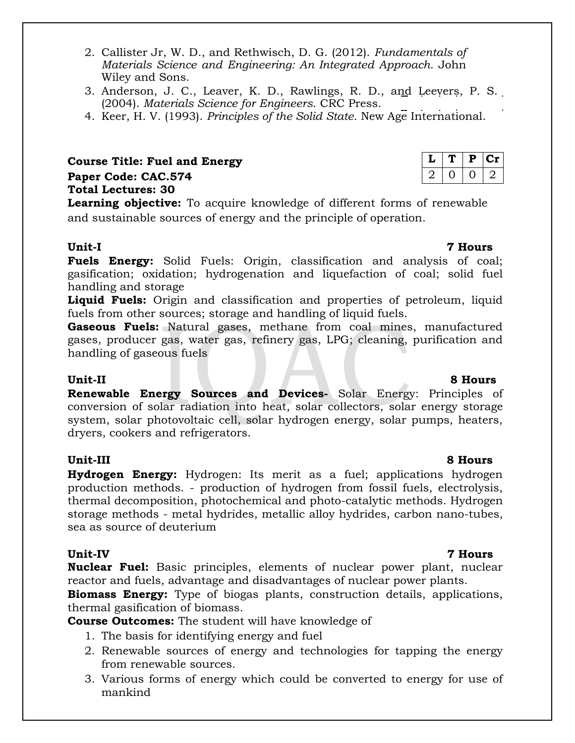2. Callister Jr, W. D., and Rethwisch, D. G. (2012). *Fundamentals of Materials Science and Engineering: An Integrated Approach.* John Wiley and Sons.
3. Anderson, J. C., Leaver, K. D., Rawlings, R. D., and Leevers, P. S. (2004). *Materials Science for Engineers*. CRC Press.
4. Keer, H. V. (1993). *Principles of the Solid State*. New Age International.

**Course Title: Fuel and Energy**
**Paper Code: CAC.574**
**Total Lectures: 30**

| L | T | P | Cr |
|---|---|---|---|
| 2 | 0 | 0 | 2 |

**Learning objective:** To acquire knowledge of different forms of renewable and sustainable sources of energy and the principle of operation.

**Unit-I** **7 Hours**

**Fuels Energy:** Solid Fuels: Origin, classification and analysis of coal; gasification; oxidation; hydrogenation and liquefaction of coal; solid fuel handling and storage

**Liquid Fuels:** Origin and classification and properties of petroleum, liquid fuels from other sources; storage and handling of liquid fuels.

**Gaseous Fuels:** Natural gases, methane from coal mines, manufactured gases, producer gas, water gas, refinery gas, LPG; cleaning, purification and handling of gaseous fuels

**Unit-II** **8 Hours**

**Renewable Energy Sources and Devices-** Solar Energy: Principles of conversion of solar radiation into heat, solar collectors, solar energy storage system, solar photovoltaic cell, solar hydrogen energy, solar pumps, heaters, dryers, cookers and refrigerators.

**Unit-III** **8 Hours**

**Hydrogen Energy:** Hydrogen: Its merit as a fuel; applications hydrogen production methods. - production of hydrogen from fossil fuels, electrolysis, thermal decomposition, photochemical and photo-catalytic methods. Hydrogen storage methods - metal hydrides, metallic alloy hydrides, carbon nano-tubes, sea as source of deuterium

**Unit-IV** **7 Hours**

**Nuclear Fuel:** Basic principles, elements of nuclear power plant, nuclear reactor and fuels, advantage and disadvantages of nuclear power plants.

**Biomass Energy:** Type of biogas plants, construction details, applications, thermal gasification of biomass.

**Course Outcomes:** The student will have knowledge of

1. The basis for identifying energy and fuel
2. Renewable sources of energy and technologies for tapping the energy from renewable sources.
3. Various forms of energy which could be converted to energy for use of mankind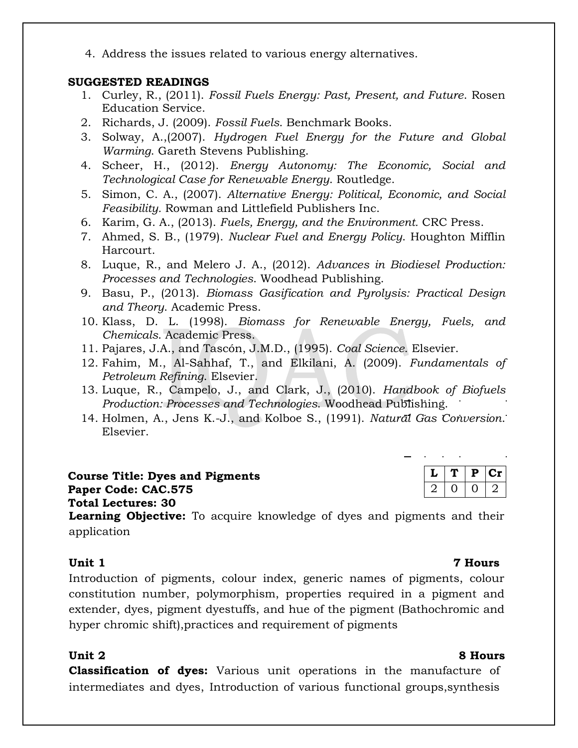4. Address the issues related to various energy alternatives.

**SUGGESTED READINGS**

1. Curley, R., (2011). *Fossil Fuels Energy: Past, Present, and Future*. Rosen Education Service.
2. Richards, J. (2009). *Fossil Fuels*. Benchmark Books.
3. Solway, A.,(2007). *Hydrogen Fuel Energy for the Future and Global Warming*. Gareth Stevens Publishing.
4. Scheer, H., (2012). *Energy Autonomy: The Economic, Social and Technological Case for Renewable Energy*. Routledge.
5. Simon, C. A., (2007). *Alternative Energy: Political, Economic, and Social Feasibility*. Rowman and Littlefield Publishers Inc.
6. Karim, G. A., (2013). *Fuels, Energy, and the Environment.* CRC Press.
7. Ahmed, S. B., (1979). *Nuclear Fuel and Energy Policy*. Houghton Mifflin Harcourt.
8. Luque, R., and Melero J. A., (2012). *Advances in Biodiesel Production: Processes and Technologies*. Woodhead Publishing.
9. Basu, P., (2013). *Biomass Gasification and Pyrolysis: Practical Design and Theory*. Academic Press.
10. Klass, D. L. (1998). *Biomass for Renewable Energy, Fuels, and Chemicals*. Academic Press.
11. Pajares, J.A., and Tascón, J.M.D., (1995). *Coal Science.* Elsevier.
12. Fahim, M., Al-Sahhaf, T., and Elkilani, A. (2009). *Fundamentals of Petroleum Refining*. Elsevier.
13. Luque, R., Campelo, J., and Clark, J., (2010). *Handbook of Biofuels Production: Processes and Technologies*. Woodhead Publishing.
14. Holmen, A., Jens K.-J., and Kolboe S., (1991). *Natural Gas Conversion*. Elsevier.

**Course Title: Dyes and Pigments**
**Paper Code: CAC.575**
**Total Lectures: 30**

| L | T | P | Cr |
|---|---|---|---|
| 2 | 0 | 0 | 2 |

**Learning Objective:** To acquire knowledge of dyes and pigments and their application

**Unit 1** **7 Hours**

Introduction of pigments, colour index, generic names of pigments, colour constitution number, polymorphism, properties required in a pigment and extender, dyes, pigment dyestuffs, and hue of the pigment (Bathochromic and hyper chromic shift),practices and requirement of pigments

**Unit 2** **8 Hours**

**Classification of dyes:** Various unit operations in the manufacture of intermediates and dyes, Introduction of various functional groups,synthesis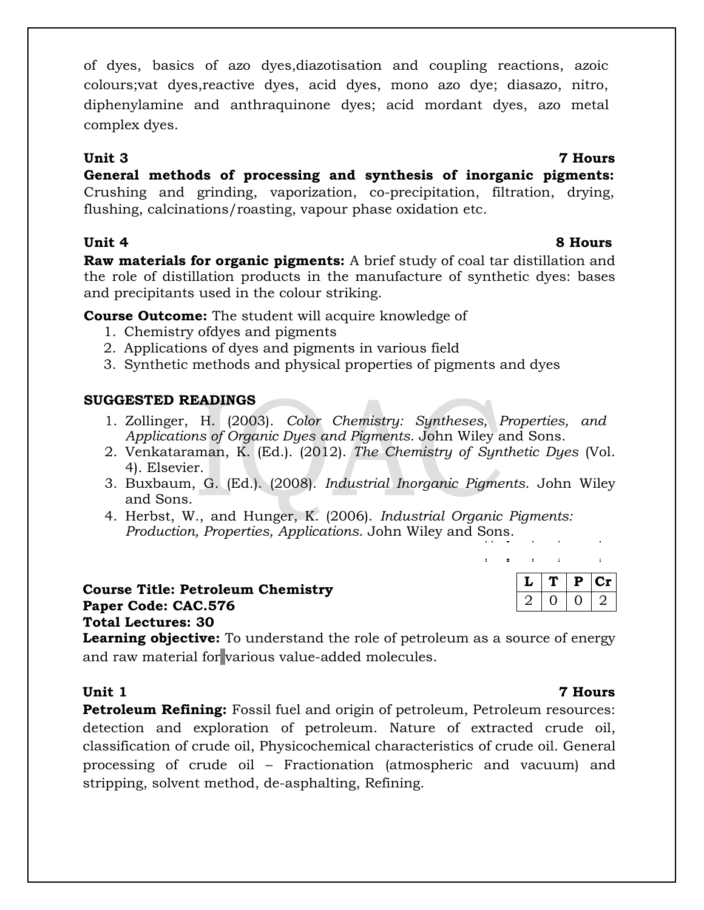of dyes, basics of azo dyes,diazotisation and coupling reactions, azoic colours;vat dyes,reactive dyes, acid dyes, mono azo dye; diasazo, nitro, diphenylamine and anthraquinone dyes; acid mordant dyes, azo metal complex dyes.

**Unit 3** **7 Hours**

**General methods of processing and synthesis of inorganic pigments:** Crushing and grinding, vaporization, co-precipitation, filtration, drying, flushing, calcinations/roasting, vapour phase oxidation etc.

**Unit 4** **8 Hours**

**Raw materials for organic pigments:** A brief study of coal tar distillation and the role of distillation products in the manufacture of synthetic dyes: bases and precipitants used in the colour striking.

**Course Outcome:** The student will acquire knowledge of

1. Chemistry ofdyes and pigments
2. Applications of dyes and pigments in various field
3. Synthetic methods and physical properties of pigments and dyes

**SUGGESTED READINGS**

1. Zollinger, H. (2003). *Color Chemistry: Syntheses, Properties, and Applications of Organic Dyes and Pigments*. John Wiley and Sons.
2. Venkataraman, K. (Ed.). (2012). *The Chemistry of Synthetic Dyes* (Vol. 4). Elsevier.
3. Buxbaum, G. (Ed.). (2008). *Industrial Inorganic Pigments*. John Wiley and Sons.
4. Herbst, W., and Hunger, K. (2006). *Industrial Organic Pigments: Production, Properties, Applications*. John Wiley and Sons.

**Course Title: Petroleum Chemistry**
**Paper Code: CAC.576**
**Total Lectures: 30**

| L | T | P | Cr |
|---|---|---|---|
| 2 | 0 | 0 | 2 |

**Learning objective:** To understand the role of petroleum as a source of energy and raw material for various value-added molecules.

**Unit 1** **7 Hours**

**Petroleum Refining:** Fossil fuel and origin of petroleum, Petroleum resources: detection and exploration of petroleum. Nature of extracted crude oil, classification of crude oil, Physicochemical characteristics of crude oil. General processing of crude oil – Fractionation (atmospheric and vacuum) and stripping, solvent method, de-asphalting, Refining.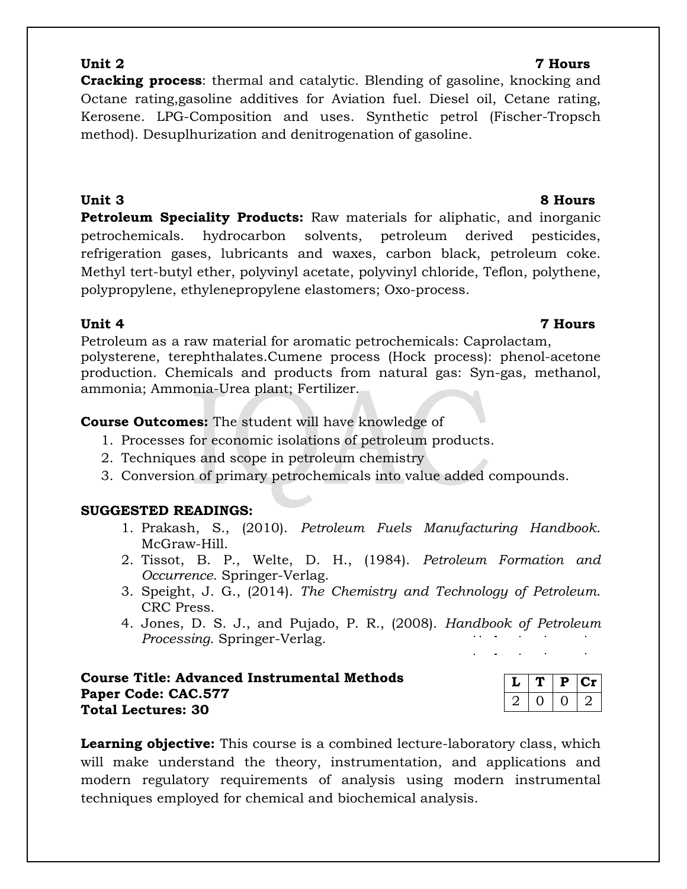**Unit 2** **7 Hours**

**Cracking process**: thermal and catalytic. Blending of gasoline, knocking and Octane rating,gasoline additives for Aviation fuel. Diesel oil, Cetane rating, Kerosene. LPG-Composition and uses. Synthetic petrol (Fischer-Tropsch method). Desuplhurization and denitrogenation of gasoline.

**Unit 3** **8 Hours**

**Petroleum Speciality Products:** Raw materials for aliphatic, and inorganic petrochemicals. hydrocarbon solvents, petroleum derived pesticides, refrigeration gases, lubricants and waxes, carbon black, petroleum coke. Methyl tert-butyl ether, polyvinyl acetate, polyvinyl chloride, Teflon, polythene, polypropylene, ethylenepropylene elastomers; Oxo-process.

**Unit 4** **7 Hours**

Petroleum as a raw material for aromatic petrochemicals: Caprolactam, polysterene, terephthalates.Cumene process (Hock process): phenol-acetone production. Chemicals and products from natural gas: Syn-gas, methanol, ammonia; Ammonia-Urea plant; Fertilizer.

**Course Outcomes:** The student will have knowledge of

1. Processes for economic isolations of petroleum products.
2. Techniques and scope in petroleum chemistry
3. Conversion of primary petrochemicals into value added compounds.

**SUGGESTED READINGS:**

1. Prakash, S., (2010). *Petroleum Fuels Manufacturing Handbook*. McGraw-Hill.
2. Tissot, B. P., Welte, D. H., (1984). *Petroleum Formation and Occurrence*. Springer-Verlag.
3. Speight, J. G., (2014). *The Chemistry and Technology of Petroleum*. CRC Press.
4. Jones, D. S. J., and Pujado, P. R., (2008). *Handbook of Petroleum Processing*. Springer-Verlag.

**Course Title: Advanced Instrumental Methods**
**Paper Code: CAC.577**
**Total Lectures: 30**

| L | T | P | Cr |
|---|---|---|---|
| 2 | 0 | 0 | 2 |

**Learning objective:** This course is a combined lecture-laboratory class, which will make understand the theory, instrumentation, and applications and modern regulatory requirements of analysis using modern instrumental techniques employed for chemical and biochemical analysis.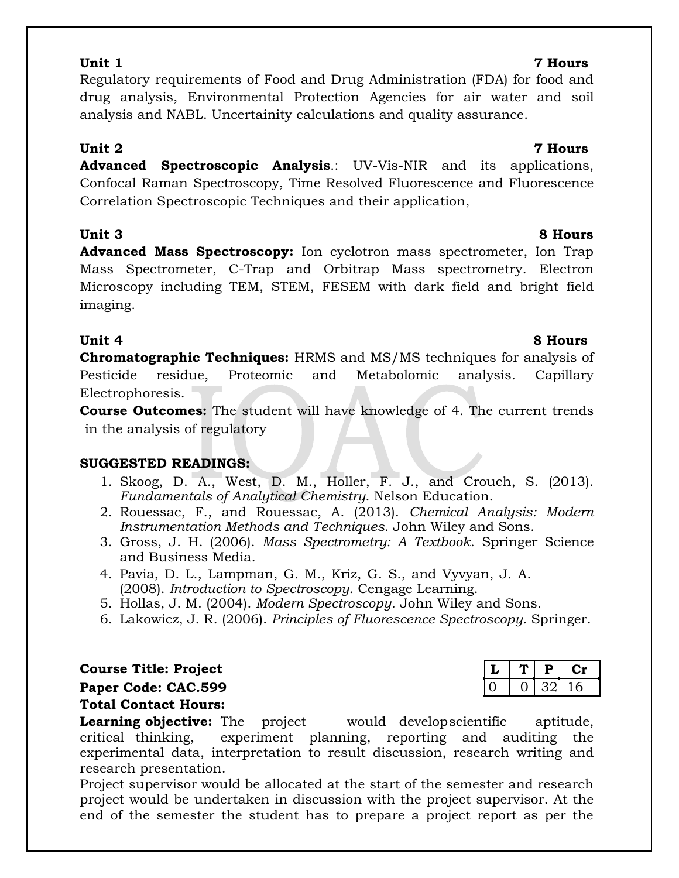**Unit 1** **7 Hours**

Regulatory requirements of Food and Drug Administration (FDA) for food and drug analysis, Environmental Protection Agencies for air water and soil analysis and NABL. Uncertainity calculations and quality assurance.

**Unit 2** **7 Hours**

**Advanced Spectroscopic Analysis**.: UV-Vis-NIR and its applications, Confocal Raman Spectroscopy, Time Resolved Fluorescence and Fluorescence Correlation Spectroscopic Techniques and their application,

**Unit 3** **8 Hours**

**Advanced Mass Spectroscopy:** Ion cyclotron mass spectrometer, Ion Trap Mass Spectrometer, C-Trap and Orbitrap Mass spectrometry. Electron Microscopy including TEM, STEM, FESEM with dark field and bright field imaging.

**Unit 4** **8 Hours**

**Chromatographic Techniques:** HRMS and MS/MS techniques for analysis of Pesticide residue, Proteomic and Metabolomic analysis. Capillary Electrophoresis.

**Course Outcomes:** The student will have knowledge of 4. The current trends in the analysis of regulatory

**SUGGESTED READINGS:**

1. Skoog, D. A., West, D. M., Holler, F. J., and Crouch, S. (2013). *Fundamentals of Analytical Chemistry*. Nelson Education.
2. Rouessac, F., and Rouessac, A. (2013). *Chemical Analysis: Modern Instrumentation Methods and Techniques*. John Wiley and Sons.
3. Gross, J. H. (2006). *Mass Spectrometry: A Textbook*. Springer Science and Business Media.
4. Pavia, D. L., Lampman, G. M., Kriz, G. S., and Vyvyan, J. A. (2008). *Introduction to Spectroscopy*. Cengage Learning.
5. Hollas, J. M. (2004). *Modern Spectroscopy*. John Wiley and Sons.
6. Lakowicz, J. R. (2006). *Principles of Fluorescence Spectroscopy*. Springer.

**Course Title: Project**
**Paper Code: CAC.599**
**Total Contact Hours:**

| L | T | P | Cr |
|---|---|---|---|
| 0 | 0 | 32 | 16 |

**Learning objective:** The project would develop scientific aptitude, critical thinking, experiment planning, reporting and auditing the experimental data, interpretation to result discussion, research writing and research presentation.

Project supervisor would be allocated at the start of the semester and research project would be undertaken in discussion with the project supervisor. At the end of the semester the student has to prepare a project report as per the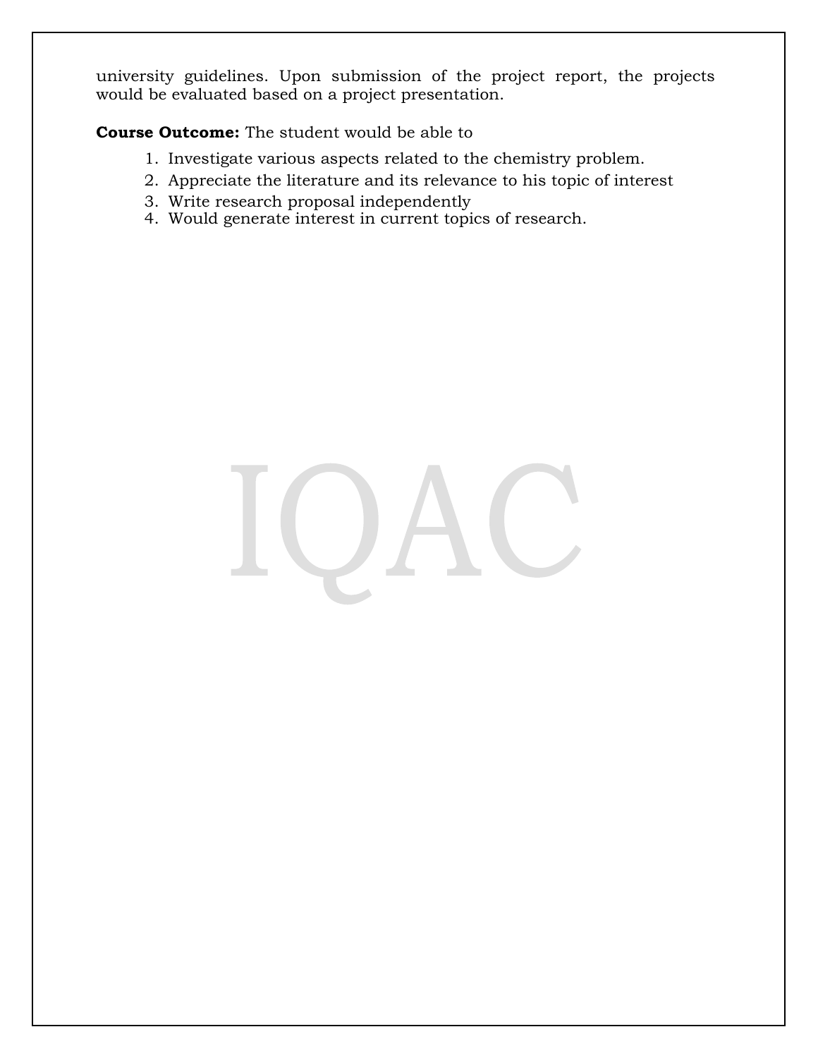university guidelines. Upon submission of the project report, the projects would be evaluated based on a project presentation.

**Course Outcome:** The student would be able to

1. Investigate various aspects related to the chemistry problem.
2. Appreciate the literature and its relevance to his topic of interest
3. Write research proposal independently
4. Would generate interest in current topics of research.